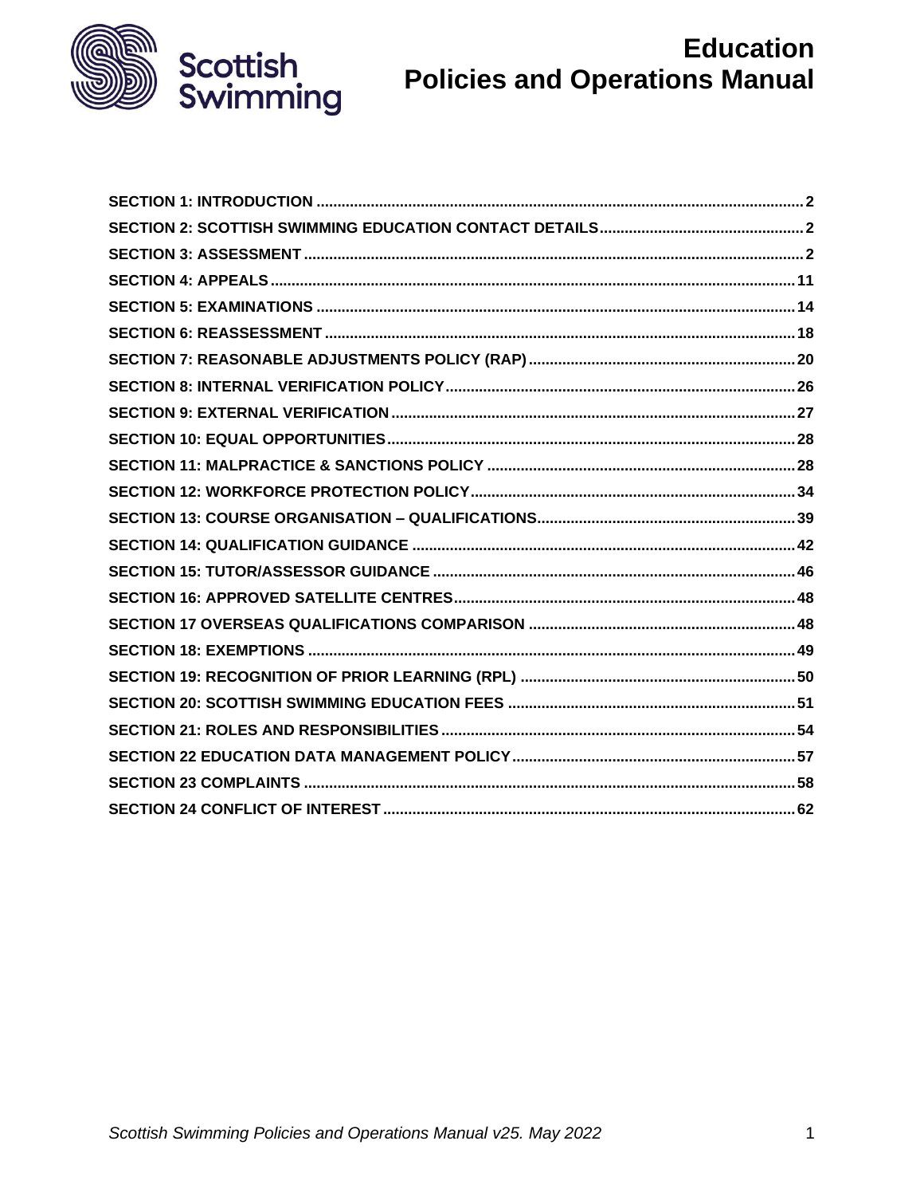# Education Policies and Operations Manual

Scottish Swimming

| | |
|---|---|
| **SECTION 1: INTRODUCTION** | **2** |
| **SECTION 2: SCOTTISH SWIMMING EDUCATION CONTACT DETAILS** | **2** |
| **SECTION 3: ASSESSMENT** | **2** |
| **SECTION 4: APPEALS** | **11** |
| **SECTION 5: EXAMINATIONS** | **14** |
| **SECTION 6: REASSESSMENT** | **18** |
| **SECTION 7: REASONABLE ADJUSTMENTS POLICY (RAP)** | **20** |
| **SECTION 8: INTERNAL VERIFICATION POLICY** | **26** |
| **SECTION 9: EXTERNAL VERIFICATION** | **27** |
| **SECTION 10: EQUAL OPPORTUNITIES** | **28** |
| **SECTION 11: MALPRACTICE & SANCTIONS POLICY** | **28** |
| **SECTION 12: WORKFORCE PROTECTION POLICY** | **34** |
| **SECTION 13: COURSE ORGANISATION – QUALIFICATIONS** | **39** |
| **SECTION 14: QUALIFICATION GUIDANCE** | **42** |
| **SECTION 15: TUTOR/ASSESSOR GUIDANCE** | **46** |
| **SECTION 16: APPROVED SATELLITE CENTRES** | **48** |
| **SECTION 17 OVERSEAS QUALIFICATIONS COMPARISON** | **48** |
| **SECTION 18: EXEMPTIONS** | **49** |
| **SECTION 19: RECOGNITION OF PRIOR LEARNING (RPL)** | **50** |
| **SECTION 20: SCOTTISH SWIMMING EDUCATION FEES** | **51** |
| **SECTION 21: ROLES AND RESPONSIBILITIES** | **54** |
| **SECTION 22 EDUCATION DATA MANAGEMENT POLICY** | **57** |
| **SECTION 23 COMPLAINTS** | **58** |
| **SECTION 24 CONFLICT OF INTEREST** | **62** |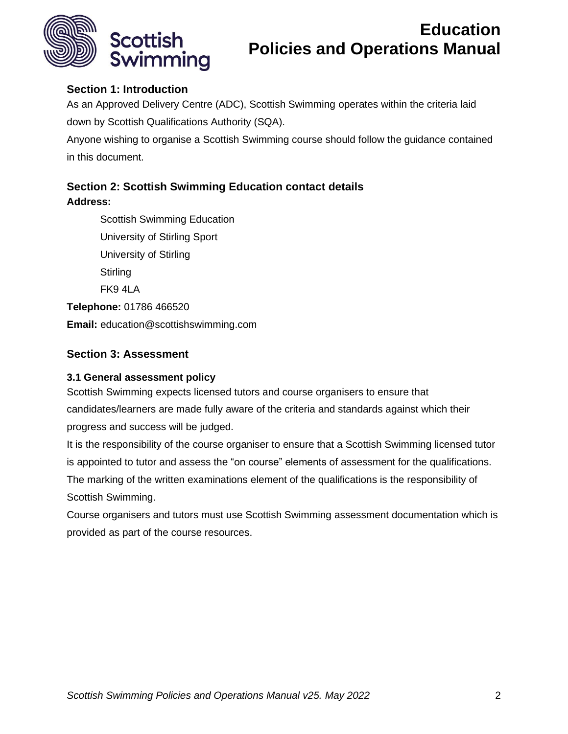## Section 1: Introduction

As an Approved Delivery Centre (ADC), Scottish Swimming operates within the criteria laid down by Scottish Qualifications Authority (SQA).

Anyone wishing to organise a Scottish Swimming course should follow the guidance contained in this document.

## Section 2: Scottish Swimming Education contact details

**Address:**

Scottish Swimming Education
University of Stirling Sport
University of Stirling
Stirling
FK9 4LA

**Telephone:** 01786 466520

**Email:** education@scottishswimming.com

## Section 3: Assessment

### 3.1 General assessment policy

Scottish Swimming expects licensed tutors and course organisers to ensure that candidates/learners are made fully aware of the criteria and standards against which their progress and success will be judged.

It is the responsibility of the course organiser to ensure that a Scottish Swimming licensed tutor is appointed to tutor and assess the "on course" elements of assessment for the qualifications. The marking of the written examinations element of the qualifications is the responsibility of Scottish Swimming.

Course organisers and tutors must use Scottish Swimming assessment documentation which is provided as part of the course resources.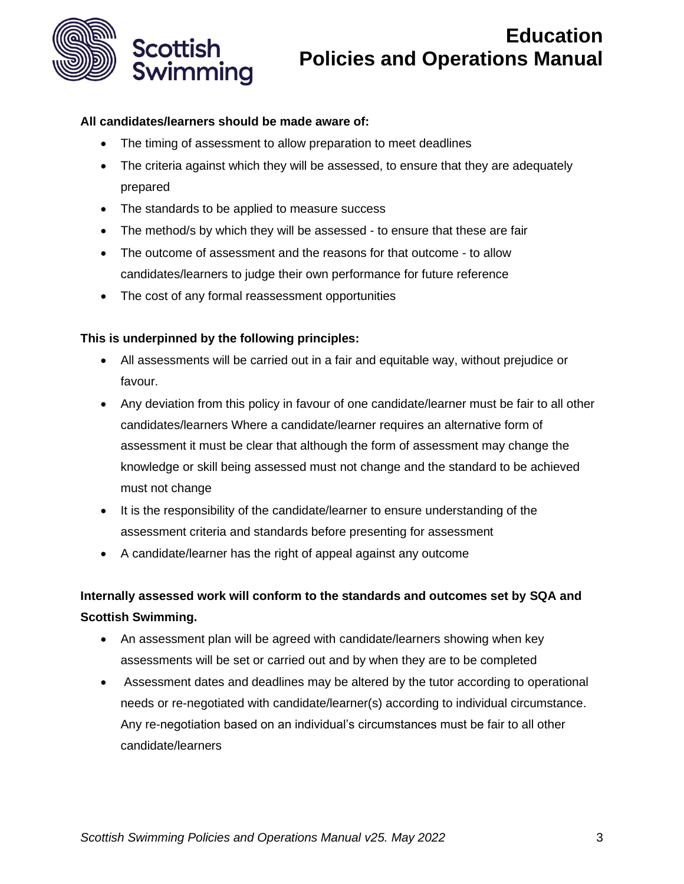**All candidates/learners should be made aware of:**

- The timing of assessment to allow preparation to meet deadlines
- The criteria against which they will be assessed, to ensure that they are adequately prepared
- The standards to be applied to measure success
- The method/s by which they will be assessed - to ensure that these are fair
- The outcome of assessment and the reasons for that outcome - to allow candidates/learners to judge their own performance for future reference
- The cost of any formal reassessment opportunities

**This is underpinned by the following principles:**

- All assessments will be carried out in a fair and equitable way, without prejudice or favour.
- Any deviation from this policy in favour of one candidate/learner must be fair to all other candidates/learners Where a candidate/learner requires an alternative form of assessment it must be clear that although the form of assessment may change the knowledge or skill being assessed must not change and the standard to be achieved must not change
- It is the responsibility of the candidate/learner to ensure understanding of the assessment criteria and standards before presenting for assessment
- A candidate/learner has the right of appeal against any outcome

**Internally assessed work will conform to the standards and outcomes set by SQA and Scottish Swimming.**

- An assessment plan will be agreed with candidate/learners showing when key assessments will be set or carried out and by when they are to be completed
- Assessment dates and deadlines may be altered by the tutor according to operational needs or re-negotiated with candidate/learner(s) according to individual circumstance. Any re-negotiation based on an individual's circumstances must be fair to all other candidate/learners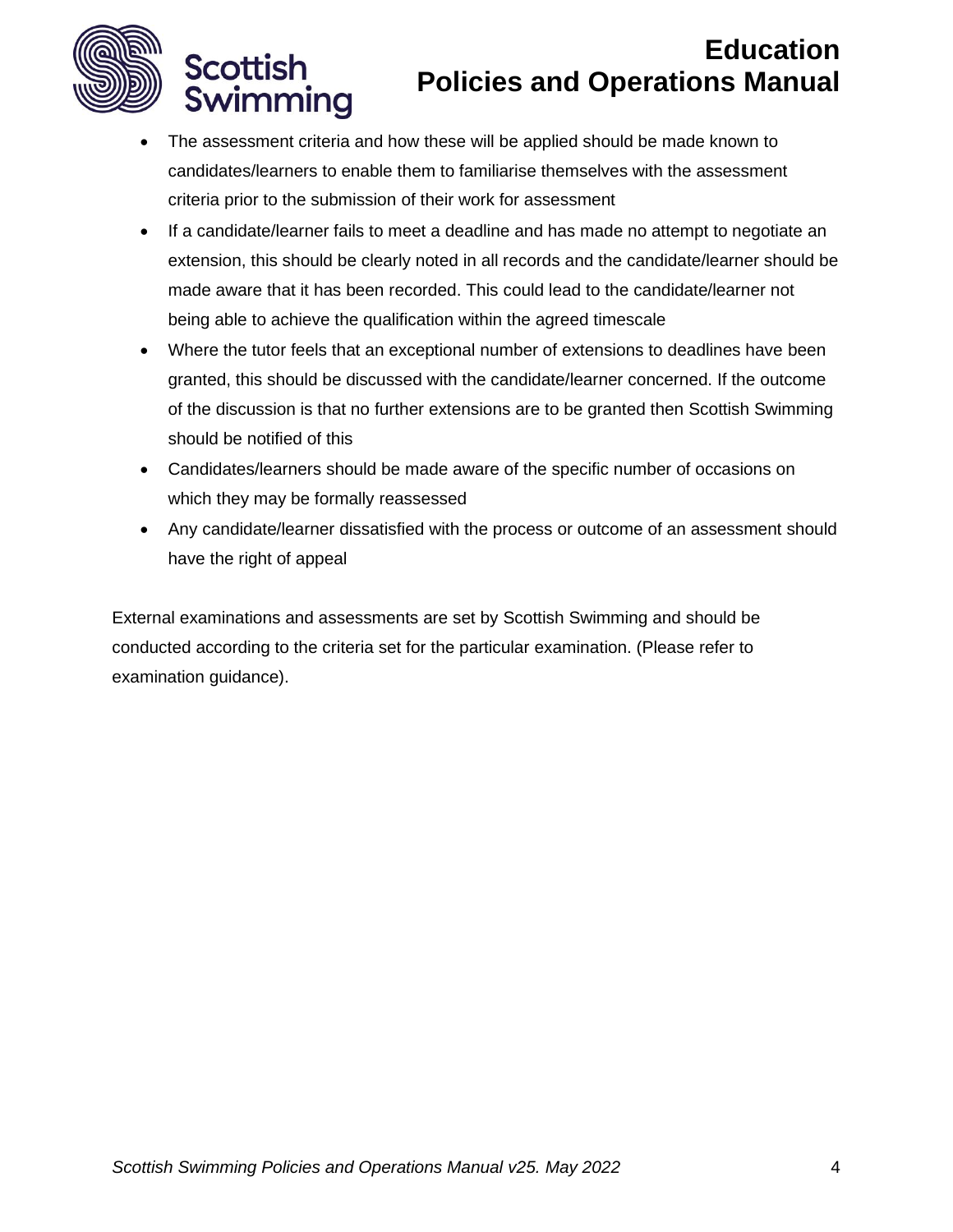- The assessment criteria and how these will be applied should be made known to candidates/learners to enable them to familiarise themselves with the assessment criteria prior to the submission of their work for assessment
- If a candidate/learner fails to meet a deadline and has made no attempt to negotiate an extension, this should be clearly noted in all records and the candidate/learner should be made aware that it has been recorded. This could lead to the candidate/learner not being able to achieve the qualification within the agreed timescale
- Where the tutor feels that an exceptional number of extensions to deadlines have been granted, this should be discussed with the candidate/learner concerned. If the outcome of the discussion is that no further extensions are to be granted then Scottish Swimming should be notified of this
- Candidates/learners should be made aware of the specific number of occasions on which they may be formally reassessed
- Any candidate/learner dissatisfied with the process or outcome of an assessment should have the right of appeal

External examinations and assessments are set by Scottish Swimming and should be conducted according to the criteria set for the particular examination. (Please refer to examination guidance).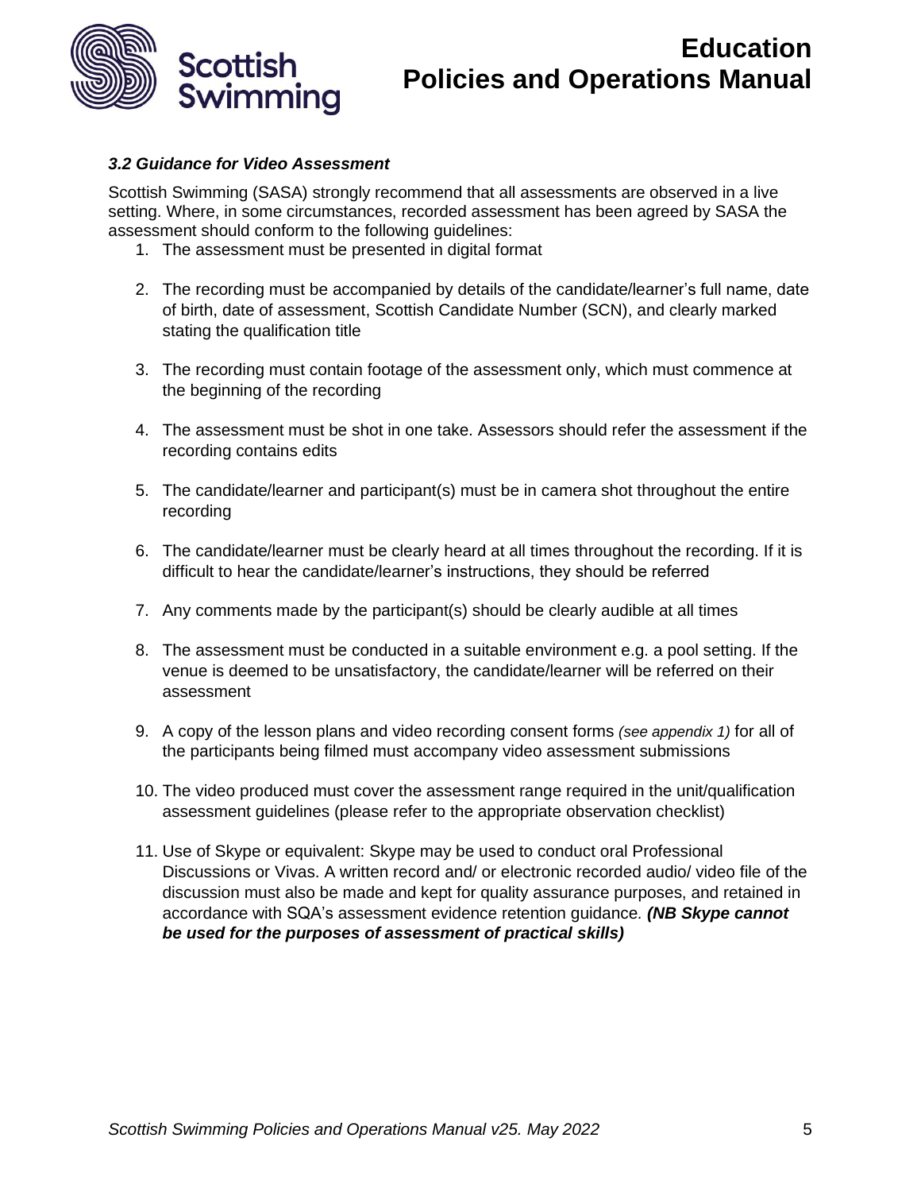### *3.2 Guidance for Video Assessment*

Scottish Swimming (SASA) strongly recommend that all assessments are observed in a live setting. Where, in some circumstances, recorded assessment has been agreed by SASA the assessment should conform to the following guidelines:

1. The assessment must be presented in digital format
2. The recording must be accompanied by details of the candidate/learner's full name, date of birth, date of assessment, Scottish Candidate Number (SCN), and clearly marked stating the qualification title
3. The recording must contain footage of the assessment only, which must commence at the beginning of the recording
4. The assessment must be shot in one take. Assessors should refer the assessment if the recording contains edits
5. The candidate/learner and participant(s) must be in camera shot throughout the entire recording
6. The candidate/learner must be clearly heard at all times throughout the recording. If it is difficult to hear the candidate/learner's instructions, they should be referred
7. Any comments made by the participant(s) should be clearly audible at all times
8. The assessment must be conducted in a suitable environment e.g. a pool setting. If the venue is deemed to be unsatisfactory, the candidate/learner will be referred on their assessment
9. A copy of the lesson plans and video recording consent forms *(see appendix 1)* for all of the participants being filmed must accompany video assessment submissions
10. The video produced must cover the assessment range required in the unit/qualification assessment guidelines (please refer to the appropriate observation checklist)
11. Use of Skype or equivalent: Skype may be used to conduct oral Professional Discussions or Vivas. A written record and/ or electronic recorded audio/ video file of the discussion must also be made and kept for quality assurance purposes, and retained in accordance with SQA's assessment evidence retention guidance. ***(NB Skype cannot be used for the purposes of assessment of practical skills)***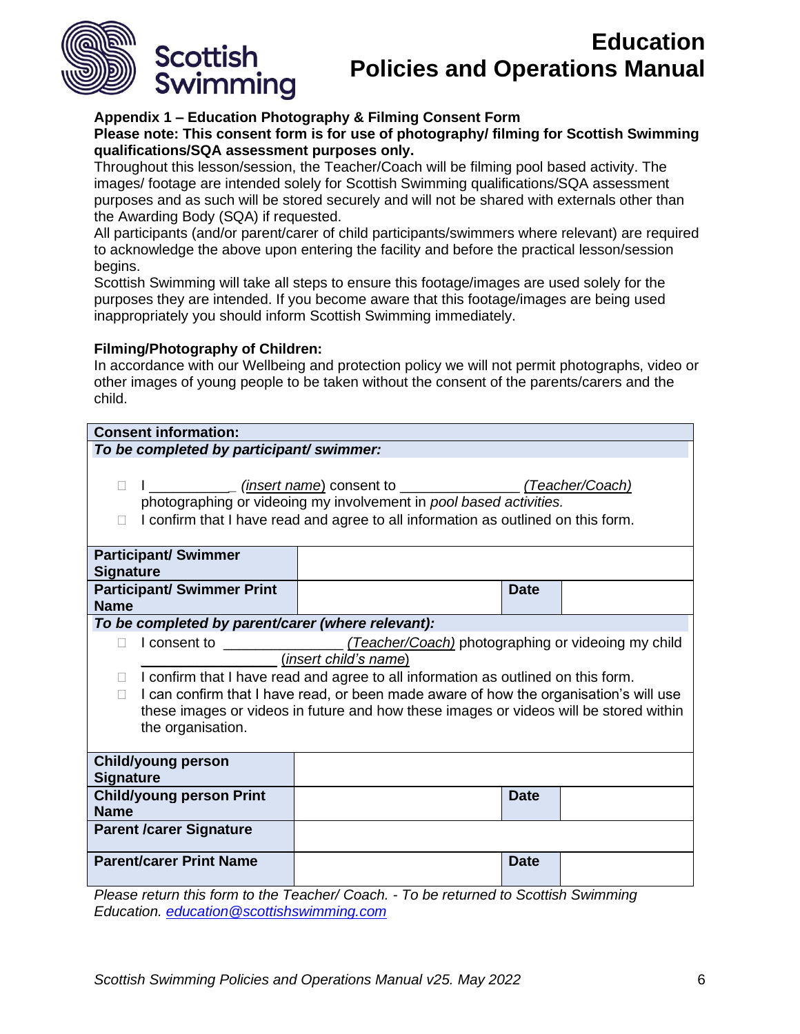**Appendix 1 – Education Photography & Filming Consent Form**

**Please note: This consent form is for use of photography/ filming for Scottish Swimming qualifications/SQA assessment purposes only.**

Throughout this lesson/session, the Teacher/Coach will be filming pool based activity. The images/ footage are intended solely for Scottish Swimming qualifications/SQA assessment purposes and as such will be stored securely and will not be shared with externals other than the Awarding Body (SQA) if requested.

All participants (and/or parent/carer of child participants/swimmers where relevant) are required to acknowledge the above upon entering the facility and before the practical lesson/session begins.

Scottish Swimming will take all steps to ensure this footage/images are used solely for the purposes they are intended. If you become aware that this footage/images are being used inappropriately you should inform Scottish Swimming immediately.

**Filming/Photography of Children:**

In accordance with our Wellbeing and protection policy we will not permit photographs, video or other images of young people to be taken without the consent of the parents/carers and the child.

**Consent information:**

***To be completed by participant/ swimmer:***

- ☐ I ___________ (*insert name*) consent to _______________ (*Teacher/Coach*) photographing or videoing my involvement in *pool based activities.*
- ☐ I confirm that I have read and agree to all information as outlined on this form.

| | | | |
|---|---|---|---|
| **Participant/ Swimmer Signature** | | | |
| **Participant/ Swimmer Print Name** | | **Date** | |

***To be completed by parent/carer (where relevant):***

- ☐ I consent to _______________ (*Teacher/Coach*) photographing or videoing my child _________________ (*insert child's name*)
- ☐ I confirm that I have read and agree to all information as outlined on this form.
- ☐ I can confirm that I have read, or been made aware of how the organisation's will use these images or videos in future and how these images or videos will be stored within the organisation.

| | | | |
|---|---|---|---|
| **Child/young person Signature** | | | |
| **Child/young person Print Name** | | **Date** | |
| **Parent /carer Signature** | | | |
| **Parent/carer Print Name** | | **Date** | |

*Please return this form to the Teacher/ Coach. - To be returned to Scottish Swimming Education. education@scottishswimming.com*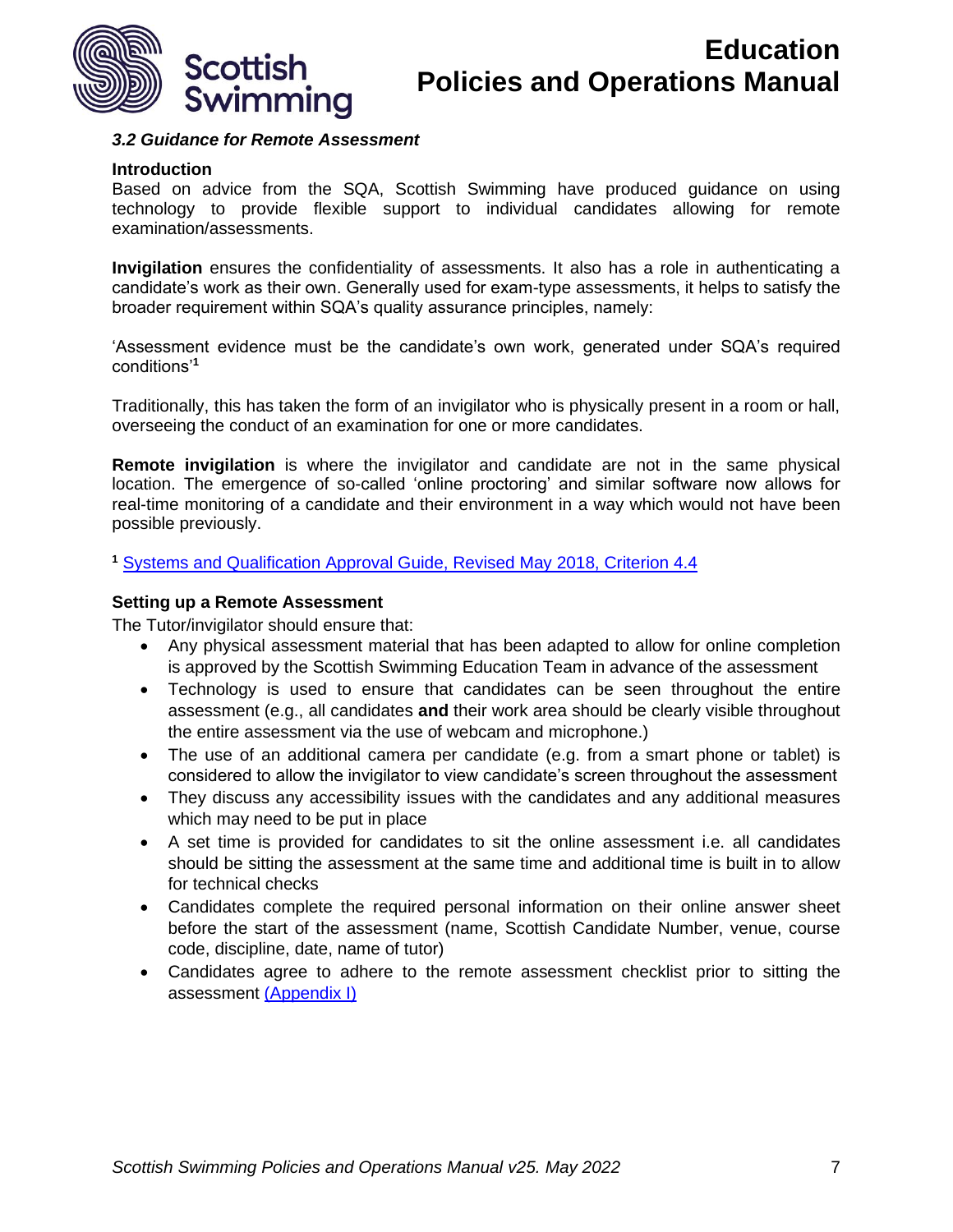### *3.2 Guidance for Remote Assessment*

**Introduction**

Based on advice from the SQA, Scottish Swimming have produced guidance on using technology to provide flexible support to individual candidates allowing for remote examination/assessments.

**Invigilation** ensures the confidentiality of assessments. It also has a role in authenticating a candidate's work as their own. Generally used for exam-type assessments, it helps to satisfy the broader requirement within SQA's quality assurance principles, namely:

'Assessment evidence must be the candidate's own work, generated under SQA's required conditions'[1]

Traditionally, this has taken the form of an invigilator who is physically present in a room or hall, overseeing the conduct of an examination for one or more candidates.

**Remote invigilation** is where the invigilator and candidate are not in the same physical location. The emergence of so-called 'online proctoring' and similar software now allows for real-time monitoring of a candidate and their environment in a way which would not have been possible previously.

[1] Systems and Qualification Approval Guide, Revised May 2018, Criterion 4.4

**Setting up a Remote Assessment**

The Tutor/invigilator should ensure that:

- Any physical assessment material that has been adapted to allow for online completion is approved by the Scottish Swimming Education Team in advance of the assessment
- Technology is used to ensure that candidates can be seen throughout the entire assessment (e.g., all candidates **and** their work area should be clearly visible throughout the entire assessment via the use of webcam and microphone.)
- The use of an additional camera per candidate (e.g. from a smart phone or tablet) is considered to allow the invigilator to view candidate's screen throughout the assessment
- They discuss any accessibility issues with the candidates and any additional measures which may need to be put in place
- A set time is provided for candidates to sit the online assessment i.e. all candidates should be sitting the assessment at the same time and additional time is built in to allow for technical checks
- Candidates complete the required personal information on their online answer sheet before the start of the assessment (name, Scottish Candidate Number, venue, course code, discipline, date, name of tutor)
- Candidates agree to adhere to the remote assessment checklist prior to sitting the assessment (Appendix I)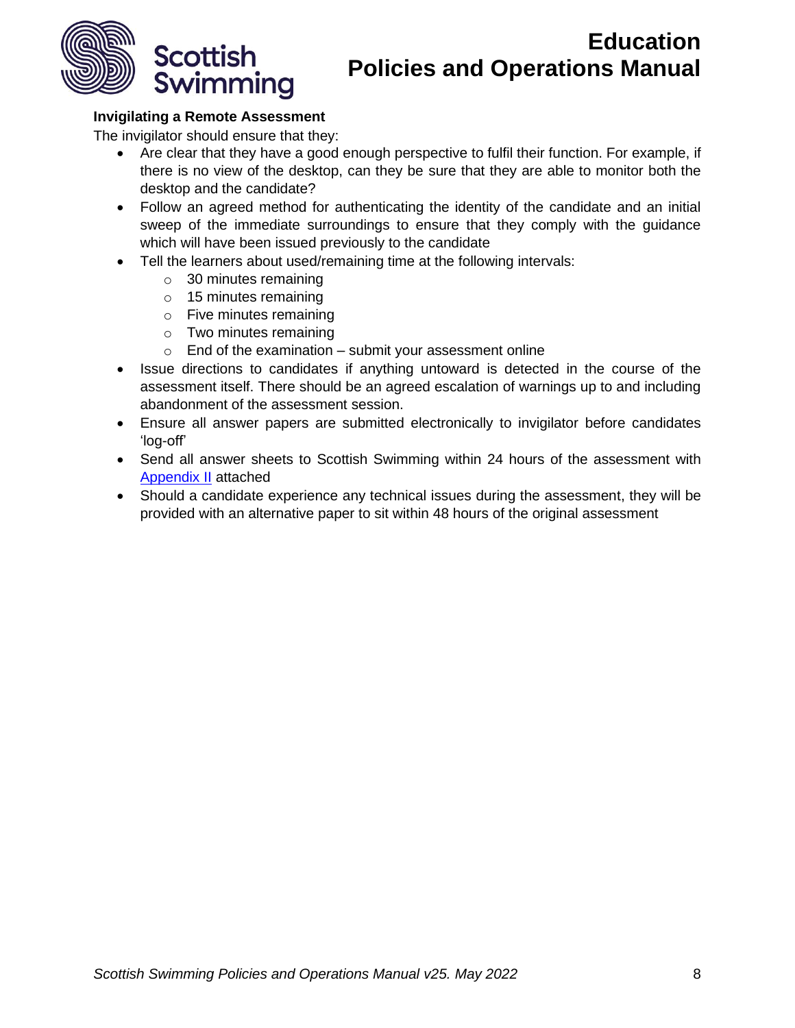**Invigilating a Remote Assessment**

The invigilator should ensure that they:

- Are clear that they have a good enough perspective to fulfil their function. For example, if there is no view of the desktop, can they be sure that they are able to monitor both the desktop and the candidate?
- Follow an agreed method for authenticating the identity of the candidate and an initial sweep of the immediate surroundings to ensure that they comply with the guidance which will have been issued previously to the candidate
- Tell the learners about used/remaining time at the following intervals:
    - 30 minutes remaining
    - 15 minutes remaining
    - Five minutes remaining
    - Two minutes remaining
    - End of the examination – submit your assessment online
- Issue directions to candidates if anything untoward is detected in the course of the assessment itself. There should be an agreed escalation of warnings up to and including abandonment of the assessment session.
- Ensure all answer papers are submitted electronically to invigilator before candidates 'log-off'
- Send all answer sheets to Scottish Swimming within 24 hours of the assessment with Appendix II attached
- Should a candidate experience any technical issues during the assessment, they will be provided with an alternative paper to sit within 48 hours of the original assessment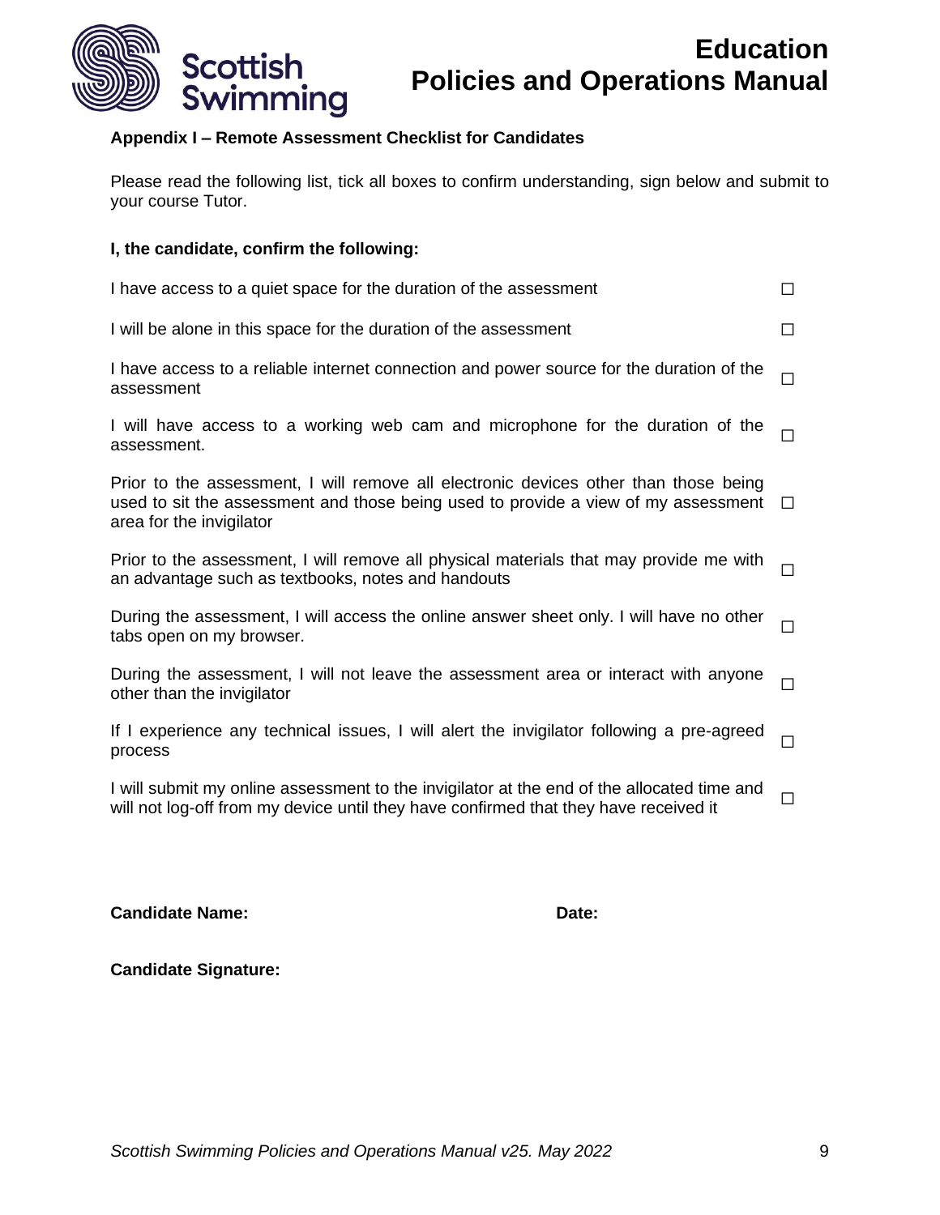**Appendix I – Remote Assessment Checklist for Candidates**

Please read the following list, tick all boxes to confirm understanding, sign below and submit to your course Tutor.

**I, the candidate, confirm the following:**

| | |
|---|---|
| I have access to a quiet space for the duration of the assessment | ☐ |
| I will be alone in this space for the duration of the assessment | ☐ |
| I have access to a reliable internet connection and power source for the duration of the assessment | ☐ |
| I will have access to a working web cam and microphone for the duration of the assessment. | ☐ |
| Prior to the assessment, I will remove all electronic devices other than those being used to sit the assessment and those being used to provide a view of my assessment area for the invigilator | ☐ |
| Prior to the assessment, I will remove all physical materials that may provide me with an advantage such as textbooks, notes and handouts | ☐ |
| During the assessment, I will access the online answer sheet only. I will have no other tabs open on my browser. | ☐ |
| During the assessment, I will not leave the assessment area or interact with anyone other than the invigilator | ☐ |
| If I experience any technical issues, I will alert the invigilator following a pre-agreed process | ☐ |
| I will submit my online assessment to the invigilator at the end of the allocated time and will not log-off from my device until they have confirmed that they have received it | ☐ |

**Candidate Name:** **Date:**

**Candidate Signature:**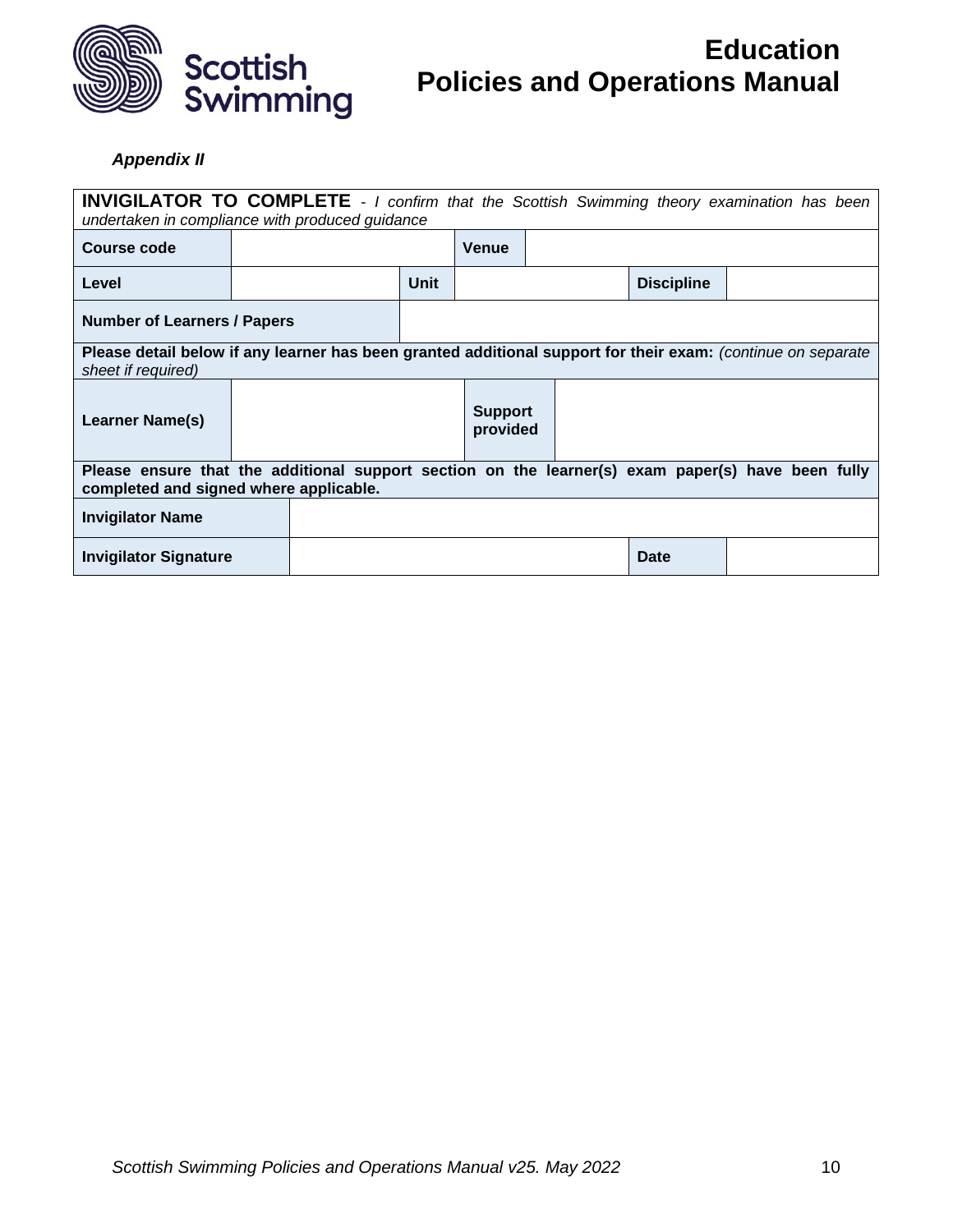*Appendix II*

| **INVIGILATOR TO COMPLETE** - *I confirm that the Scottish Swimming theory examination has been undertaken in compliance with produced guidance* | | | | | |
|---|---|---|---|---|---|
| **Course code** | | **Venue** | | | |
| **Level** | | **Unit** | | **Discipline** | |
| **Number of Learners / Papers** | | | | | |
| **Please detail below if any learner has been granted additional support for their exam:** *(continue on separate sheet if required)* | | | | | |
| **Learner Name(s)** | | **Support provided** | | | |
| **Please ensure that the additional support section on the learner(s) exam paper(s) have been fully completed and signed where applicable.** | | | | | |
| **Invigilator Name** | | | | | |
| **Invigilator Signature** | | | | **Date** | |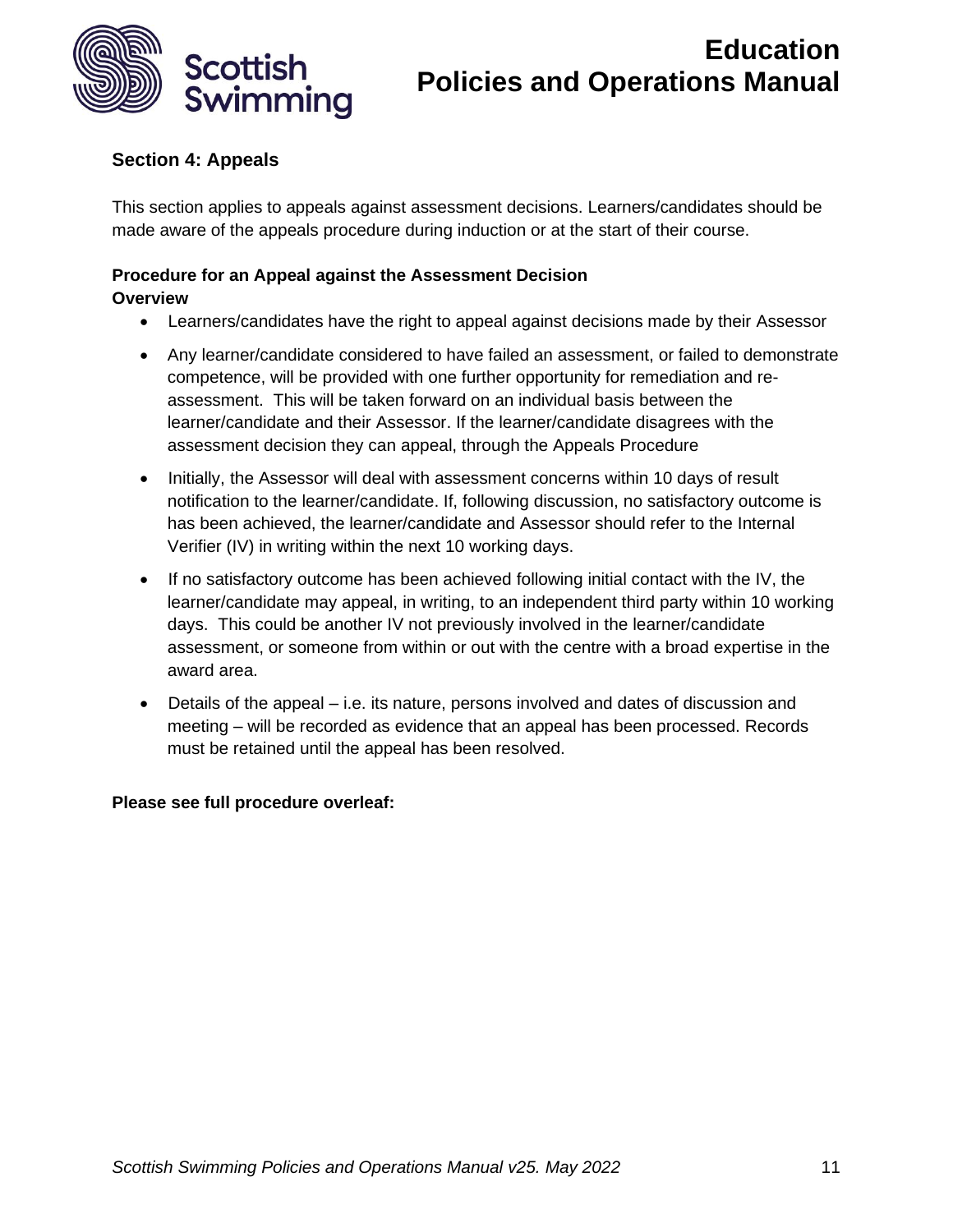## Section 4: Appeals

This section applies to appeals against assessment decisions. Learners/candidates should be made aware of the appeals procedure during induction or at the start of their course.

### Procedure for an Appeal against the Assessment Decision

**Overview**

- Learners/candidates have the right to appeal against decisions made by their Assessor
- Any learner/candidate considered to have failed an assessment, or failed to demonstrate competence, will be provided with one further opportunity for remediation and re-assessment. This will be taken forward on an individual basis between the learner/candidate and their Assessor. If the learner/candidate disagrees with the assessment decision they can appeal, through the Appeals Procedure
- Initially, the Assessor will deal with assessment concerns within 10 days of result notification to the learner/candidate. If, following discussion, no satisfactory outcome is has been achieved, the learner/candidate and Assessor should refer to the Internal Verifier (IV) in writing within the next 10 working days.
- If no satisfactory outcome has been achieved following initial contact with the IV, the learner/candidate may appeal, in writing, to an independent third party within 10 working days. This could be another IV not previously involved in the learner/candidate assessment, or someone from within or out with the centre with a broad expertise in the award area.
- Details of the appeal – i.e. its nature, persons involved and dates of discussion and meeting – will be recorded as evidence that an appeal has been processed. Records must be retained until the appeal has been resolved.

**Please see full procedure overleaf:**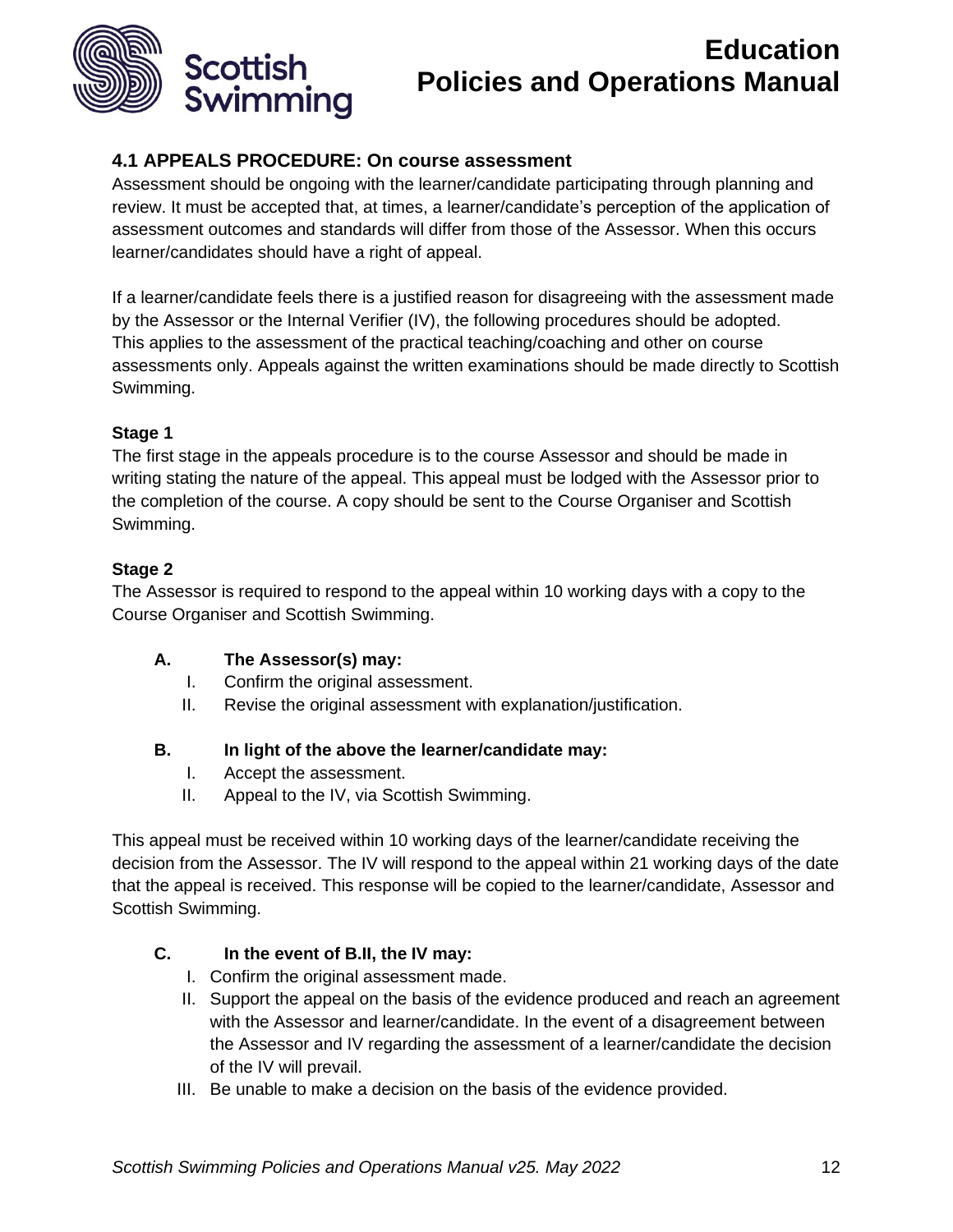## 4.1 APPEALS PROCEDURE: On course assessment

Assessment should be ongoing with the learner/candidate participating through planning and review. It must be accepted that, at times, a learner/candidate's perception of the application of assessment outcomes and standards will differ from those of the Assessor. When this occurs learner/candidates should have a right of appeal.

If a learner/candidate feels there is a justified reason for disagreeing with the assessment made by the Assessor or the Internal Verifier (IV), the following procedures should be adopted. This applies to the assessment of the practical teaching/coaching and other on course assessments only. Appeals against the written examinations should be made directly to Scottish Swimming.

**Stage 1**

The first stage in the appeals procedure is to the course Assessor and should be made in writing stating the nature of the appeal. This appeal must be lodged with the Assessor prior to the completion of the course. A copy should be sent to the Course Organiser and Scottish Swimming.

**Stage 2**

The Assessor is required to respond to the appeal within 10 working days with a copy to the Course Organiser and Scottish Swimming.

**A. The Assessor(s) may:**

I. Confirm the original assessment.
II. Revise the original assessment with explanation/justification.

**B. In light of the above the learner/candidate may:**

I. Accept the assessment.
II. Appeal to the IV, via Scottish Swimming.

This appeal must be received within 10 working days of the learner/candidate receiving the decision from the Assessor. The IV will respond to the appeal within 21 working days of the date that the appeal is received. This response will be copied to the learner/candidate, Assessor and Scottish Swimming.

**C. In the event of B.II, the IV may:**

I. Confirm the original assessment made.
II. Support the appeal on the basis of the evidence produced and reach an agreement with the Assessor and learner/candidate. In the event of a disagreement between the Assessor and IV regarding the assessment of a learner/candidate the decision of the IV will prevail.
III. Be unable to make a decision on the basis of the evidence provided.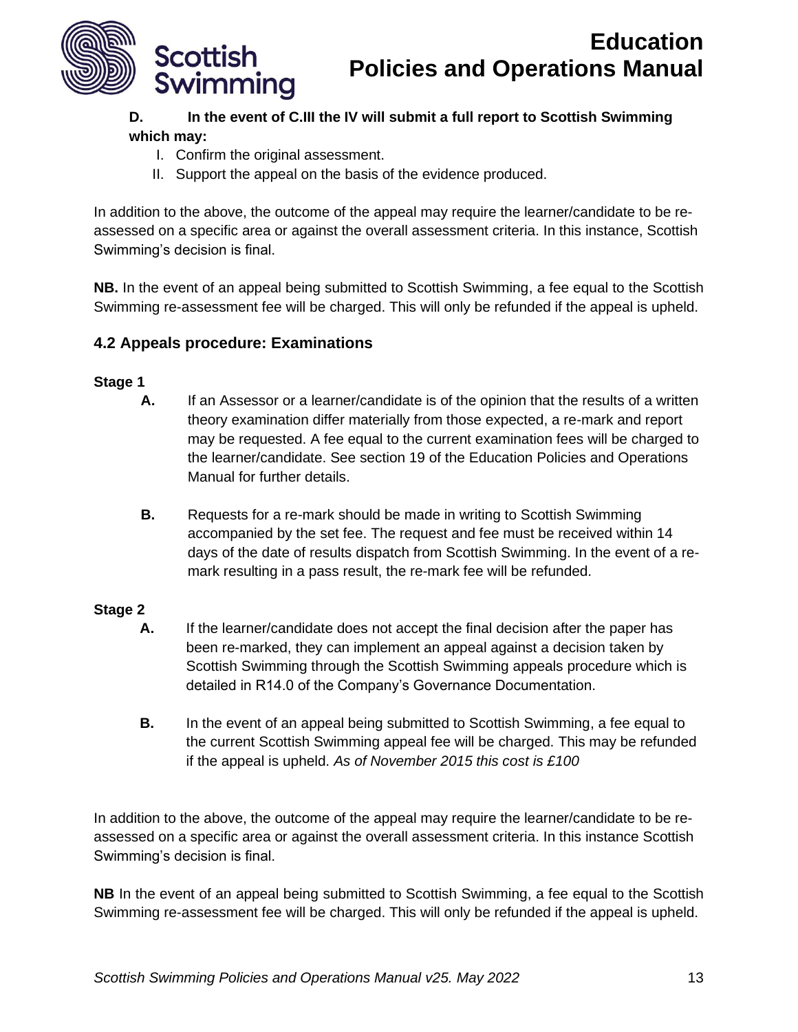**D. In the event of C.III the IV will submit a full report to Scottish Swimming which may:**

I. Confirm the original assessment.
II. Support the appeal on the basis of the evidence produced.

In addition to the above, the outcome of the appeal may require the learner/candidate to be re-assessed on a specific area or against the overall assessment criteria. In this instance, Scottish Swimming's decision is final.

**NB.** In the event of an appeal being submitted to Scottish Swimming, a fee equal to the Scottish Swimming re-assessment fee will be charged. This will only be refunded if the appeal is upheld.

### 4.2 Appeals procedure: Examinations

**Stage 1**

**A.** If an Assessor or a learner/candidate is of the opinion that the results of a written theory examination differ materially from those expected, a re-mark and report may be requested. A fee equal to the current examination fees will be charged to the learner/candidate. See section 19 of the Education Policies and Operations Manual for further details.

**B.** Requests for a re-mark should be made in writing to Scottish Swimming accompanied by the set fee. The request and fee must be received within 14 days of the date of results dispatch from Scottish Swimming. In the event of a re-mark resulting in a pass result, the re-mark fee will be refunded.

**Stage 2**

**A.** If the learner/candidate does not accept the final decision after the paper has been re-marked, they can implement an appeal against a decision taken by Scottish Swimming through the Scottish Swimming appeals procedure which is detailed in R14.0 of the Company's Governance Documentation.

**B.** In the event of an appeal being submitted to Scottish Swimming, a fee equal to the current Scottish Swimming appeal fee will be charged. This may be refunded if the appeal is upheld. *As of November 2015 this cost is £100*

In addition to the above, the outcome of the appeal may require the learner/candidate to be re-assessed on a specific area or against the overall assessment criteria. In this instance Scottish Swimming's decision is final.

**NB** In the event of an appeal being submitted to Scottish Swimming, a fee equal to the Scottish Swimming re-assessment fee will be charged. This will only be refunded if the appeal is upheld.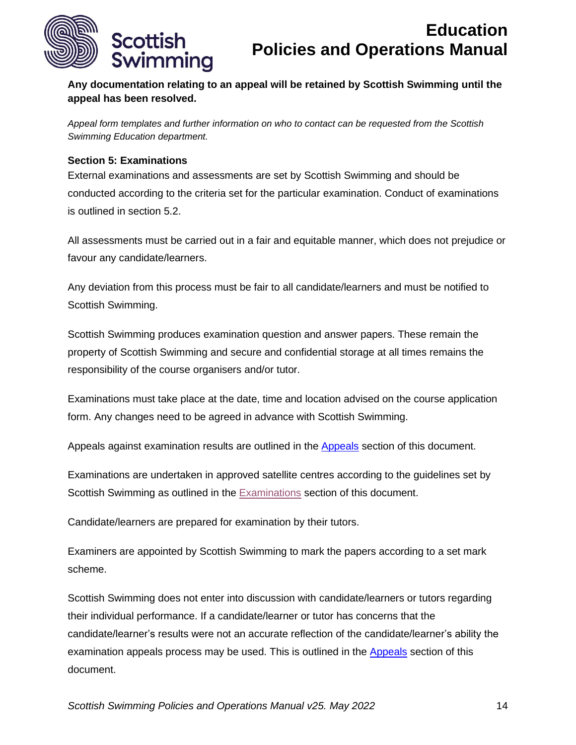**Any documentation relating to an appeal will be retained by Scottish Swimming until the appeal has been resolved.**

*Appeal form templates and further information on who to contact can be requested from the Scottish Swimming Education department.*

### Section 5: Examinations

External examinations and assessments are set by Scottish Swimming and should be conducted according to the criteria set for the particular examination. Conduct of examinations is outlined in section 5.2.

All assessments must be carried out in a fair and equitable manner, which does not prejudice or favour any candidate/learners.

Any deviation from this process must be fair to all candidate/learners and must be notified to Scottish Swimming.

Scottish Swimming produces examination question and answer papers. These remain the property of Scottish Swimming and secure and confidential storage at all times remains the responsibility of the course organisers and/or tutor.

Examinations must take place at the date, time and location advised on the course application form. Any changes need to be agreed in advance with Scottish Swimming.

Appeals against examination results are outlined in the Appeals section of this document.

Examinations are undertaken in approved satellite centres according to the guidelines set by Scottish Swimming as outlined in the Examinations section of this document.

Candidate/learners are prepared for examination by their tutors.

Examiners are appointed by Scottish Swimming to mark the papers according to a set mark scheme.

Scottish Swimming does not enter into discussion with candidate/learners or tutors regarding their individual performance. If a candidate/learner or tutor has concerns that the candidate/learner's results were not an accurate reflection of the candidate/learner's ability the examination appeals process may be used. This is outlined in the Appeals section of this document.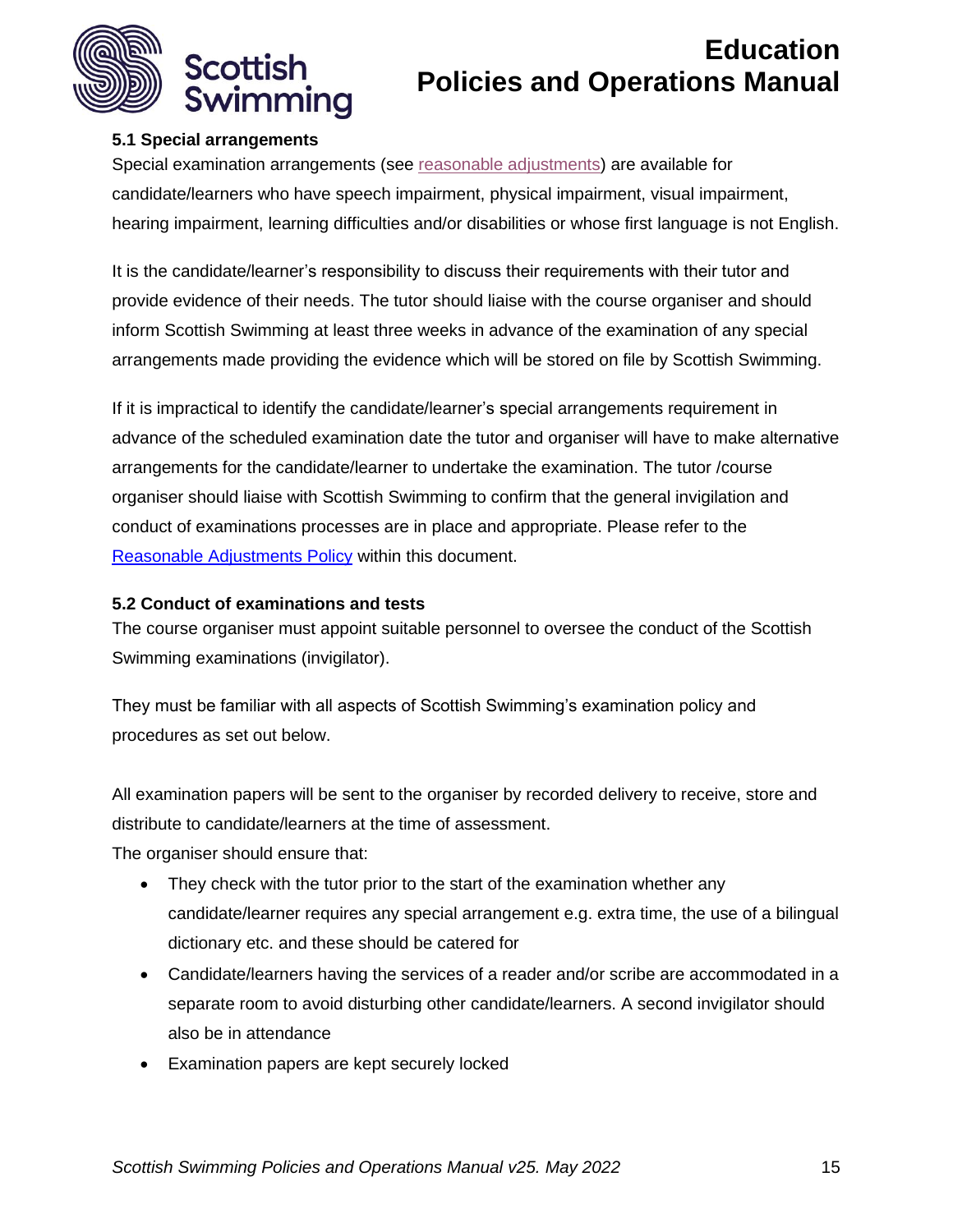### 5.1 Special arrangements

Special examination arrangements (see reasonable adjustments) are available for candidate/learners who have speech impairment, physical impairment, visual impairment, hearing impairment, learning difficulties and/or disabilities or whose first language is not English.

It is the candidate/learner's responsibility to discuss their requirements with their tutor and provide evidence of their needs. The tutor should liaise with the course organiser and should inform Scottish Swimming at least three weeks in advance of the examination of any special arrangements made providing the evidence which will be stored on file by Scottish Swimming.

If it is impractical to identify the candidate/learner's special arrangements requirement in advance of the scheduled examination date the tutor and organiser will have to make alternative arrangements for the candidate/learner to undertake the examination. The tutor /course organiser should liaise with Scottish Swimming to confirm that the general invigilation and conduct of examinations processes are in place and appropriate. Please refer to the Reasonable Adjustments Policy within this document.

### 5.2 Conduct of examinations and tests

The course organiser must appoint suitable personnel to oversee the conduct of the Scottish Swimming examinations (invigilator).

They must be familiar with all aspects of Scottish Swimming's examination policy and procedures as set out below.

All examination papers will be sent to the organiser by recorded delivery to receive, store and distribute to candidate/learners at the time of assessment.
The organiser should ensure that:

- They check with the tutor prior to the start of the examination whether any candidate/learner requires any special arrangement e.g. extra time, the use of a bilingual dictionary etc. and these should be catered for
- Candidate/learners having the services of a reader and/or scribe are accommodated in a separate room to avoid disturbing other candidate/learners. A second invigilator should also be in attendance
- Examination papers are kept securely locked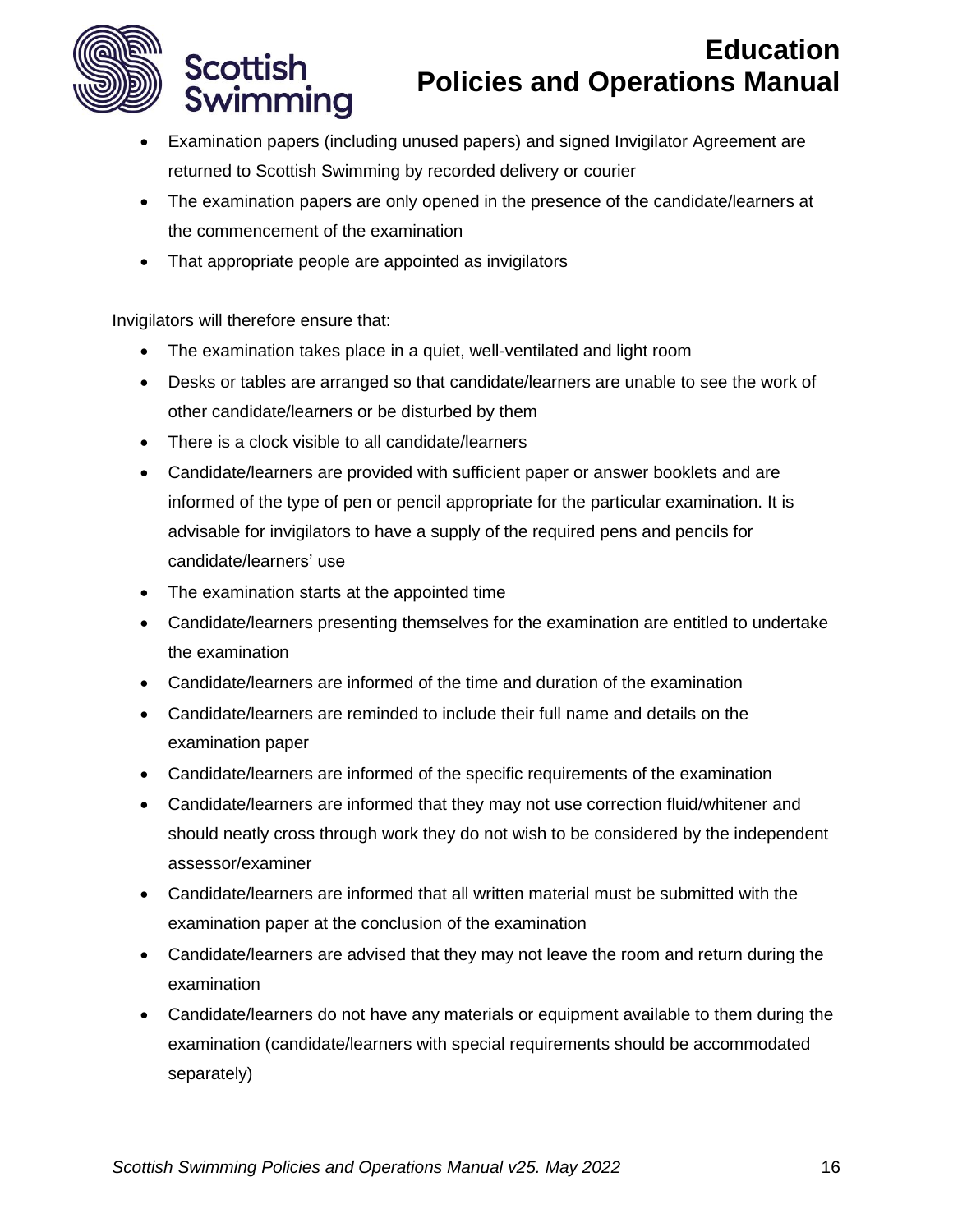- Examination papers (including unused papers) and signed Invigilator Agreement are returned to Scottish Swimming by recorded delivery or courier
- The examination papers are only opened in the presence of the candidate/learners at the commencement of the examination
- That appropriate people are appointed as invigilators

Invigilators will therefore ensure that:

- The examination takes place in a quiet, well-ventilated and light room
- Desks or tables are arranged so that candidate/learners are unable to see the work of other candidate/learners or be disturbed by them
- There is a clock visible to all candidate/learners
- Candidate/learners are provided with sufficient paper or answer booklets and are informed of the type of pen or pencil appropriate for the particular examination. It is advisable for invigilators to have a supply of the required pens and pencils for candidate/learners' use
- The examination starts at the appointed time
- Candidate/learners presenting themselves for the examination are entitled to undertake the examination
- Candidate/learners are informed of the time and duration of the examination
- Candidate/learners are reminded to include their full name and details on the examination paper
- Candidate/learners are informed of the specific requirements of the examination
- Candidate/learners are informed that they may not use correction fluid/whitener and should neatly cross through work they do not wish to be considered by the independent assessor/examiner
- Candidate/learners are informed that all written material must be submitted with the examination paper at the conclusion of the examination
- Candidate/learners are advised that they may not leave the room and return during the examination
- Candidate/learners do not have any materials or equipment available to them during the examination (candidate/learners with special requirements should be accommodated separately)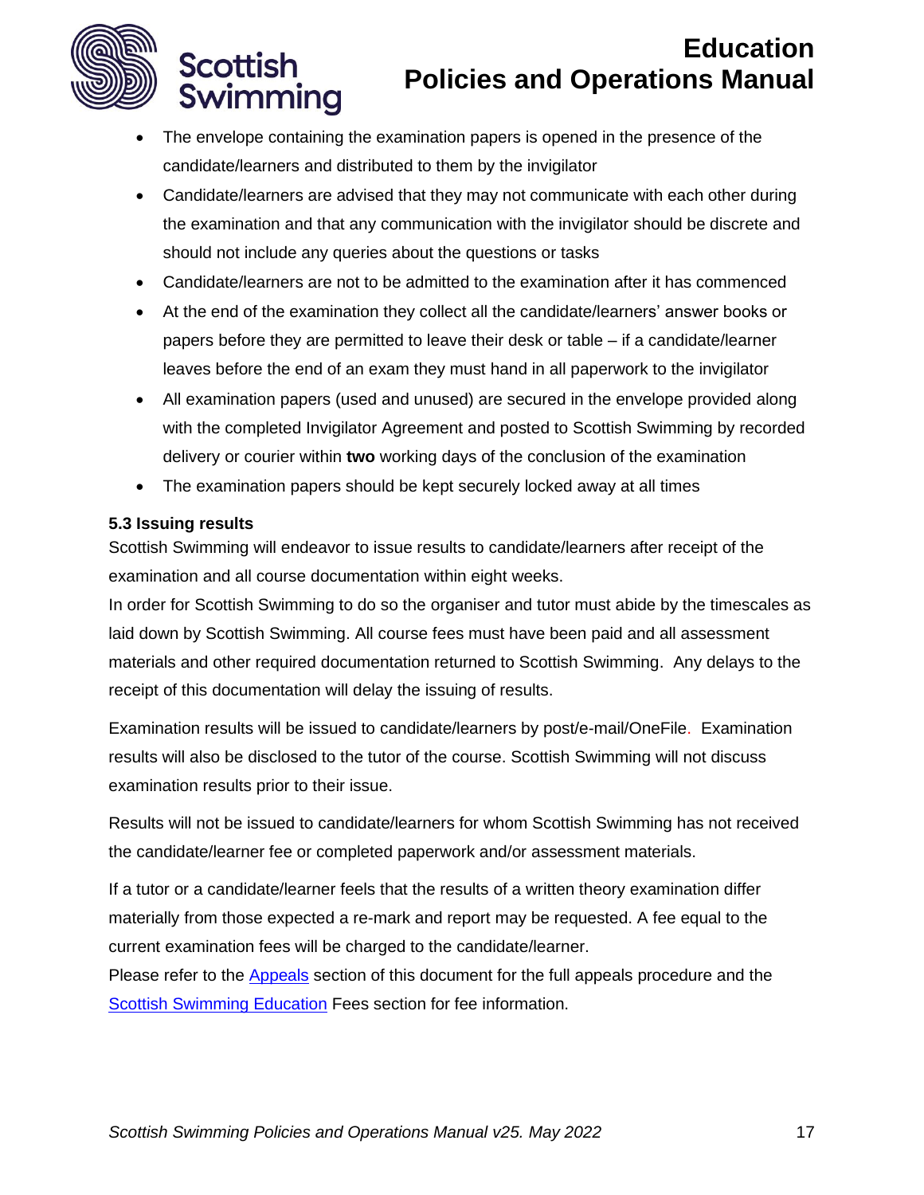- The envelope containing the examination papers is opened in the presence of the candidate/learners and distributed to them by the invigilator
- Candidate/learners are advised that they may not communicate with each other during the examination and that any communication with the invigilator should be discrete and should not include any queries about the questions or tasks
- Candidate/learners are not to be admitted to the examination after it has commenced
- At the end of the examination they collect all the candidate/learners' answer books or papers before they are permitted to leave their desk or table – if a candidate/learner leaves before the end of an exam they must hand in all paperwork to the invigilator
- All examination papers (used and unused) are secured in the envelope provided along with the completed Invigilator Agreement and posted to Scottish Swimming by recorded delivery or courier within **two** working days of the conclusion of the examination
- The examination papers should be kept securely locked away at all times

### 5.3 Issuing results

Scottish Swimming will endeavor to issue results to candidate/learners after receipt of the examination and all course documentation within eight weeks.
In order for Scottish Swimming to do so the organiser and tutor must abide by the timescales as laid down by Scottish Swimming. All course fees must have been paid and all assessment materials and other required documentation returned to Scottish Swimming. Any delays to the receipt of this documentation will delay the issuing of results.

Examination results will be issued to candidate/learners by post/e-mail/OneFile. Examination results will also be disclosed to the tutor of the course. Scottish Swimming will not discuss examination results prior to their issue.

Results will not be issued to candidate/learners for whom Scottish Swimming has not received the candidate/learner fee or completed paperwork and/or assessment materials.

If a tutor or a candidate/learner feels that the results of a written theory examination differ materially from those expected a re-mark and report may be requested. A fee equal to the current examination fees will be charged to the candidate/learner.
Please refer to the Appeals section of this document for the full appeals procedure and the Scottish Swimming Education Fees section for fee information.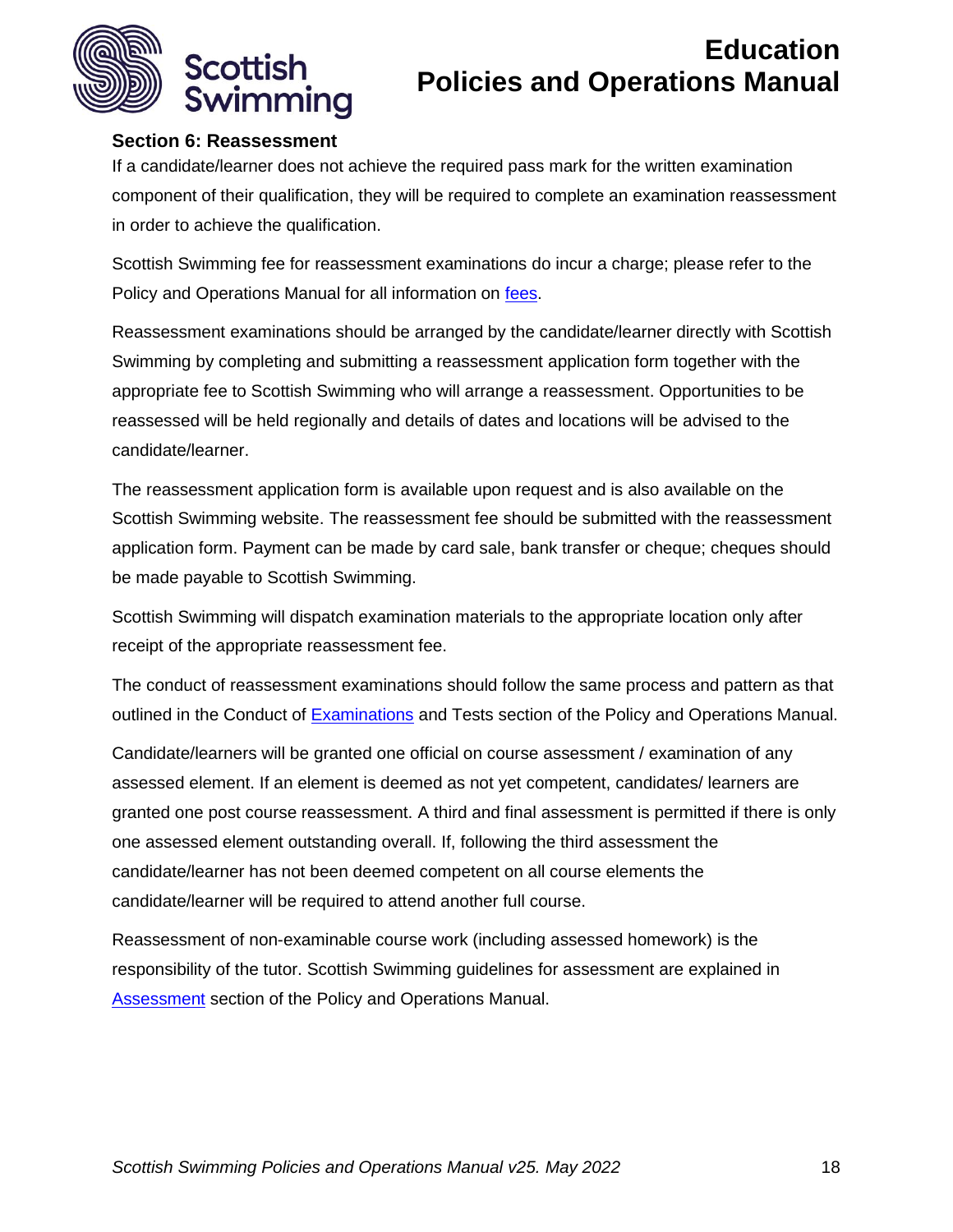## Section 6: Reassessment

If a candidate/learner does not achieve the required pass mark for the written examination component of their qualification, they will be required to complete an examination reassessment in order to achieve the qualification.

Scottish Swimming fee for reassessment examinations do incur a charge; please refer to the Policy and Operations Manual for all information on fees.

Reassessment examinations should be arranged by the candidate/learner directly with Scottish Swimming by completing and submitting a reassessment application form together with the appropriate fee to Scottish Swimming who will arrange a reassessment. Opportunities to be reassessed will be held regionally and details of dates and locations will be advised to the candidate/learner.

The reassessment application form is available upon request and is also available on the Scottish Swimming website. The reassessment fee should be submitted with the reassessment application form. Payment can be made by card sale, bank transfer or cheque; cheques should be made payable to Scottish Swimming.

Scottish Swimming will dispatch examination materials to the appropriate location only after receipt of the appropriate reassessment fee.

The conduct of reassessment examinations should follow the same process and pattern as that outlined in the Conduct of Examinations and Tests section of the Policy and Operations Manual.

Candidate/learners will be granted one official on course assessment / examination of any assessed element. If an element is deemed as not yet competent, candidates/ learners are granted one post course reassessment. A third and final assessment is permitted if there is only one assessed element outstanding overall. If, following the third assessment the candidate/learner has not been deemed competent on all course elements the candidate/learner will be required to attend another full course.

Reassessment of non-examinable course work (including assessed homework) is the responsibility of the tutor. Scottish Swimming guidelines for assessment are explained in Assessment section of the Policy and Operations Manual.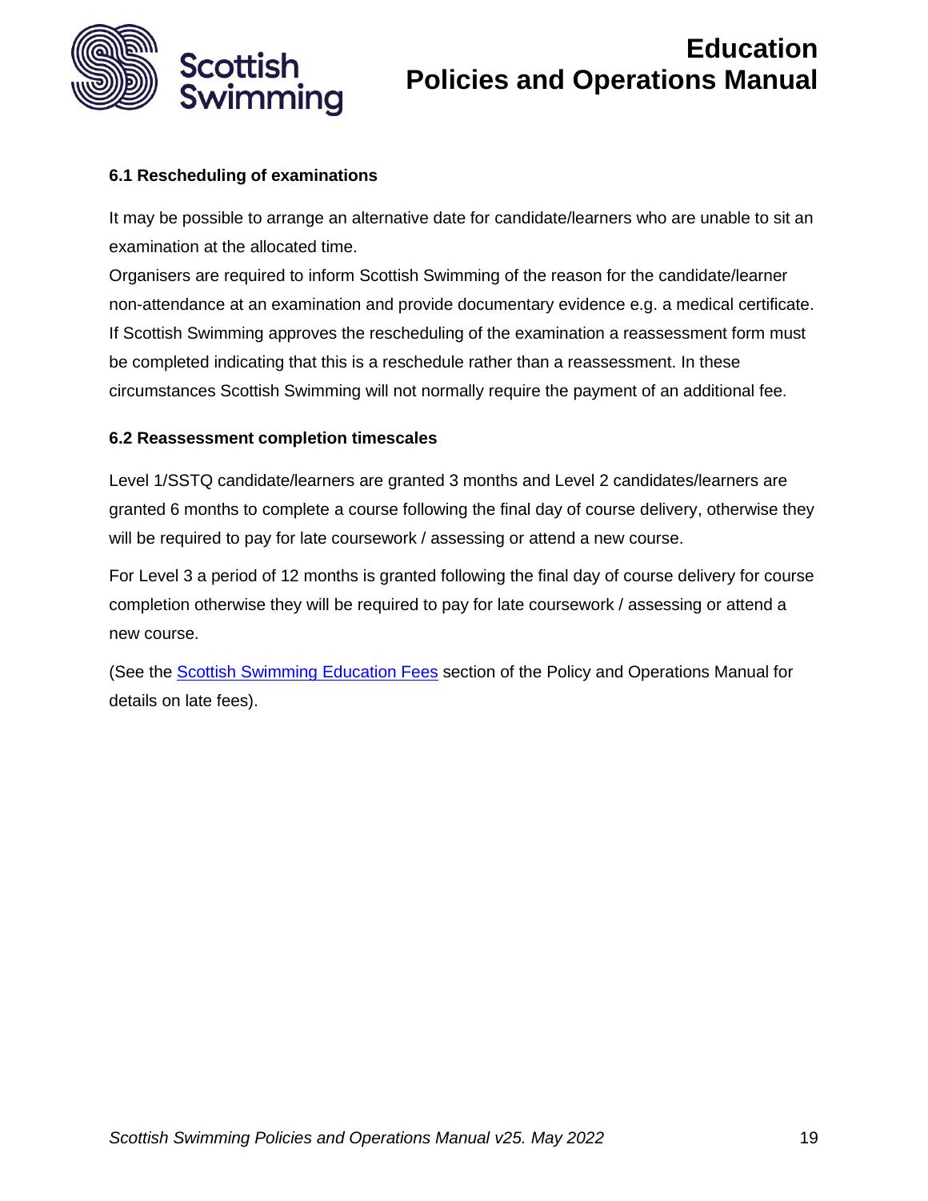### 6.1 Rescheduling of examinations

It may be possible to arrange an alternative date for candidate/learners who are unable to sit an examination at the allocated time.
Organisers are required to inform Scottish Swimming of the reason for the candidate/learner non-attendance at an examination and provide documentary evidence e.g. a medical certificate. If Scottish Swimming approves the rescheduling of the examination a reassessment form must be completed indicating that this is a reschedule rather than a reassessment. In these circumstances Scottish Swimming will not normally require the payment of an additional fee.

### 6.2 Reassessment completion timescales

Level 1/SSTQ candidate/learners are granted 3 months and Level 2 candidates/learners are granted 6 months to complete a course following the final day of course delivery, otherwise they will be required to pay for late coursework / assessing or attend a new course.

For Level 3 a period of 12 months is granted following the final day of course delivery for course completion otherwise they will be required to pay for late coursework / assessing or attend a new course.

(See the Scottish Swimming Education Fees section of the Policy and Operations Manual for details on late fees).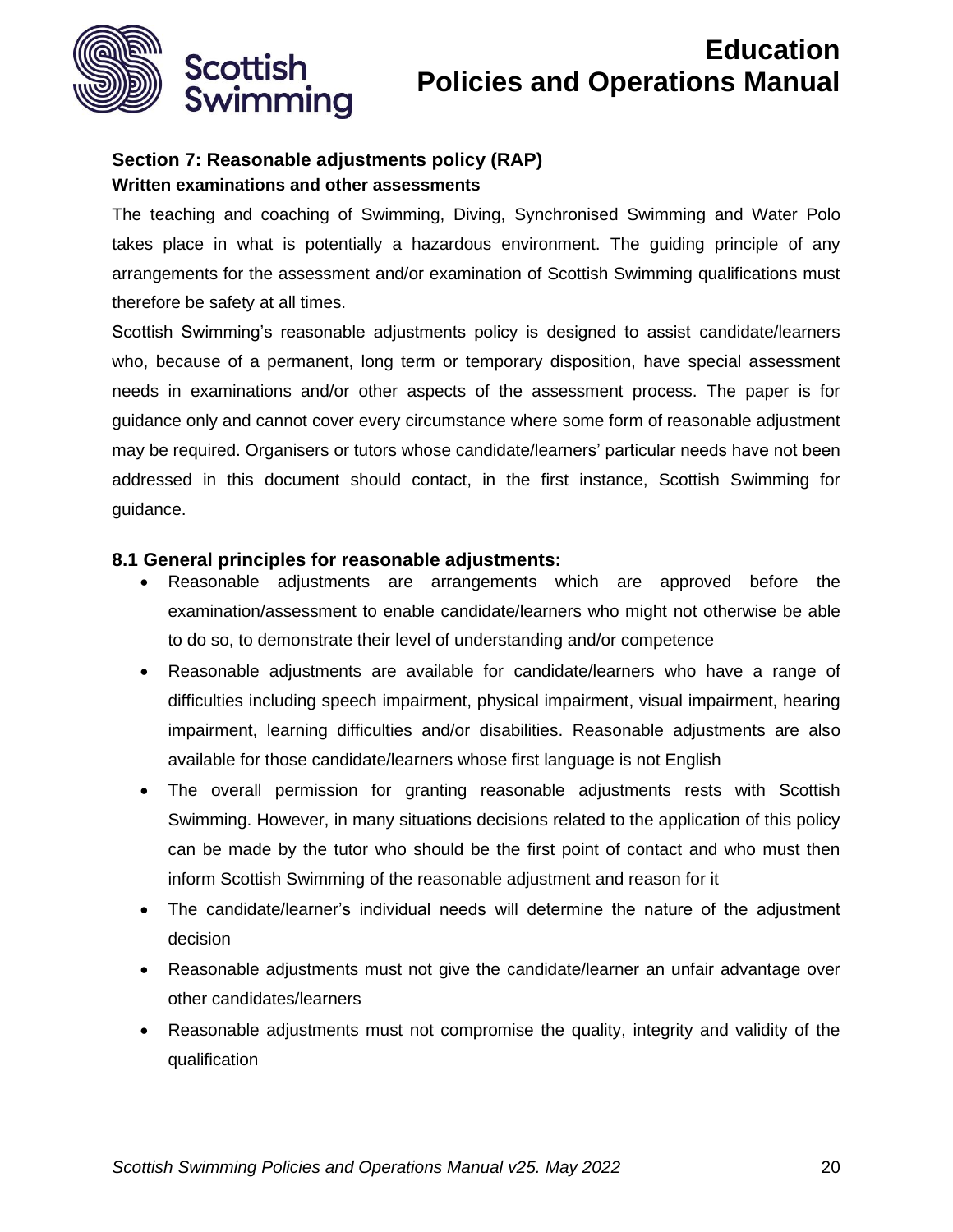## Section 7: Reasonable adjustments policy (RAP)

### Written examinations and other assessments

The teaching and coaching of Swimming, Diving, Synchronised Swimming and Water Polo takes place in what is potentially a hazardous environment. The guiding principle of any arrangements for the assessment and/or examination of Scottish Swimming qualifications must therefore be safety at all times.

Scottish Swimming's reasonable adjustments policy is designed to assist candidate/learners who, because of a permanent, long term or temporary disposition, have special assessment needs in examinations and/or other aspects of the assessment process. The paper is for guidance only and cannot cover every circumstance where some form of reasonable adjustment may be required. Organisers or tutors whose candidate/learners' particular needs have not been addressed in this document should contact, in the first instance, Scottish Swimming for guidance.

### 8.1 General principles for reasonable adjustments:

- Reasonable adjustments are arrangements which are approved before the examination/assessment to enable candidate/learners who might not otherwise be able to do so, to demonstrate their level of understanding and/or competence
- Reasonable adjustments are available for candidate/learners who have a range of difficulties including speech impairment, physical impairment, visual impairment, hearing impairment, learning difficulties and/or disabilities. Reasonable adjustments are also available for those candidate/learners whose first language is not English
- The overall permission for granting reasonable adjustments rests with Scottish Swimming. However, in many situations decisions related to the application of this policy can be made by the tutor who should be the first point of contact and who must then inform Scottish Swimming of the reasonable adjustment and reason for it
- The candidate/learner's individual needs will determine the nature of the adjustment decision
- Reasonable adjustments must not give the candidate/learner an unfair advantage over other candidates/learners
- Reasonable adjustments must not compromise the quality, integrity and validity of the qualification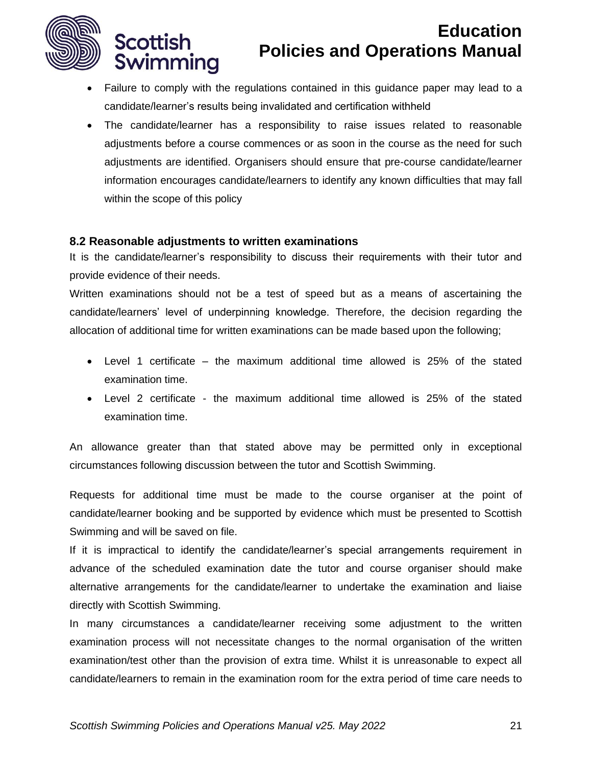- Failure to comply with the regulations contained in this guidance paper may lead to a candidate/learner's results being invalidated and certification withheld
- The candidate/learner has a responsibility to raise issues related to reasonable adjustments before a course commences or as soon in the course as the need for such adjustments are identified. Organisers should ensure that pre-course candidate/learner information encourages candidate/learners to identify any known difficulties that may fall within the scope of this policy

### 8.2 Reasonable adjustments to written examinations

It is the candidate/learner's responsibility to discuss their requirements with their tutor and provide evidence of their needs.

Written examinations should not be a test of speed but as a means of ascertaining the candidate/learners' level of underpinning knowledge. Therefore, the decision regarding the allocation of additional time for written examinations can be made based upon the following;

- Level 1 certificate – the maximum additional time allowed is 25% of the stated examination time.
- Level 2 certificate - the maximum additional time allowed is 25% of the stated examination time.

An allowance greater than that stated above may be permitted only in exceptional circumstances following discussion between the tutor and Scottish Swimming.

Requests for additional time must be made to the course organiser at the point of candidate/learner booking and be supported by evidence which must be presented to Scottish Swimming and will be saved on file.

If it is impractical to identify the candidate/learner's special arrangements requirement in advance of the scheduled examination date the tutor and course organiser should make alternative arrangements for the candidate/learner to undertake the examination and liaise directly with Scottish Swimming.

In many circumstances a candidate/learner receiving some adjustment to the written examination process will not necessitate changes to the normal organisation of the written examination/test other than the provision of extra time. Whilst it is unreasonable to expect all candidate/learners to remain in the examination room for the extra period of time care needs to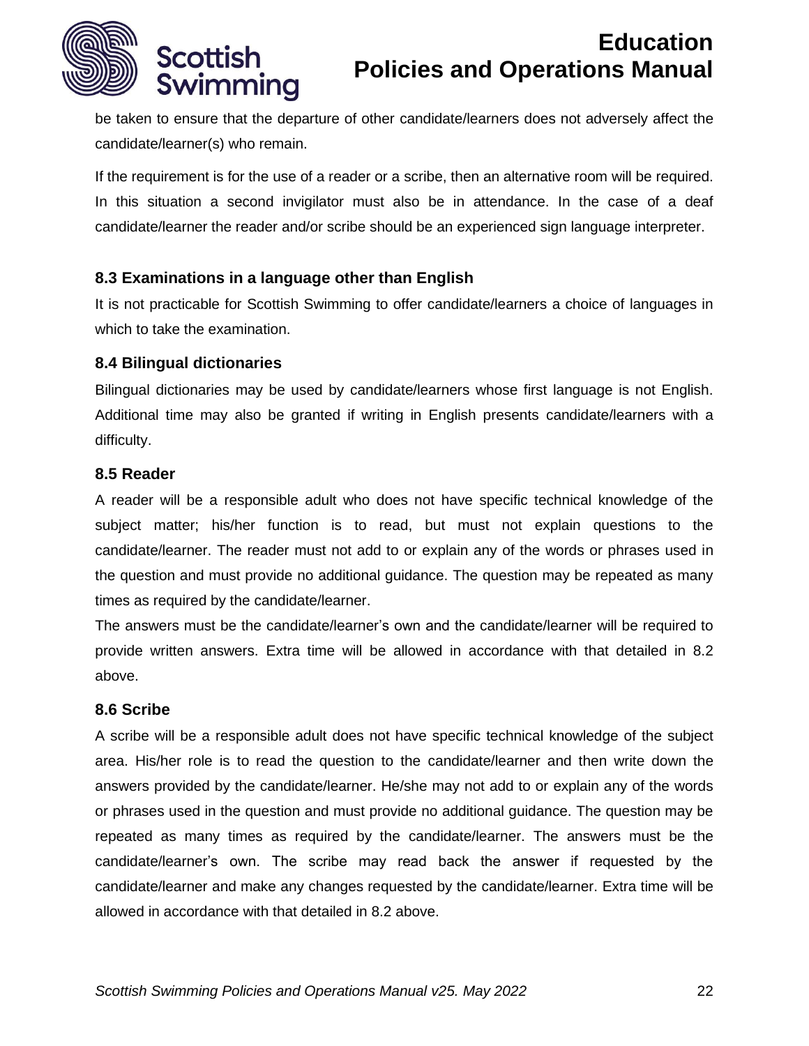be taken to ensure that the departure of other candidate/learners does not adversely affect the candidate/learner(s) who remain.

If the requirement is for the use of a reader or a scribe, then an alternative room will be required. In this situation a second invigilator must also be in attendance. In the case of a deaf candidate/learner the reader and/or scribe should be an experienced sign language interpreter.

### 8.3 Examinations in a language other than English

It is not practicable for Scottish Swimming to offer candidate/learners a choice of languages in which to take the examination.

### 8.4 Bilingual dictionaries

Bilingual dictionaries may be used by candidate/learners whose first language is not English. Additional time may also be granted if writing in English presents candidate/learners with a difficulty.

### 8.5 Reader

A reader will be a responsible adult who does not have specific technical knowledge of the subject matter; his/her function is to read, but must not explain questions to the candidate/learner. The reader must not add to or explain any of the words or phrases used in the question and must provide no additional guidance. The question may be repeated as many times as required by the candidate/learner.

The answers must be the candidate/learner's own and the candidate/learner will be required to provide written answers. Extra time will be allowed in accordance with that detailed in 8.2 above.

### 8.6 Scribe

A scribe will be a responsible adult does not have specific technical knowledge of the subject area. His/her role is to read the question to the candidate/learner and then write down the answers provided by the candidate/learner. He/she may not add to or explain any of the words or phrases used in the question and must provide no additional guidance. The question may be repeated as many times as required by the candidate/learner. The answers must be the candidate/learner's own. The scribe may read back the answer if requested by the candidate/learner and make any changes requested by the candidate/learner. Extra time will be allowed in accordance with that detailed in 8.2 above.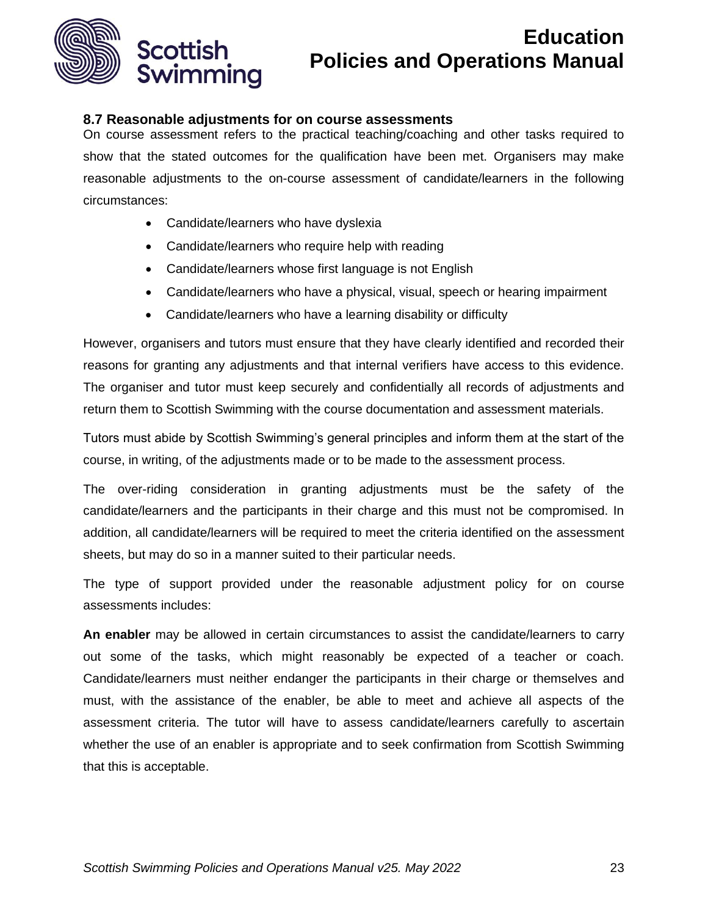### 8.7 Reasonable adjustments for on course assessments

On course assessment refers to the practical teaching/coaching and other tasks required to show that the stated outcomes for the qualification have been met. Organisers may make reasonable adjustments to the on-course assessment of candidate/learners in the following circumstances:

- Candidate/learners who have dyslexia
- Candidate/learners who require help with reading
- Candidate/learners whose first language is not English
- Candidate/learners who have a physical, visual, speech or hearing impairment
- Candidate/learners who have a learning disability or difficulty

However, organisers and tutors must ensure that they have clearly identified and recorded their reasons for granting any adjustments and that internal verifiers have access to this evidence. The organiser and tutor must keep securely and confidentially all records of adjustments and return them to Scottish Swimming with the course documentation and assessment materials.

Tutors must abide by Scottish Swimming's general principles and inform them at the start of the course, in writing, of the adjustments made or to be made to the assessment process.

The over-riding consideration in granting adjustments must be the safety of the candidate/learners and the participants in their charge and this must not be compromised. In addition, all candidate/learners will be required to meet the criteria identified on the assessment sheets, but may do so in a manner suited to their particular needs.

The type of support provided under the reasonable adjustment policy for on course assessments includes:

**An enabler** may be allowed in certain circumstances to assist the candidate/learners to carry out some of the tasks, which might reasonably be expected of a teacher or coach. Candidate/learners must neither endanger the participants in their charge or themselves and must, with the assistance of the enabler, be able to meet and achieve all aspects of the assessment criteria. The tutor will have to assess candidate/learners carefully to ascertain whether the use of an enabler is appropriate and to seek confirmation from Scottish Swimming that this is acceptable.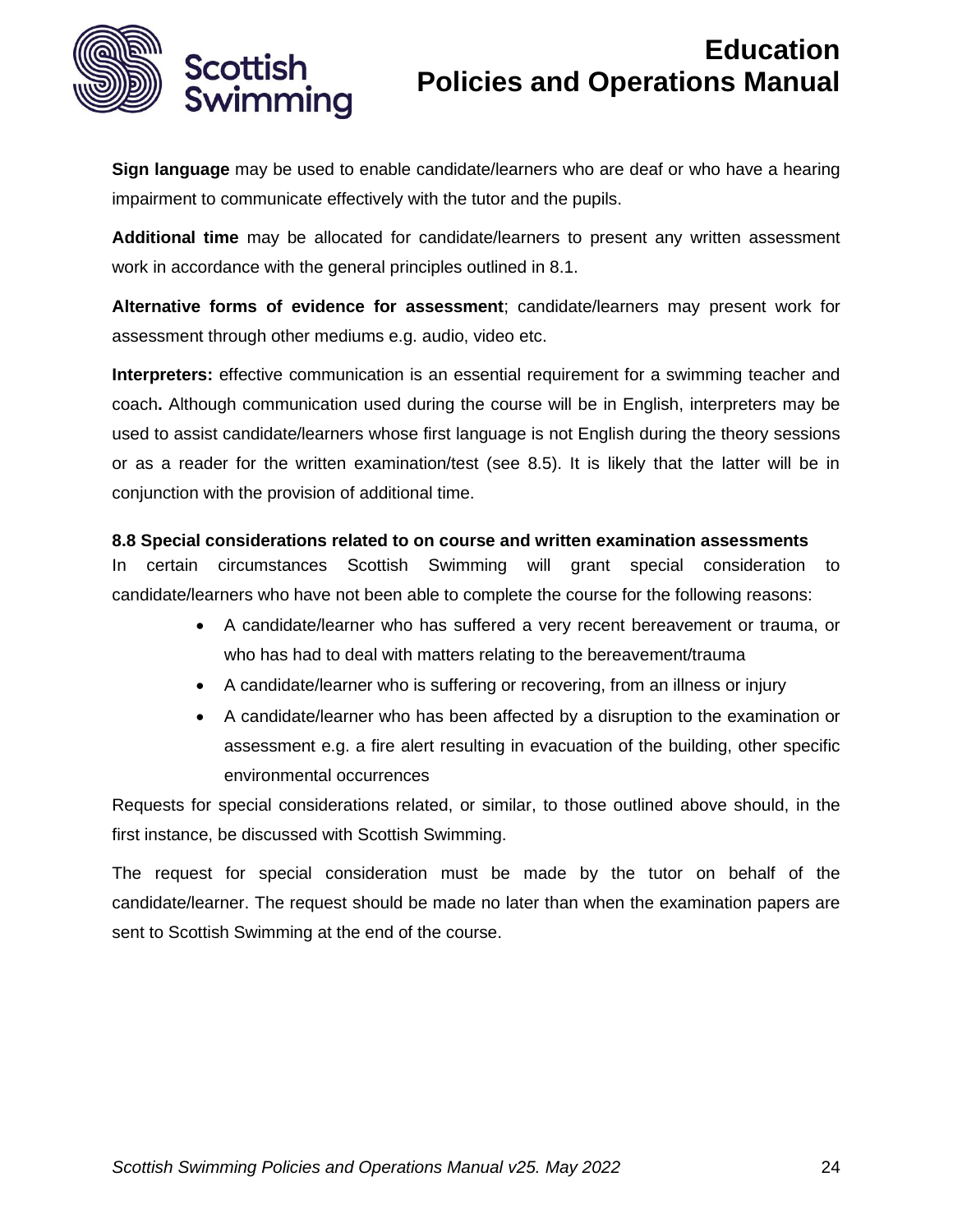**Sign language** may be used to enable candidate/learners who are deaf or who have a hearing impairment to communicate effectively with the tutor and the pupils.

**Additional time** may be allocated for candidate/learners to present any written assessment work in accordance with the general principles outlined in 8.1.

**Alternative forms of evidence for assessment**; candidate/learners may present work for assessment through other mediums e.g. audio, video etc.

**Interpreters:** effective communication is an essential requirement for a swimming teacher and coach**.** Although communication used during the course will be in English, interpreters may be used to assist candidate/learners whose first language is not English during the theory sessions or as a reader for the written examination/test (see 8.5). It is likely that the latter will be in conjunction with the provision of additional time.

### 8.8 Special considerations related to on course and written examination assessments

In certain circumstances Scottish Swimming will grant special consideration to candidate/learners who have not been able to complete the course for the following reasons:

- A candidate/learner who has suffered a very recent bereavement or trauma, or who has had to deal with matters relating to the bereavement/trauma
- A candidate/learner who is suffering or recovering, from an illness or injury
- A candidate/learner who has been affected by a disruption to the examination or assessment e.g. a fire alert resulting in evacuation of the building, other specific environmental occurrences

Requests for special considerations related, or similar, to those outlined above should, in the first instance, be discussed with Scottish Swimming.

The request for special consideration must be made by the tutor on behalf of the candidate/learner. The request should be made no later than when the examination papers are sent to Scottish Swimming at the end of the course.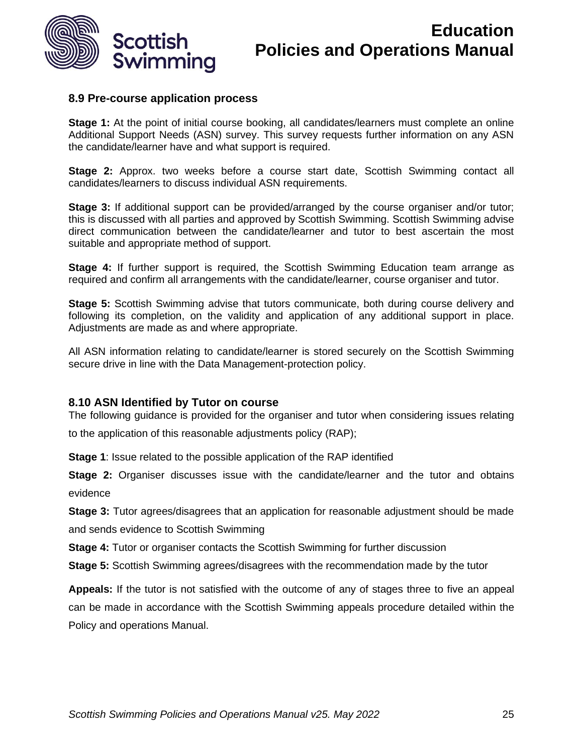### 8.9 Pre-course application process

**Stage 1:** At the point of initial course booking, all candidates/learners must complete an online Additional Support Needs (ASN) survey. This survey requests further information on any ASN the candidate/learner have and what support is required.

**Stage 2:** Approx. two weeks before a course start date, Scottish Swimming contact all candidates/learners to discuss individual ASN requirements.

**Stage 3:** If additional support can be provided/arranged by the course organiser and/or tutor; this is discussed with all parties and approved by Scottish Swimming. Scottish Swimming advise direct communication between the candidate/learner and tutor to best ascertain the most suitable and appropriate method of support.

**Stage 4:** If further support is required, the Scottish Swimming Education team arrange as required and confirm all arrangements with the candidate/learner, course organiser and tutor.

**Stage 5:** Scottish Swimming advise that tutors communicate, both during course delivery and following its completion, on the validity and application of any additional support in place. Adjustments are made as and where appropriate.

All ASN information relating to candidate/learner is stored securely on the Scottish Swimming secure drive in line with the Data Management-protection policy.

### 8.10 ASN Identified by Tutor on course

The following guidance is provided for the organiser and tutor when considering issues relating to the application of this reasonable adjustments policy (RAP);

**Stage 1**: Issue related to the possible application of the RAP identified

**Stage 2:** Organiser discusses issue with the candidate/learner and the tutor and obtains evidence

**Stage 3:** Tutor agrees/disagrees that an application for reasonable adjustment should be made and sends evidence to Scottish Swimming

**Stage 4:** Tutor or organiser contacts the Scottish Swimming for further discussion

**Stage 5:** Scottish Swimming agrees/disagrees with the recommendation made by the tutor

**Appeals:** If the tutor is not satisfied with the outcome of any of stages three to five an appeal can be made in accordance with the Scottish Swimming appeals procedure detailed within the Policy and operations Manual.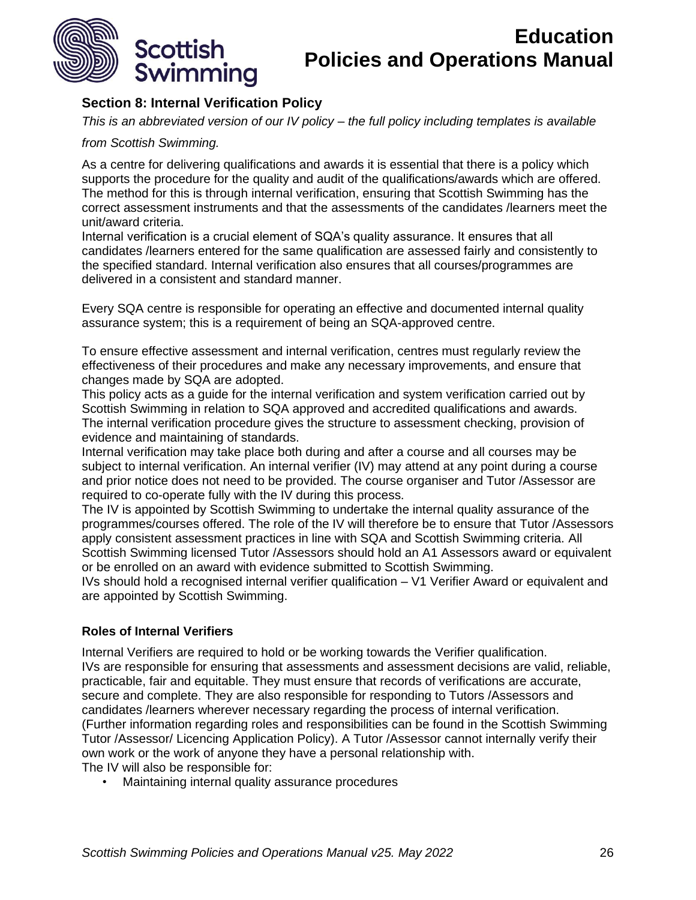## Section 8: Internal Verification Policy

*This is an abbreviated version of our IV policy – the full policy including templates is available from Scottish Swimming.*

As a centre for delivering qualifications and awards it is essential that there is a policy which supports the procedure for the quality and audit of the qualifications/awards which are offered. The method for this is through internal verification, ensuring that Scottish Swimming has the correct assessment instruments and that the assessments of the candidates /learners meet the unit/award criteria.
Internal verification is a crucial element of SQA's quality assurance. It ensures that all candidates /learners entered for the same qualification are assessed fairly and consistently to the specified standard. Internal verification also ensures that all courses/programmes are delivered in a consistent and standard manner.

Every SQA centre is responsible for operating an effective and documented internal quality assurance system; this is a requirement of being an SQA-approved centre.

To ensure effective assessment and internal verification, centres must regularly review the effectiveness of their procedures and make any necessary improvements, and ensure that changes made by SQA are adopted.
This policy acts as a guide for the internal verification and system verification carried out by Scottish Swimming in relation to SQA approved and accredited qualifications and awards.
The internal verification procedure gives the structure to assessment checking, provision of evidence and maintaining of standards.
Internal verification may take place both during and after a course and all courses may be subject to internal verification. An internal verifier (IV) may attend at any point during a course and prior notice does not need to be provided. The course organiser and Tutor /Assessor are required to co-operate fully with the IV during this process.
The IV is appointed by Scottish Swimming to undertake the internal quality assurance of the programmes/courses offered. The role of the IV will therefore be to ensure that Tutor /Assessors apply consistent assessment practices in line with SQA and Scottish Swimming criteria. All Scottish Swimming licensed Tutor /Assessors should hold an A1 Assessors award or equivalent or be enrolled on an award with evidence submitted to Scottish Swimming.
IVs should hold a recognised internal verifier qualification – V1 Verifier Award or equivalent and are appointed by Scottish Swimming.

### Roles of Internal Verifiers

Internal Verifiers are required to hold or be working towards the Verifier qualification.
IVs are responsible for ensuring that assessments and assessment decisions are valid, reliable, practicable, fair and equitable. They must ensure that records of verifications are accurate, secure and complete. They are also responsible for responding to Tutors /Assessors and candidates /learners wherever necessary regarding the process of internal verification.
(Further information regarding roles and responsibilities can be found in the Scottish Swimming Tutor /Assessor/ Licencing Application Policy). A Tutor /Assessor cannot internally verify their own work or the work of anyone they have a personal relationship with.
The IV will also be responsible for:

- Maintaining internal quality assurance procedures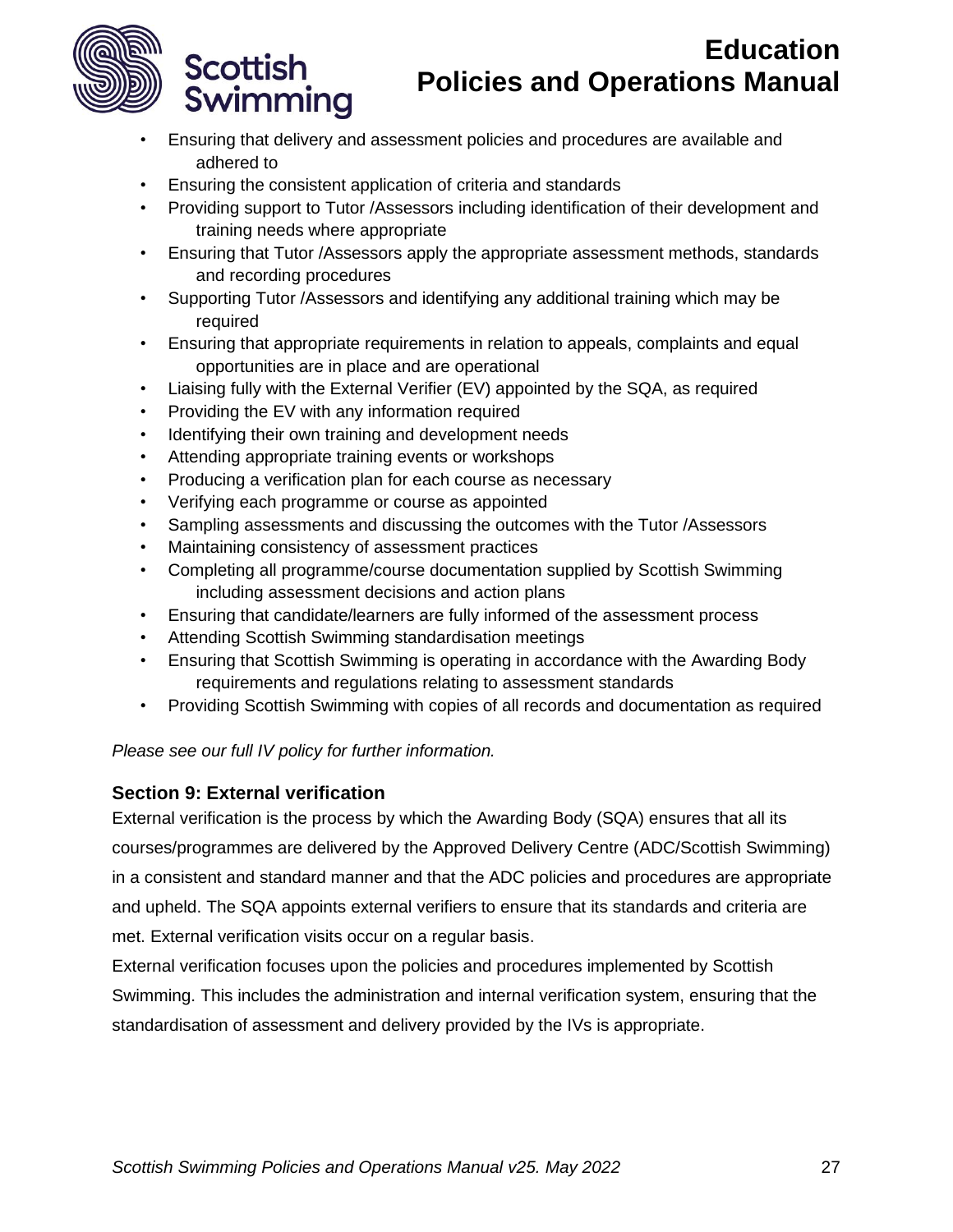- Ensuring that delivery and assessment policies and procedures are available and adhered to
- Ensuring the consistent application of criteria and standards
- Providing support to Tutor /Assessors including identification of their development and training needs where appropriate
- Ensuring that Tutor /Assessors apply the appropriate assessment methods, standards and recording procedures
- Supporting Tutor /Assessors and identifying any additional training which may be required
- Ensuring that appropriate requirements in relation to appeals, complaints and equal opportunities are in place and are operational
- Liaising fully with the External Verifier (EV) appointed by the SQA, as required
- Providing the EV with any information required
- Identifying their own training and development needs
- Attending appropriate training events or workshops
- Producing a verification plan for each course as necessary
- Verifying each programme or course as appointed
- Sampling assessments and discussing the outcomes with the Tutor /Assessors
- Maintaining consistency of assessment practices
- Completing all programme/course documentation supplied by Scottish Swimming including assessment decisions and action plans
- Ensuring that candidate/learners are fully informed of the assessment process
- Attending Scottish Swimming standardisation meetings
- Ensuring that Scottish Swimming is operating in accordance with the Awarding Body requirements and regulations relating to assessment standards
- Providing Scottish Swimming with copies of all records and documentation as required

*Please see our full IV policy for further information.*

### Section 9: External verification

External verification is the process by which the Awarding Body (SQA) ensures that all its courses/programmes are delivered by the Approved Delivery Centre (ADC/Scottish Swimming) in a consistent and standard manner and that the ADC policies and procedures are appropriate and upheld. The SQA appoints external verifiers to ensure that its standards and criteria are met. External verification visits occur on a regular basis.

External verification focuses upon the policies and procedures implemented by Scottish Swimming. This includes the administration and internal verification system, ensuring that the standardisation of assessment and delivery provided by the IVs is appropriate.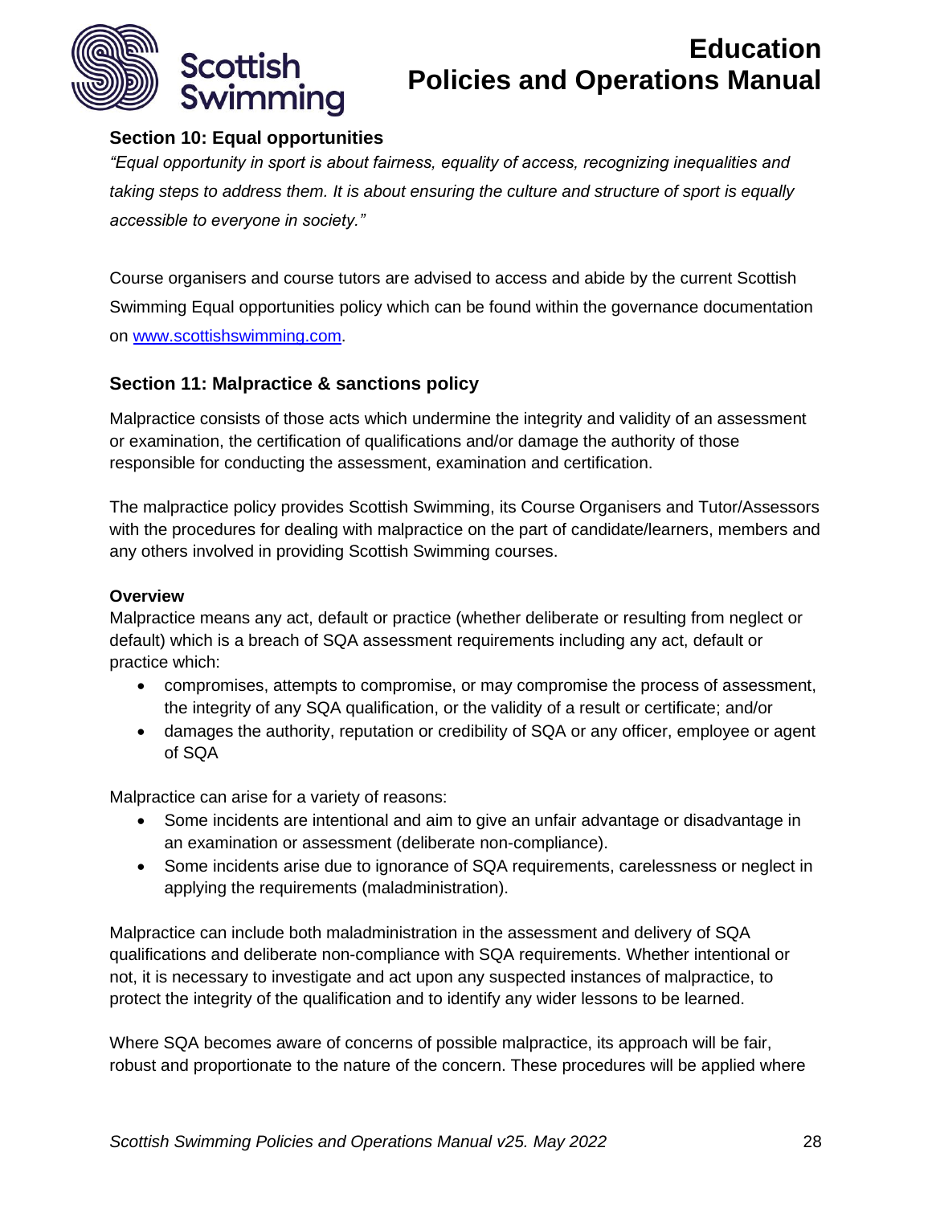## Section 10: Equal opportunities

*"Equal opportunity in sport is about fairness, equality of access, recognizing inequalities and taking steps to address them. It is about ensuring the culture and structure of sport is equally accessible to everyone in society."*

Course organisers and course tutors are advised to access and abide by the current Scottish Swimming Equal opportunities policy which can be found within the governance documentation on [www.scottishswimming.com](http://www.scottishswimming.com).

## Section 11: Malpractice & sanctions policy

Malpractice consists of those acts which undermine the integrity and validity of an assessment or examination, the certification of qualifications and/or damage the authority of those responsible for conducting the assessment, examination and certification.

The malpractice policy provides Scottish Swimming, its Course Organisers and Tutor/Assessors with the procedures for dealing with malpractice on the part of candidate/learners, members and any others involved in providing Scottish Swimming courses.

**Overview**

Malpractice means any act, default or practice (whether deliberate or resulting from neglect or default) which is a breach of SQA assessment requirements including any act, default or practice which:

- compromises, attempts to compromise, or may compromise the process of assessment, the integrity of any SQA qualification, or the validity of a result or certificate; and/or
- damages the authority, reputation or credibility of SQA or any officer, employee or agent of SQA

Malpractice can arise for a variety of reasons:

- Some incidents are intentional and aim to give an unfair advantage or disadvantage in an examination or assessment (deliberate non-compliance).
- Some incidents arise due to ignorance of SQA requirements, carelessness or neglect in applying the requirements (maladministration).

Malpractice can include both maladministration in the assessment and delivery of SQA qualifications and deliberate non-compliance with SQA requirements. Whether intentional or not, it is necessary to investigate and act upon any suspected instances of malpractice, to protect the integrity of the qualification and to identify any wider lessons to be learned.

Where SQA becomes aware of concerns of possible malpractice, its approach will be fair, robust and proportionate to the nature of the concern. These procedures will be applied where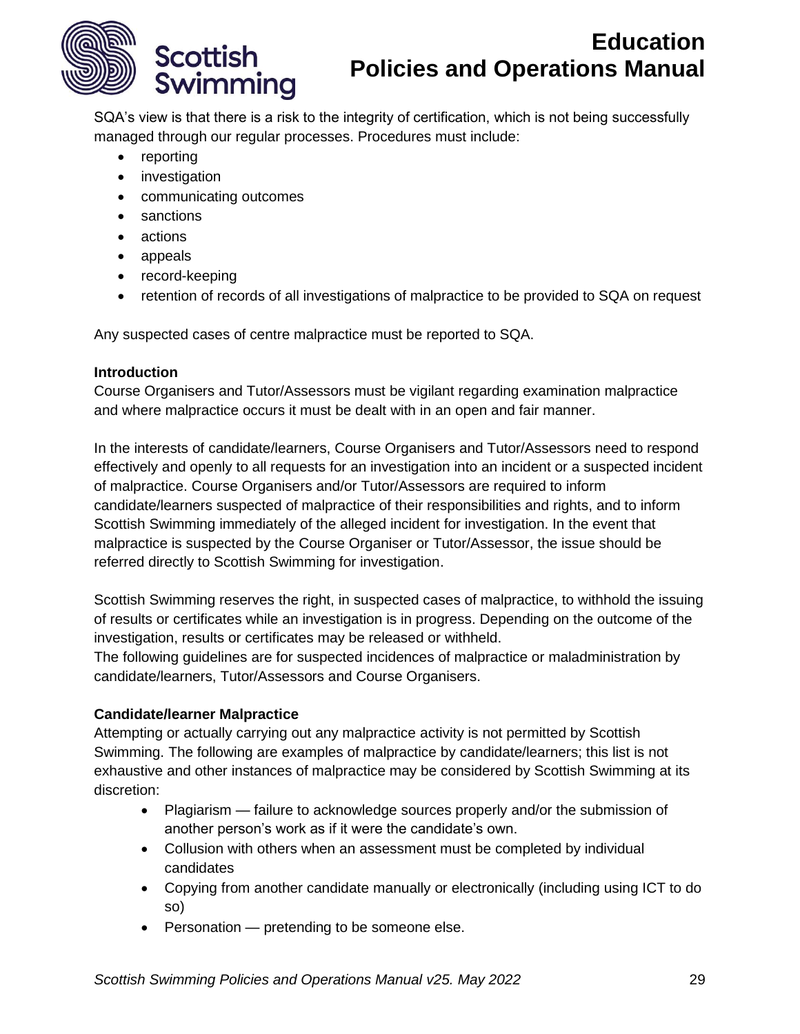SQA's view is that there is a risk to the integrity of certification, which is not being successfully managed through our regular processes. Procedures must include:

- reporting
- investigation
- communicating outcomes
- sanctions
- actions
- appeals
- record-keeping
- retention of records of all investigations of malpractice to be provided to SQA on request

Any suspected cases of centre malpractice must be reported to SQA.

**Introduction**

Course Organisers and Tutor/Assessors must be vigilant regarding examination malpractice and where malpractice occurs it must be dealt with in an open and fair manner.

In the interests of candidate/learners, Course Organisers and Tutor/Assessors need to respond effectively and openly to all requests for an investigation into an incident or a suspected incident of malpractice. Course Organisers and/or Tutor/Assessors are required to inform candidate/learners suspected of malpractice of their responsibilities and rights, and to inform Scottish Swimming immediately of the alleged incident for investigation. In the event that malpractice is suspected by the Course Organiser or Tutor/Assessor, the issue should be referred directly to Scottish Swimming for investigation.

Scottish Swimming reserves the right, in suspected cases of malpractice, to withhold the issuing of results or certificates while an investigation is in progress. Depending on the outcome of the investigation, results or certificates may be released or withheld.

The following guidelines are for suspected incidences of malpractice or maladministration by candidate/learners, Tutor/Assessors and Course Organisers.

**Candidate/learner Malpractice**

Attempting or actually carrying out any malpractice activity is not permitted by Scottish Swimming. The following are examples of malpractice by candidate/learners; this list is not exhaustive and other instances of malpractice may be considered by Scottish Swimming at its discretion:

- Plagiarism — failure to acknowledge sources properly and/or the submission of another person's work as if it were the candidate's own.
- Collusion with others when an assessment must be completed by individual candidates
- Copying from another candidate manually or electronically (including using ICT to do so)
- Personation — pretending to be someone else.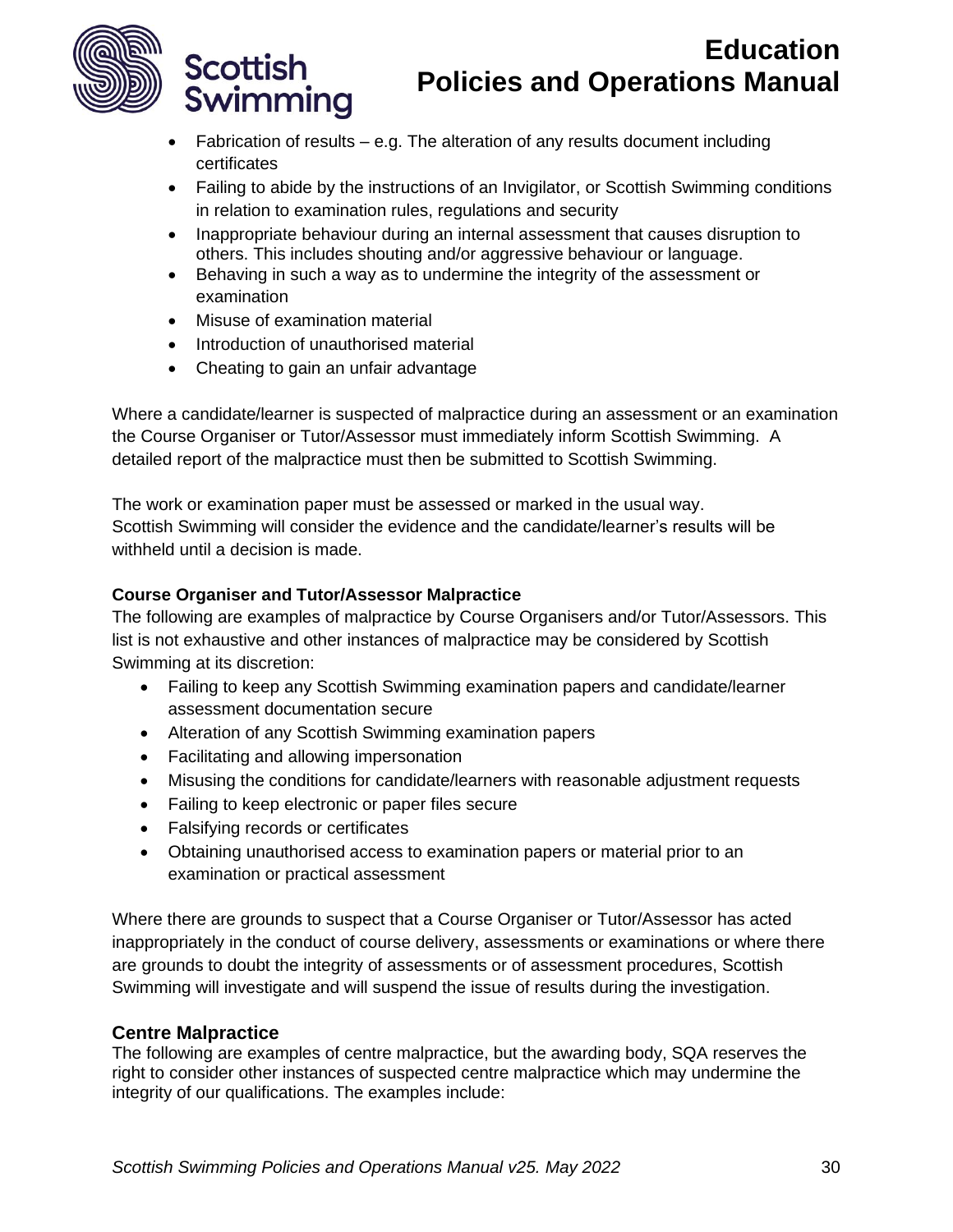- Fabrication of results – e.g. The alteration of any results document including certificates
- Failing to abide by the instructions of an Invigilator, or Scottish Swimming conditions in relation to examination rules, regulations and security
- Inappropriate behaviour during an internal assessment that causes disruption to others. This includes shouting and/or aggressive behaviour or language.
- Behaving in such a way as to undermine the integrity of the assessment or examination
- Misuse of examination material
- Introduction of unauthorised material
- Cheating to gain an unfair advantage

Where a candidate/learner is suspected of malpractice during an assessment or an examination the Course Organiser or Tutor/Assessor must immediately inform Scottish Swimming. A detailed report of the malpractice must then be submitted to Scottish Swimming.

The work or examination paper must be assessed or marked in the usual way.
Scottish Swimming will consider the evidence and the candidate/learner's results will be withheld until a decision is made.

**Course Organiser and Tutor/Assessor Malpractice**

The following are examples of malpractice by Course Organisers and/or Tutor/Assessors. This list is not exhaustive and other instances of malpractice may be considered by Scottish Swimming at its discretion:

- Failing to keep any Scottish Swimming examination papers and candidate/learner assessment documentation secure
- Alteration of any Scottish Swimming examination papers
- Facilitating and allowing impersonation
- Misusing the conditions for candidate/learners with reasonable adjustment requests
- Failing to keep electronic or paper files secure
- Falsifying records or certificates
- Obtaining unauthorised access to examination papers or material prior to an examination or practical assessment

Where there are grounds to suspect that a Course Organiser or Tutor/Assessor has acted inappropriately in the conduct of course delivery, assessments or examinations or where there are grounds to doubt the integrity of assessments or of assessment procedures, Scottish Swimming will investigate and will suspend the issue of results during the investigation.

### Centre Malpractice

The following are examples of centre malpractice, but the awarding body, SQA reserves the right to consider other instances of suspected centre malpractice which may undermine the integrity of our qualifications. The examples include: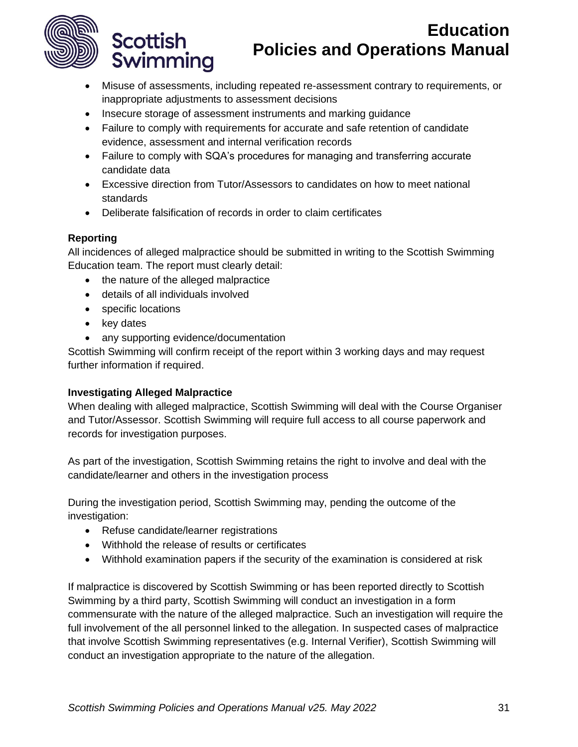- Misuse of assessments, including repeated re-assessment contrary to requirements, or inappropriate adjustments to assessment decisions
- Insecure storage of assessment instruments and marking guidance
- Failure to comply with requirements for accurate and safe retention of candidate evidence, assessment and internal verification records
- Failure to comply with SQA's procedures for managing and transferring accurate candidate data
- Excessive direction from Tutor/Assessors to candidates on how to meet national standards
- Deliberate falsification of records in order to claim certificates

**Reporting**

All incidences of alleged malpractice should be submitted in writing to the Scottish Swimming Education team. The report must clearly detail:

- the nature of the alleged malpractice
- details of all individuals involved
- specific locations
- key dates
- any supporting evidence/documentation

Scottish Swimming will confirm receipt of the report within 3 working days and may request further information if required.

**Investigating Alleged Malpractice**

When dealing with alleged malpractice, Scottish Swimming will deal with the Course Organiser and Tutor/Assessor. Scottish Swimming will require full access to all course paperwork and records for investigation purposes.

As part of the investigation, Scottish Swimming retains the right to involve and deal with the candidate/learner and others in the investigation process

During the investigation period, Scottish Swimming may, pending the outcome of the investigation:

- Refuse candidate/learner registrations
- Withhold the release of results or certificates
- Withhold examination papers if the security of the examination is considered at risk

If malpractice is discovered by Scottish Swimming or has been reported directly to Scottish Swimming by a third party, Scottish Swimming will conduct an investigation in a form commensurate with the nature of the alleged malpractice. Such an investigation will require the full involvement of the all personnel linked to the allegation. In suspected cases of malpractice that involve Scottish Swimming representatives (e.g. Internal Verifier), Scottish Swimming will conduct an investigation appropriate to the nature of the allegation.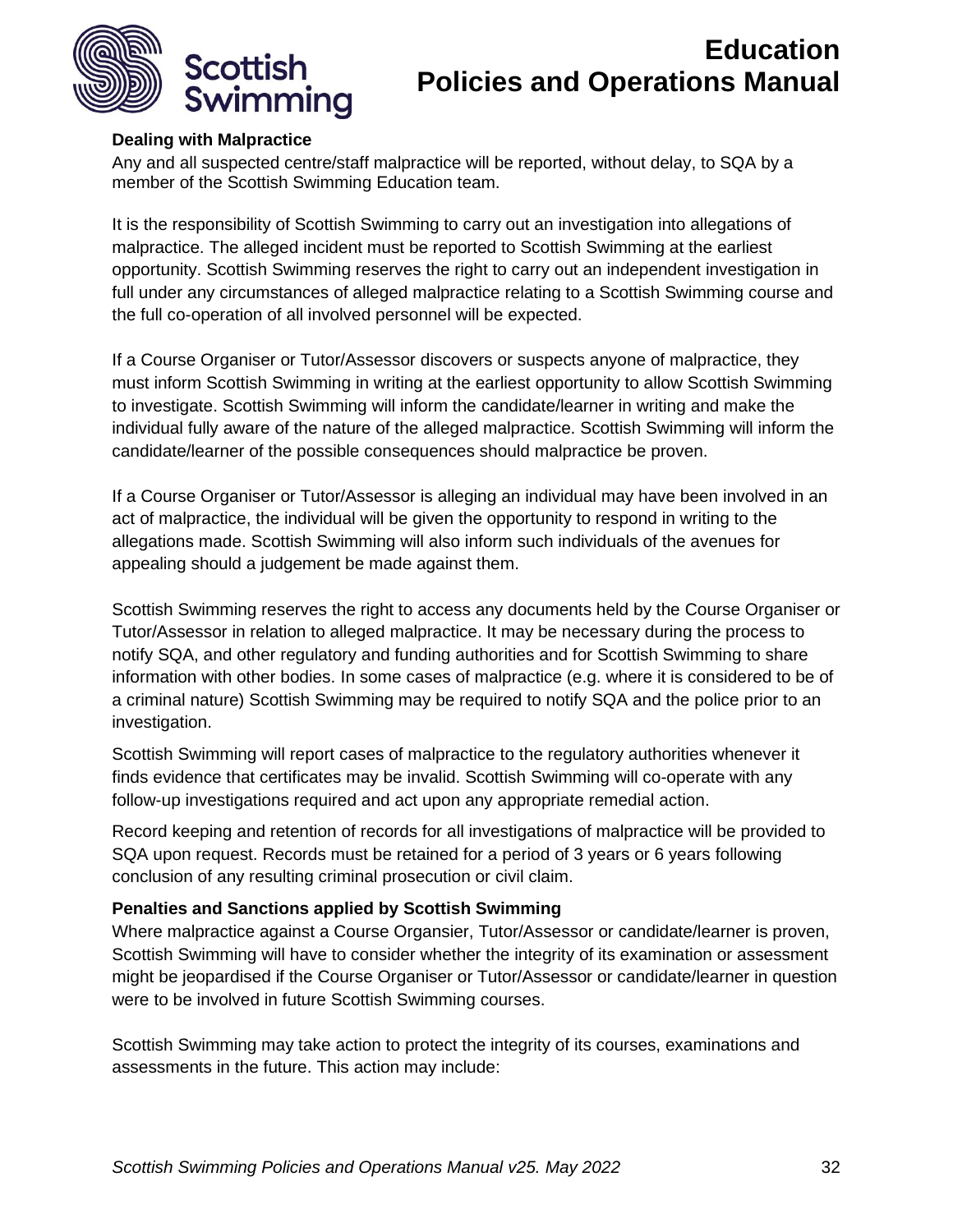**Dealing with Malpractice**

Any and all suspected centre/staff malpractice will be reported, without delay, to SQA by a member of the Scottish Swimming Education team.

It is the responsibility of Scottish Swimming to carry out an investigation into allegations of malpractice. The alleged incident must be reported to Scottish Swimming at the earliest opportunity. Scottish Swimming reserves the right to carry out an independent investigation in full under any circumstances of alleged malpractice relating to a Scottish Swimming course and the full co-operation of all involved personnel will be expected.

If a Course Organiser or Tutor/Assessor discovers or suspects anyone of malpractice, they must inform Scottish Swimming in writing at the earliest opportunity to allow Scottish Swimming to investigate. Scottish Swimming will inform the candidate/learner in writing and make the individual fully aware of the nature of the alleged malpractice. Scottish Swimming will inform the candidate/learner of the possible consequences should malpractice be proven.

If a Course Organiser or Tutor/Assessor is alleging an individual may have been involved in an act of malpractice, the individual will be given the opportunity to respond in writing to the allegations made. Scottish Swimming will also inform such individuals of the avenues for appealing should a judgement be made against them.

Scottish Swimming reserves the right to access any documents held by the Course Organiser or Tutor/Assessor in relation to alleged malpractice. It may be necessary during the process to notify SQA, and other regulatory and funding authorities and for Scottish Swimming to share information with other bodies. In some cases of malpractice (e.g. where it is considered to be of a criminal nature) Scottish Swimming may be required to notify SQA and the police prior to an investigation.

Scottish Swimming will report cases of malpractice to the regulatory authorities whenever it finds evidence that certificates may be invalid. Scottish Swimming will co-operate with any follow-up investigations required and act upon any appropriate remedial action.

Record keeping and retention of records for all investigations of malpractice will be provided to SQA upon request. Records must be retained for a period of 3 years or 6 years following conclusion of any resulting criminal prosecution or civil claim.

**Penalties and Sanctions applied by Scottish Swimming**

Where malpractice against a Course Organsier, Tutor/Assessor or candidate/learner is proven, Scottish Swimming will have to consider whether the integrity of its examination or assessment might be jeopardised if the Course Organiser or Tutor/Assessor or candidate/learner in question were to be involved in future Scottish Swimming courses.

Scottish Swimming may take action to protect the integrity of its courses, examinations and assessments in the future. This action may include: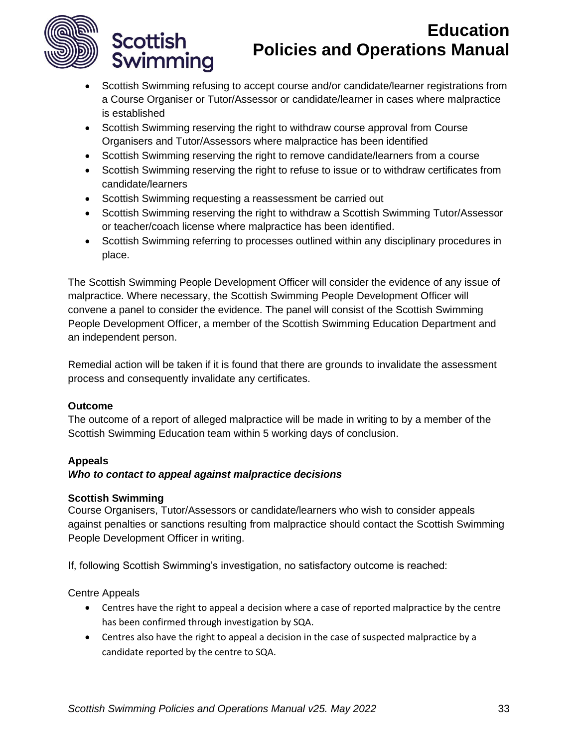- Scottish Swimming refusing to accept course and/or candidate/learner registrations from a Course Organiser or Tutor/Assessor or candidate/learner in cases where malpractice is established
- Scottish Swimming reserving the right to withdraw course approval from Course Organisers and Tutor/Assessors where malpractice has been identified
- Scottish Swimming reserving the right to remove candidate/learners from a course
- Scottish Swimming reserving the right to refuse to issue or to withdraw certificates from candidate/learners
- Scottish Swimming requesting a reassessment be carried out
- Scottish Swimming reserving the right to withdraw a Scottish Swimming Tutor/Assessor or teacher/coach license where malpractice has been identified.
- Scottish Swimming referring to processes outlined within any disciplinary procedures in place.

The Scottish Swimming People Development Officer will consider the evidence of any issue of malpractice. Where necessary, the Scottish Swimming People Development Officer will convene a panel to consider the evidence. The panel will consist of the Scottish Swimming People Development Officer, a member of the Scottish Swimming Education Department and an independent person.

Remedial action will be taken if it is found that there are grounds to invalidate the assessment process and consequently invalidate any certificates.

**Outcome**

The outcome of a report of alleged malpractice will be made in writing to by a member of the Scottish Swimming Education team within 5 working days of conclusion.

**Appeals**

***Who to contact to appeal against malpractice decisions***

**Scottish Swimming**

Course Organisers, Tutor/Assessors or candidate/learners who wish to consider appeals against penalties or sanctions resulting from malpractice should contact the Scottish Swimming People Development Officer in writing.

If, following Scottish Swimming's investigation, no satisfactory outcome is reached:

Centre Appeals

- Centres have the right to appeal a decision where a case of reported malpractice by the centre has been confirmed through investigation by SQA.
- Centres also have the right to appeal a decision in the case of suspected malpractice by a candidate reported by the centre to SQA.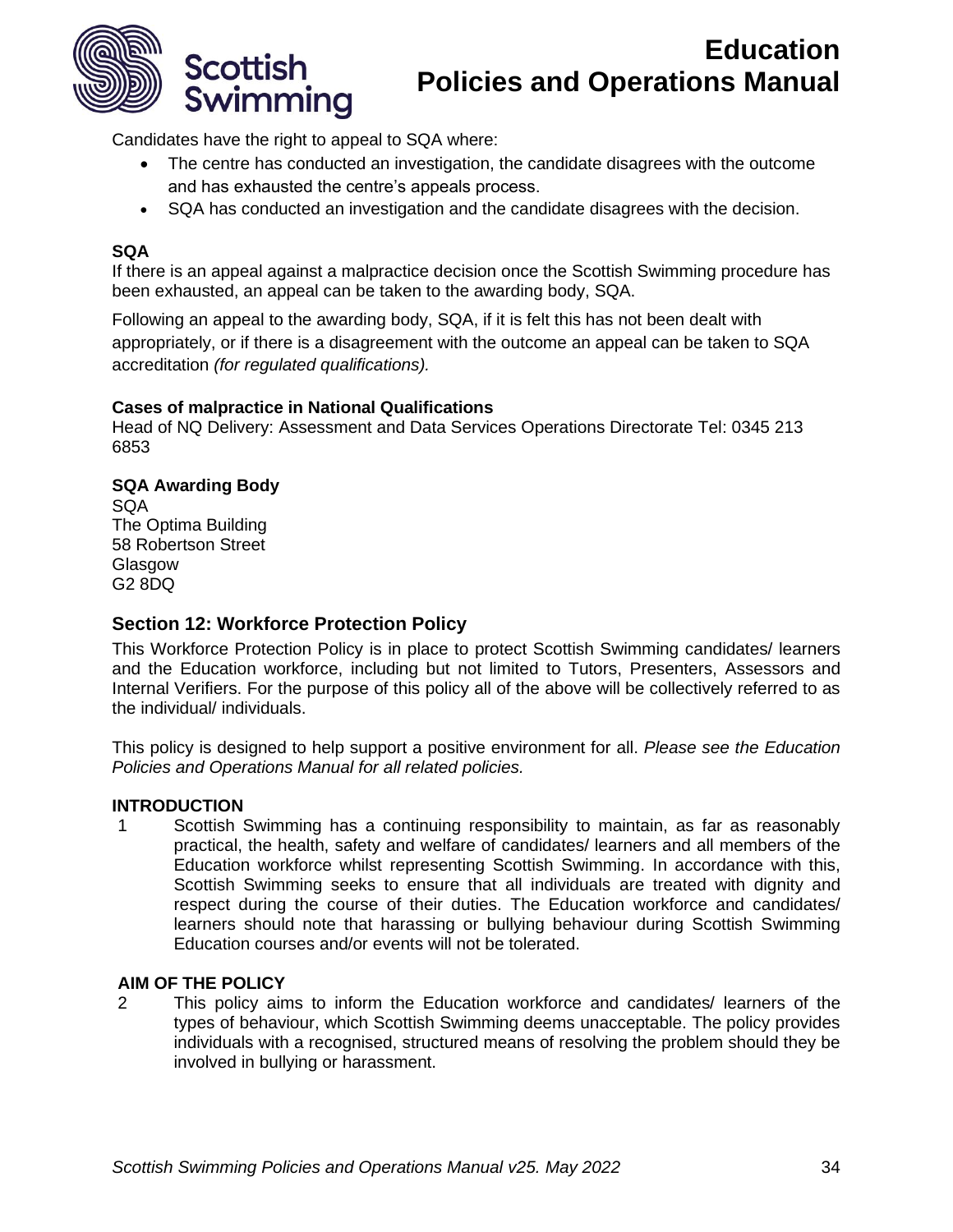Candidates have the right to appeal to SQA where:

- The centre has conducted an investigation, the candidate disagrees with the outcome and has exhausted the centre's appeals process.
- SQA has conducted an investigation and the candidate disagrees with the decision.

**SQA**

If there is an appeal against a malpractice decision once the Scottish Swimming procedure has been exhausted, an appeal can be taken to the awarding body, SQA.

Following an appeal to the awarding body, SQA, if it is felt this has not been dealt with appropriately, or if there is a disagreement with the outcome an appeal can be taken to SQA accreditation *(for regulated qualifications).*

**Cases of malpractice in National Qualifications**

Head of NQ Delivery: Assessment and Data Services Operations Directorate Tel: 0345 213 6853

**SQA Awarding Body**

SQA
The Optima Building
58 Robertson Street
Glasgow
G2 8DQ

## Section 12: Workforce Protection Policy

This Workforce Protection Policy is in place to protect Scottish Swimming candidates/ learners and the Education workforce, including but not limited to Tutors, Presenters, Assessors and Internal Verifiers. For the purpose of this policy all of the above will be collectively referred to as the individual/ individuals.

This policy is designed to help support a positive environment for all. *Please see the Education Policies and Operations Manual for all related policies.*

**INTRODUCTION**

1 Scottish Swimming has a continuing responsibility to maintain, as far as reasonably practical, the health, safety and welfare of candidates/ learners and all members of the Education workforce whilst representing Scottish Swimming. In accordance with this, Scottish Swimming seeks to ensure that all individuals are treated with dignity and respect during the course of their duties. The Education workforce and candidates/ learners should note that harassing or bullying behaviour during Scottish Swimming Education courses and/or events will not be tolerated.

**AIM OF THE POLICY**

2 This policy aims to inform the Education workforce and candidates/ learners of the types of behaviour, which Scottish Swimming deems unacceptable. The policy provides individuals with a recognised, structured means of resolving the problem should they be involved in bullying or harassment.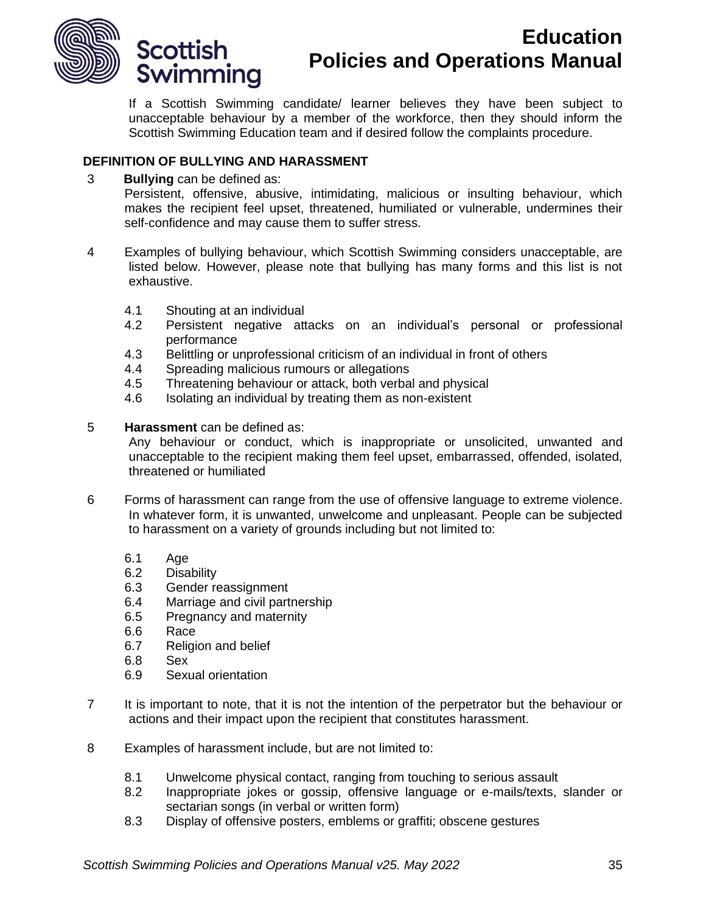If a Scottish Swimming candidate/ learner believes they have been subject to unacceptable behaviour by a member of the workforce, then they should inform the Scottish Swimming Education team and if desired follow the complaints procedure.

**DEFINITION OF BULLYING AND HARASSMENT**

3 **Bullying** can be defined as:
Persistent, offensive, abusive, intimidating, malicious or insulting behaviour, which makes the recipient feel upset, threatened, humiliated or vulnerable, undermines their self-confidence and may cause them to suffer stress.

4 Examples of bullying behaviour, which Scottish Swimming considers unacceptable, are listed below. However, please note that bullying has many forms and this list is not exhaustive.

- 4.1 Shouting at an individual
- 4.2 Persistent negative attacks on an individual's personal or professional performance
- 4.3 Belittling or unprofessional criticism of an individual in front of others
- 4.4 Spreading malicious rumours or allegations
- 4.5 Threatening behaviour or attack, both verbal and physical
- 4.6 Isolating an individual by treating them as non-existent

5 **Harassment** can be defined as:
Any behaviour or conduct, which is inappropriate or unsolicited, unwanted and unacceptable to the recipient making them feel upset, embarrassed, offended, isolated, threatened or humiliated

6 Forms of harassment can range from the use of offensive language to extreme violence. In whatever form, it is unwanted, unwelcome and unpleasant. People can be subjected to harassment on a variety of grounds including but not limited to:

- 6.1 Age
- 6.2 Disability
- 6.3 Gender reassignment
- 6.4 Marriage and civil partnership
- 6.5 Pregnancy and maternity
- 6.6 Race
- 6.7 Religion and belief
- 6.8 Sex
- 6.9 Sexual orientation

7 It is important to note, that it is not the intention of the perpetrator but the behaviour or actions and their impact upon the recipient that constitutes harassment.

8 Examples of harassment include, but are not limited to:

- 8.1 Unwelcome physical contact, ranging from touching to serious assault
- 8.2 Inappropriate jokes or gossip, offensive language or e-mails/texts, slander or sectarian songs (in verbal or written form)
- 8.3 Display of offensive posters, emblems or graffiti; obscene gestures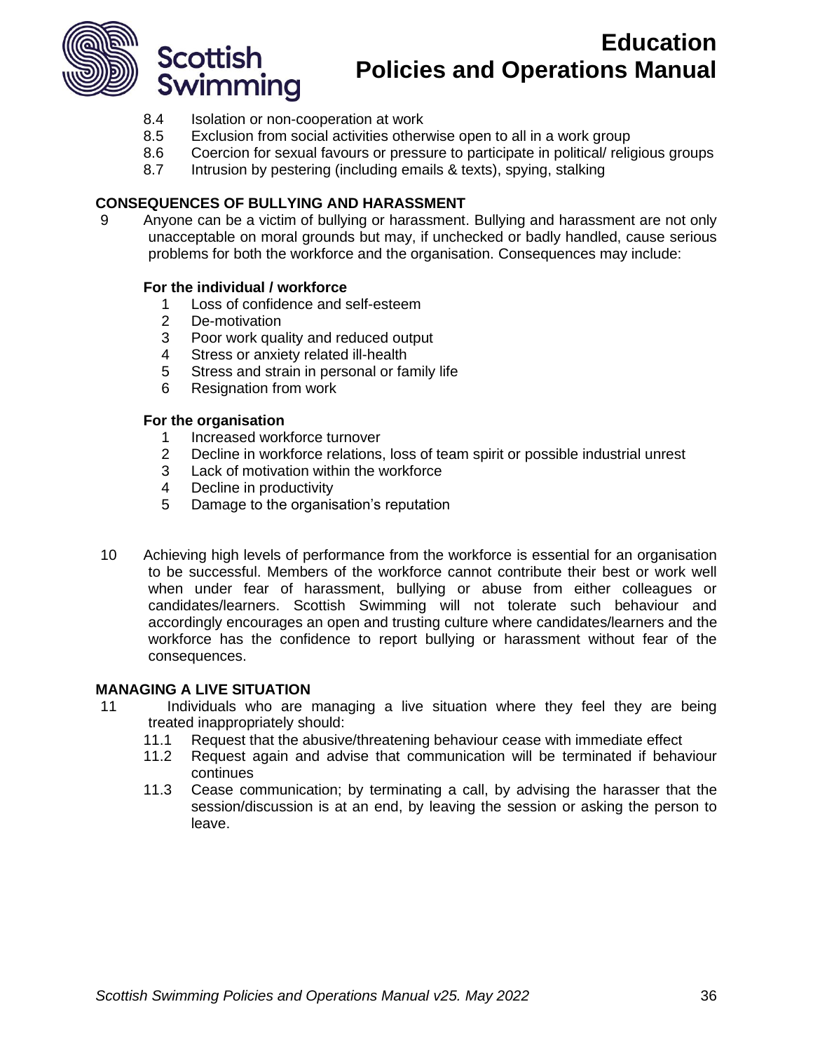8.4 Isolation or non-cooperation at work
8.5 Exclusion from social activities otherwise open to all in a work group
8.6 Coercion for sexual favours or pressure to participate in political/ religious groups
8.7 Intrusion by pestering (including emails & texts), spying, stalking

## CONSEQUENCES OF BULLYING AND HARASSMENT

9 Anyone can be a victim of bullying or harassment. Bullying and harassment are not only unacceptable on moral grounds but may, if unchecked or badly handled, cause serious problems for both the workforce and the organisation. Consequences may include:

**For the individual / workforce**

1. Loss of confidence and self-esteem
2. De-motivation
3. Poor work quality and reduced output
4. Stress or anxiety related ill-health
5. Stress and strain in personal or family life
6. Resignation from work

**For the organisation**

1. Increased workforce turnover
2. Decline in workforce relations, loss of team spirit or possible industrial unrest
3. Lack of motivation within the workforce
4. Decline in productivity
5. Damage to the organisation's reputation

10 Achieving high levels of performance from the workforce is essential for an organisation to be successful. Members of the workforce cannot contribute their best or work well when under fear of harassment, bullying or abuse from either colleagues or candidates/learners. Scottish Swimming will not tolerate such behaviour and accordingly encourages an open and trusting culture where candidates/learners and the workforce has the confidence to report bullying or harassment without fear of the consequences.

## MANAGING A LIVE SITUATION

11 Individuals who are managing a live situation where they feel they are being treated inappropriately should:

11.1 Request that the abusive/threatening behaviour cease with immediate effect
11.2 Request again and advise that communication will be terminated if behaviour continues
11.3 Cease communication; by terminating a call, by advising the harasser that the session/discussion is at an end, by leaving the session or asking the person to leave.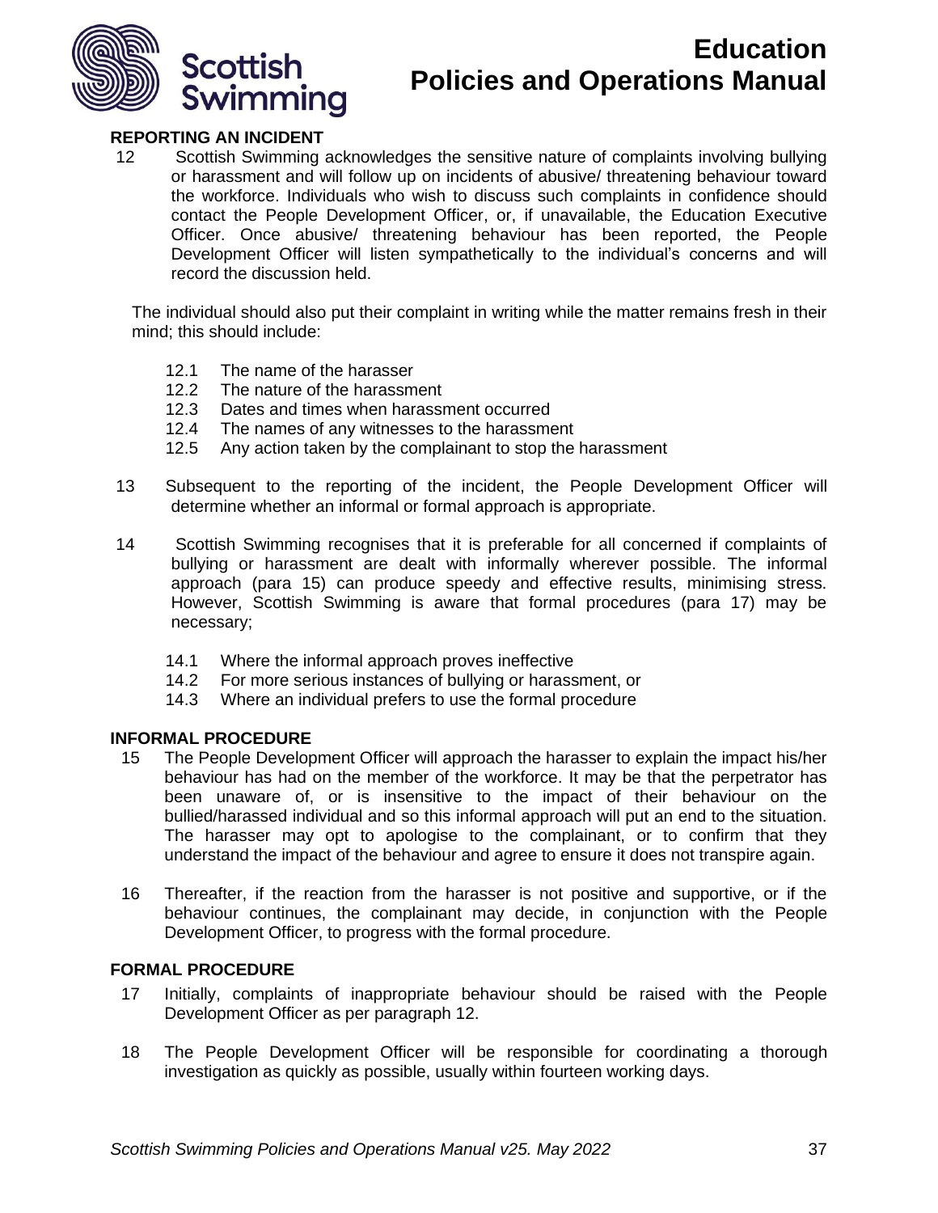## REPORTING AN INCIDENT

12 Scottish Swimming acknowledges the sensitive nature of complaints involving bullying or harassment and will follow up on incidents of abusive/ threatening behaviour toward the workforce. Individuals who wish to discuss such complaints in confidence should contact the People Development Officer, or, if unavailable, the Education Executive Officer. Once abusive/ threatening behaviour has been reported, the People Development Officer will listen sympathetically to the individual's concerns and will record the discussion held.

The individual should also put their complaint in writing while the matter remains fresh in their mind; this should include:

- 12.1 The name of the harasser
- 12.2 The nature of the harassment
- 12.3 Dates and times when harassment occurred
- 12.4 The names of any witnesses to the harassment
- 12.5 Any action taken by the complainant to stop the harassment

13 Subsequent to the reporting of the incident, the People Development Officer will determine whether an informal or formal approach is appropriate.

14 Scottish Swimming recognises that it is preferable for all concerned if complaints of bullying or harassment are dealt with informally wherever possible. The informal approach (para 15) can produce speedy and effective results, minimising stress. However, Scottish Swimming is aware that formal procedures (para 17) may be necessary;

- 14.1 Where the informal approach proves ineffective
- 14.2 For more serious instances of bullying or harassment, or
- 14.3 Where an individual prefers to use the formal procedure

## INFORMAL PROCEDURE

15 The People Development Officer will approach the harasser to explain the impact his/her behaviour has had on the member of the workforce. It may be that the perpetrator has been unaware of, or is insensitive to the impact of their behaviour on the bullied/harassed individual and so this informal approach will put an end to the situation. The harasser may opt to apologise to the complainant, or to confirm that they understand the impact of the behaviour and agree to ensure it does not transpire again.

16 Thereafter, if the reaction from the harasser is not positive and supportive, or if the behaviour continues, the complainant may decide, in conjunction with the People Development Officer, to progress with the formal procedure.

## FORMAL PROCEDURE

17 Initially, complaints of inappropriate behaviour should be raised with the People Development Officer as per paragraph 12.

18 The People Development Officer will be responsible for coordinating a thorough investigation as quickly as possible, usually within fourteen working days.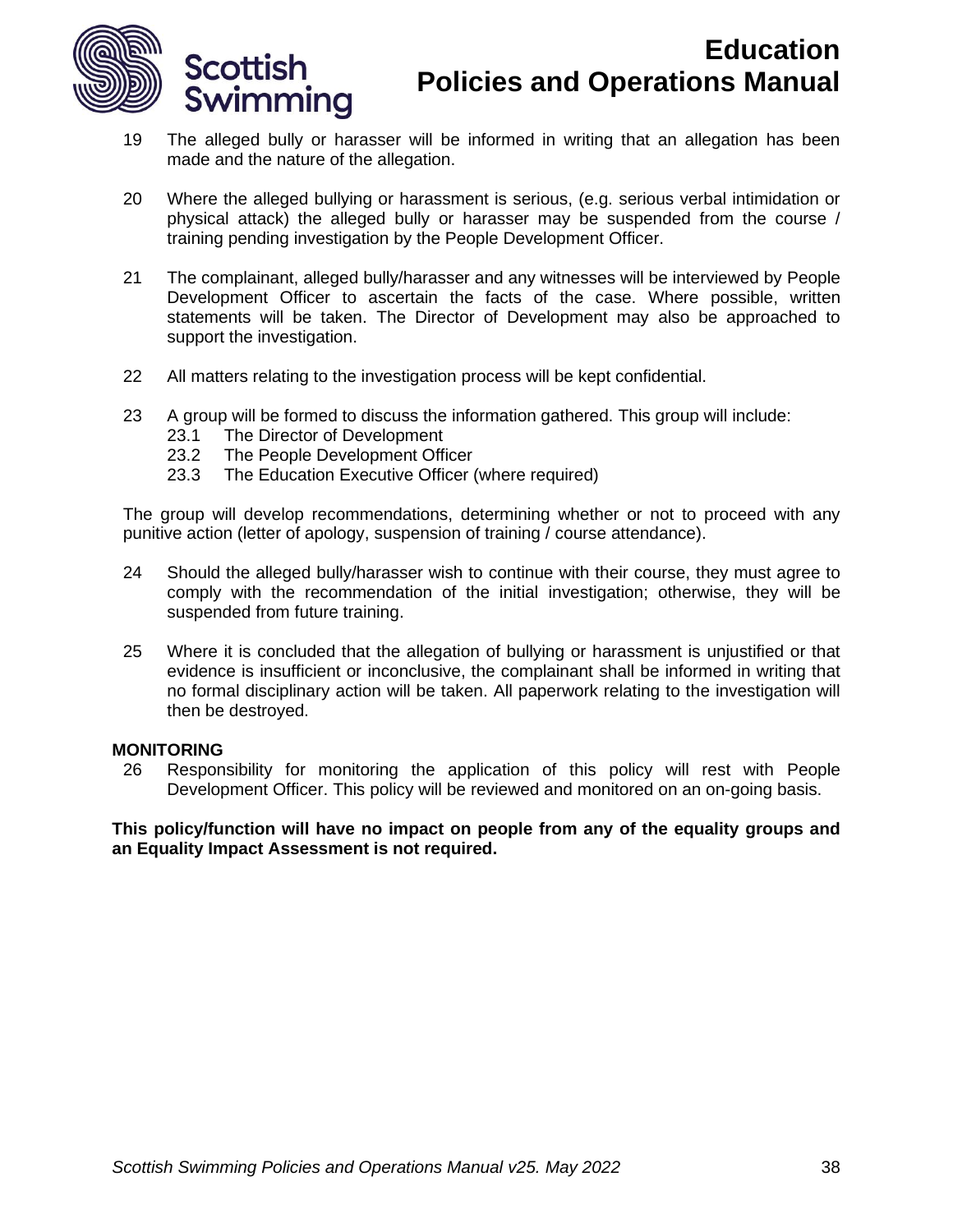19 The alleged bully or harasser will be informed in writing that an allegation has been made and the nature of the allegation.

20 Where the alleged bullying or harassment is serious, (e.g. serious verbal intimidation or physical attack) the alleged bully or harasser may be suspended from the course / training pending investigation by the People Development Officer.

21 The complainant, alleged bully/harasser and any witnesses will be interviewed by People Development Officer to ascertain the facts of the case. Where possible, written statements will be taken. The Director of Development may also be approached to support the investigation.

22 All matters relating to the investigation process will be kept confidential.

23 A group will be formed to discuss the information gathered. This group will include:
   - 23.1 The Director of Development
   - 23.2 The People Development Officer
   - 23.3 The Education Executive Officer (where required)

The group will develop recommendations, determining whether or not to proceed with any punitive action (letter of apology, suspension of training / course attendance).

24 Should the alleged bully/harasser wish to continue with their course, they must agree to comply with the recommendation of the initial investigation; otherwise, they will be suspended from future training.

25 Where it is concluded that the allegation of bullying or harassment is unjustified or that evidence is insufficient or inconclusive, the complainant shall be informed in writing that no formal disciplinary action will be taken. All paperwork relating to the investigation will then be destroyed.

**MONITORING**

26 Responsibility for monitoring the application of this policy will rest with People Development Officer. This policy will be reviewed and monitored on an on-going basis.

**This policy/function will have no impact on people from any of the equality groups and an Equality Impact Assessment is not required.**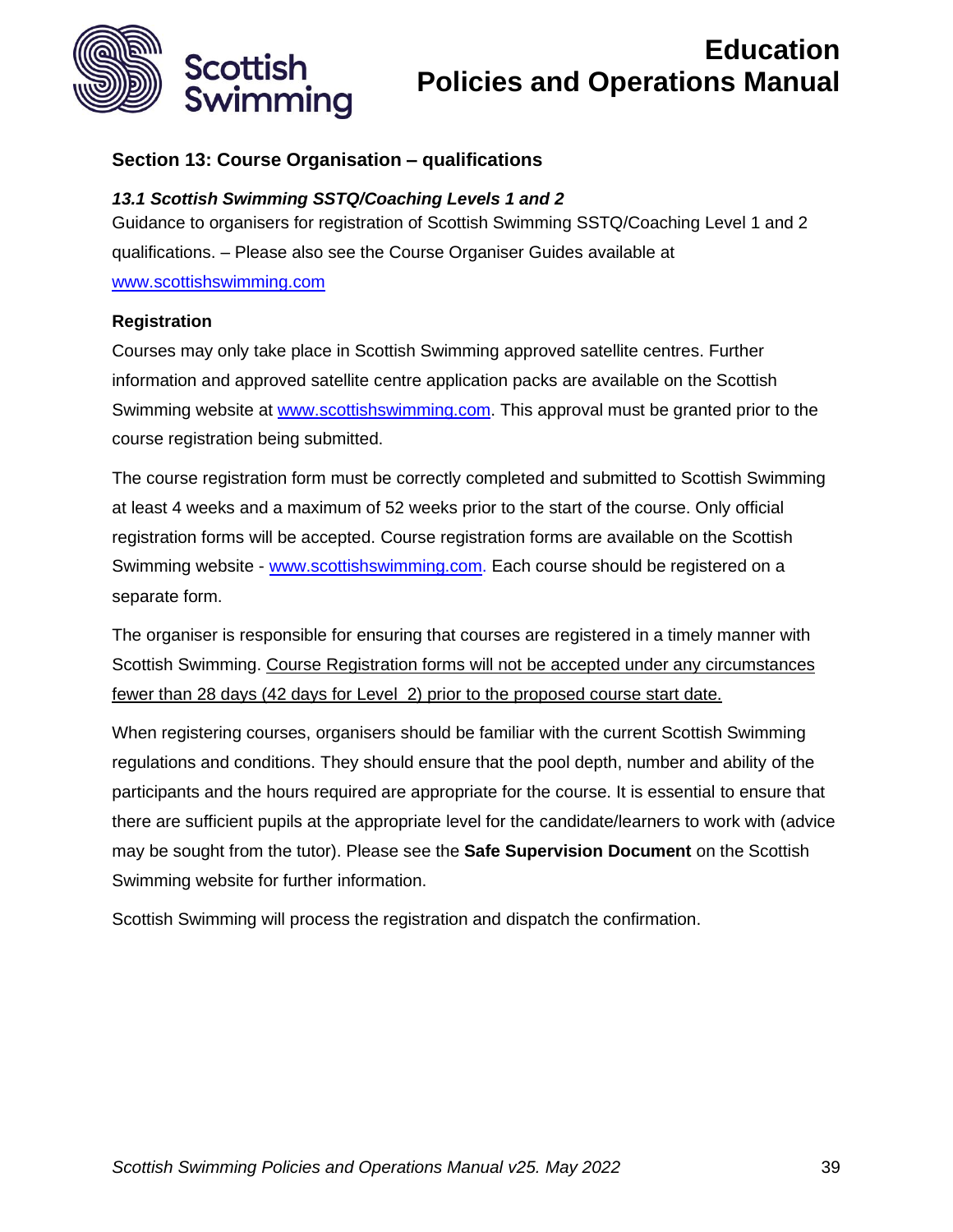## Section 13: Course Organisation – qualifications

### *13.1 Scottish Swimming SSTQ/Coaching Levels 1 and 2*

Guidance to organisers for registration of Scottish Swimming SSTQ/Coaching Level 1 and 2 qualifications. – Please also see the Course Organiser Guides available at www.scottishswimming.com

**Registration**

Courses may only take place in Scottish Swimming approved satellite centres. Further information and approved satellite centre application packs are available on the Scottish Swimming website at www.scottishswimming.com. This approval must be granted prior to the course registration being submitted.

The course registration form must be correctly completed and submitted to Scottish Swimming at least 4 weeks and a maximum of 52 weeks prior to the start of the course. Only official registration forms will be accepted. Course registration forms are available on the Scottish Swimming website - www.scottishswimming.com. Each course should be registered on a separate form.

The organiser is responsible for ensuring that courses are registered in a timely manner with Scottish Swimming. Course Registration forms will not be accepted under any circumstances fewer than 28 days (42 days for Level 2) prior to the proposed course start date.

When registering courses, organisers should be familiar with the current Scottish Swimming regulations and conditions. They should ensure that the pool depth, number and ability of the participants and the hours required are appropriate for the course. It is essential to ensure that there are sufficient pupils at the appropriate level for the candidate/learners to work with (advice may be sought from the tutor). Please see the **Safe Supervision Document** on the Scottish Swimming website for further information.

Scottish Swimming will process the registration and dispatch the confirmation.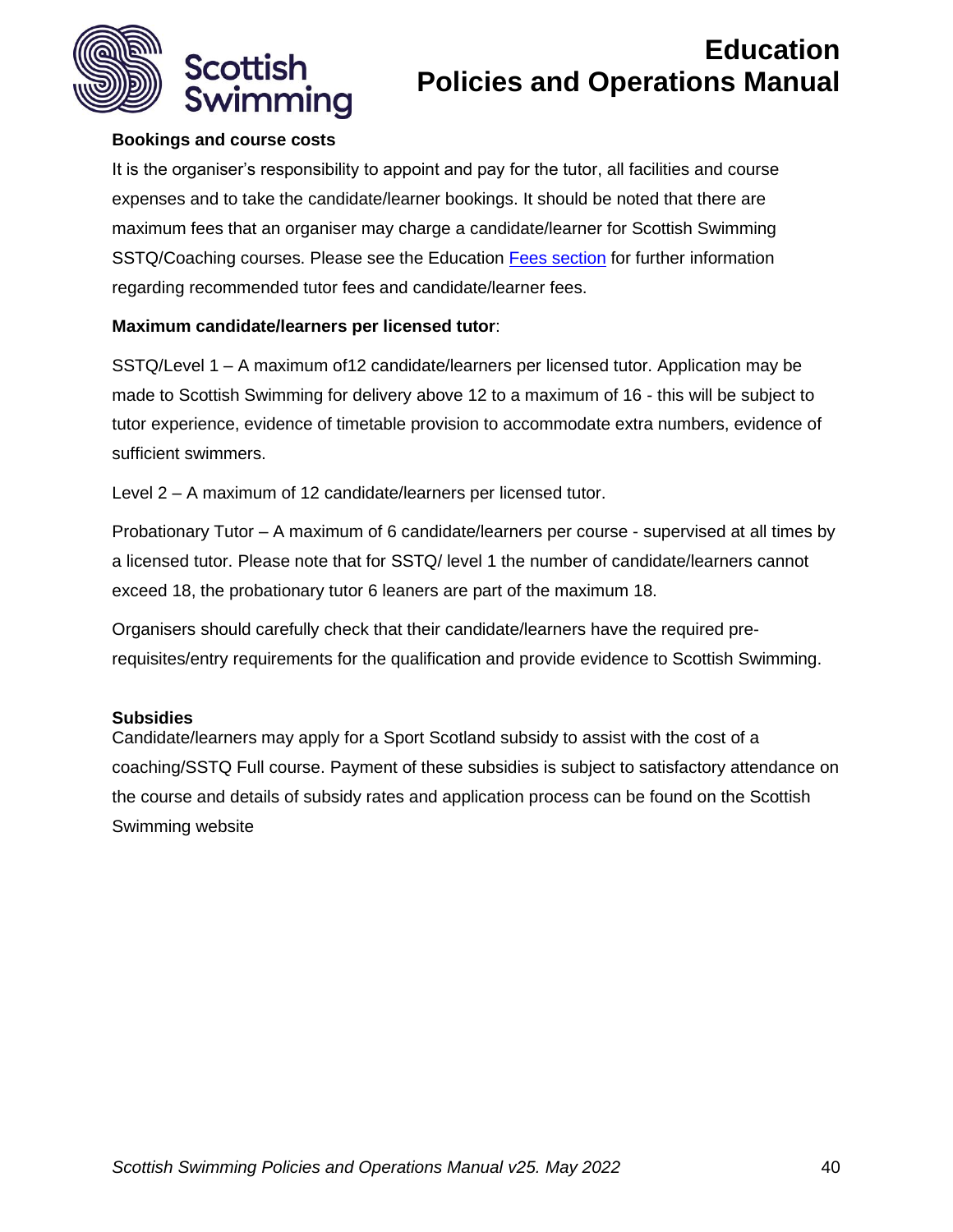**Bookings and course costs**

It is the organiser's responsibility to appoint and pay for the tutor, all facilities and course expenses and to take the candidate/learner bookings. It should be noted that there are maximum fees that an organiser may charge a candidate/learner for Scottish Swimming SSTQ/Coaching courses. Please see the Education [Fees section] for further information regarding recommended tutor fees and candidate/learner fees.

**Maximum candidate/learners per licensed tutor**:

SSTQ/Level 1 – A maximum of12 candidate/learners per licensed tutor. Application may be made to Scottish Swimming for delivery above 12 to a maximum of 16 - this will be subject to tutor experience, evidence of timetable provision to accommodate extra numbers, evidence of sufficient swimmers.

Level 2 – A maximum of 12 candidate/learners per licensed tutor.

Probationary Tutor – A maximum of 6 candidate/learners per course - supervised at all times by a licensed tutor. Please note that for SSTQ/ level 1 the number of candidate/learners cannot exceed 18, the probationary tutor 6 leaners are part of the maximum 18.

Organisers should carefully check that their candidate/learners have the required pre-requisites/entry requirements for the qualification and provide evidence to Scottish Swimming.

**Subsidies**

Candidate/learners may apply for a Sport Scotland subsidy to assist with the cost of a coaching/SSTQ Full course. Payment of these subsidies is subject to satisfactory attendance on the course and details of subsidy rates and application process can be found on the Scottish Swimming website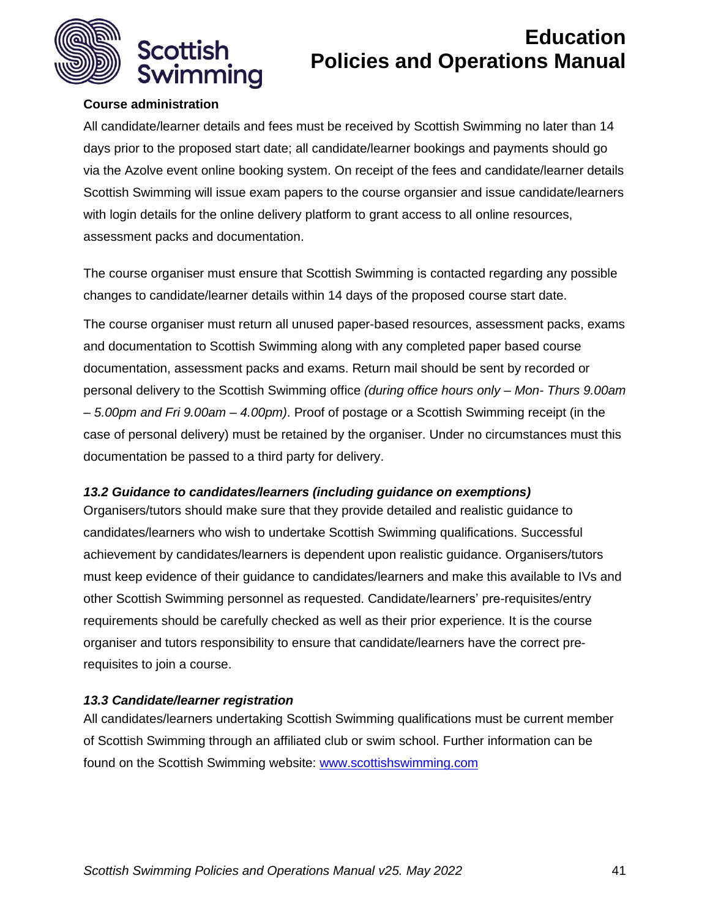**Course administration**

All candidate/learner details and fees must be received by Scottish Swimming no later than 14 days prior to the proposed start date; all candidate/learner bookings and payments should go via the Azolve event online booking system. On receipt of the fees and candidate/learner details Scottish Swimming will issue exam papers to the course organsier and issue candidate/learners with login details for the online delivery platform to grant access to all online resources, assessment packs and documentation.

The course organiser must ensure that Scottish Swimming is contacted regarding any possible changes to candidate/learner details within 14 days of the proposed course start date.

The course organiser must return all unused paper-based resources, assessment packs, exams and documentation to Scottish Swimming along with any completed paper based course documentation, assessment packs and exams. Return mail should be sent by recorded or personal delivery to the Scottish Swimming office *(during office hours only – Mon- Thurs 9.00am – 5.00pm and Fri 9.00am – 4.00pm)*. Proof of postage or a Scottish Swimming receipt (in the case of personal delivery) must be retained by the organiser. Under no circumstances must this documentation be passed to a third party for delivery.

### *13.2 Guidance to candidates/learners (including guidance on exemptions)*

Organisers/tutors should make sure that they provide detailed and realistic guidance to candidates/learners who wish to undertake Scottish Swimming qualifications. Successful achievement by candidates/learners is dependent upon realistic guidance. Organisers/tutors must keep evidence of their guidance to candidates/learners and make this available to IVs and other Scottish Swimming personnel as requested. Candidate/learners' pre-requisites/entry requirements should be carefully checked as well as their prior experience. It is the course organiser and tutors responsibility to ensure that candidate/learners have the correct pre-requisites to join a course.

### *13.3 Candidate/learner registration*

All candidates/learners undertaking Scottish Swimming qualifications must be current member of Scottish Swimming through an affiliated club or swim school. Further information can be found on the Scottish Swimming website: [www.scottishswimming.com](http://www.scottishswimming.com)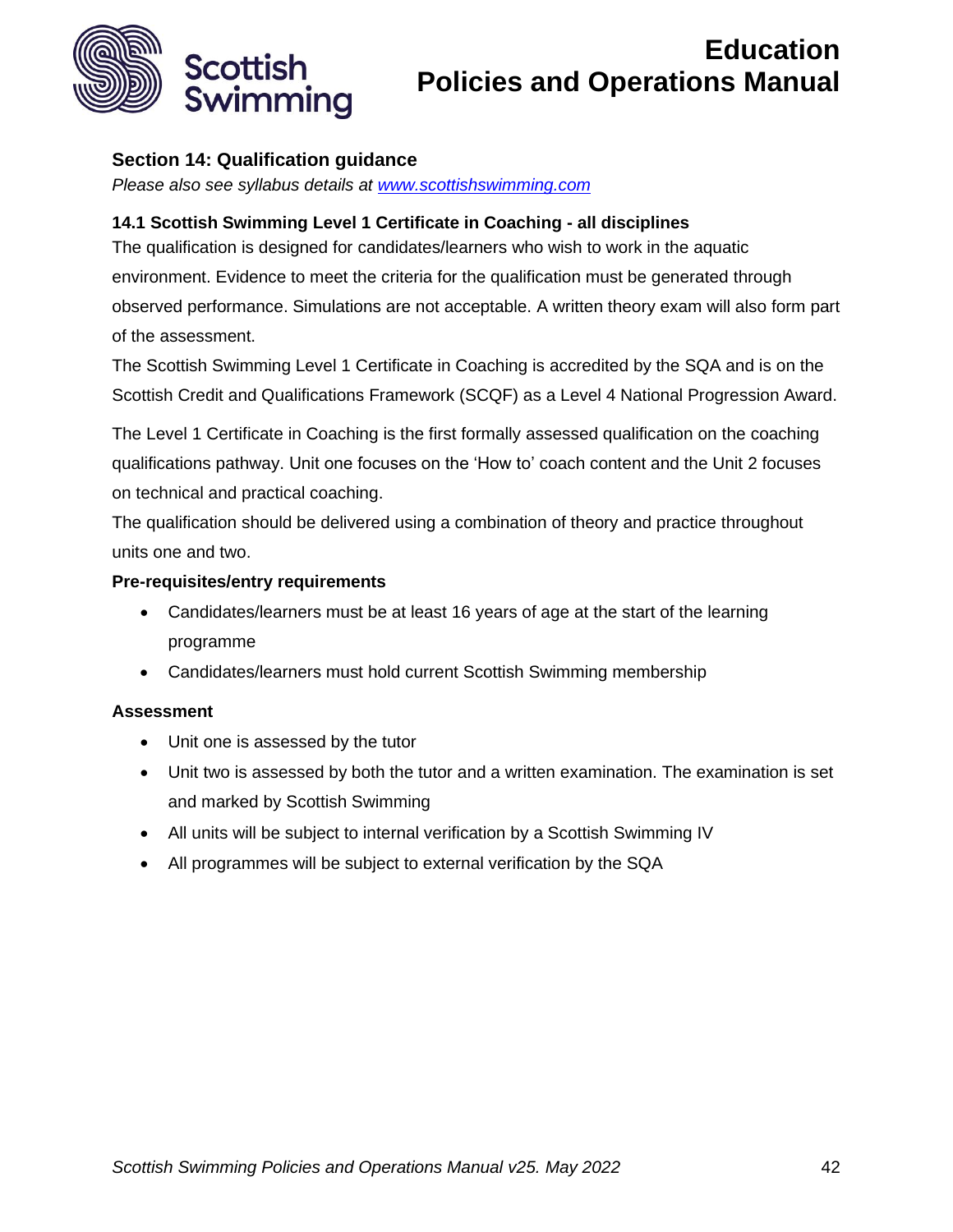## Section 14: Qualification guidance

*Please also see syllabus details at [www.scottishswimming.com](www.scottishswimming.com)*

### 14.1 Scottish Swimming Level 1 Certificate in Coaching - all disciplines

The qualification is designed for candidates/learners who wish to work in the aquatic environment. Evidence to meet the criteria for the qualification must be generated through observed performance. Simulations are not acceptable. A written theory exam will also form part of the assessment.

The Scottish Swimming Level 1 Certificate in Coaching is accredited by the SQA and is on the Scottish Credit and Qualifications Framework (SCQF) as a Level 4 National Progression Award.

The Level 1 Certificate in Coaching is the first formally assessed qualification on the coaching qualifications pathway. Unit one focuses on the 'How to' coach content and the Unit 2 focuses on technical and practical coaching.

The qualification should be delivered using a combination of theory and practice throughout units one and two.

**Pre-requisites/entry requirements**

- Candidates/learners must be at least 16 years of age at the start of the learning programme
- Candidates/learners must hold current Scottish Swimming membership

**Assessment**

- Unit one is assessed by the tutor
- Unit two is assessed by both the tutor and a written examination. The examination is set and marked by Scottish Swimming
- All units will be subject to internal verification by a Scottish Swimming IV
- All programmes will be subject to external verification by the SQA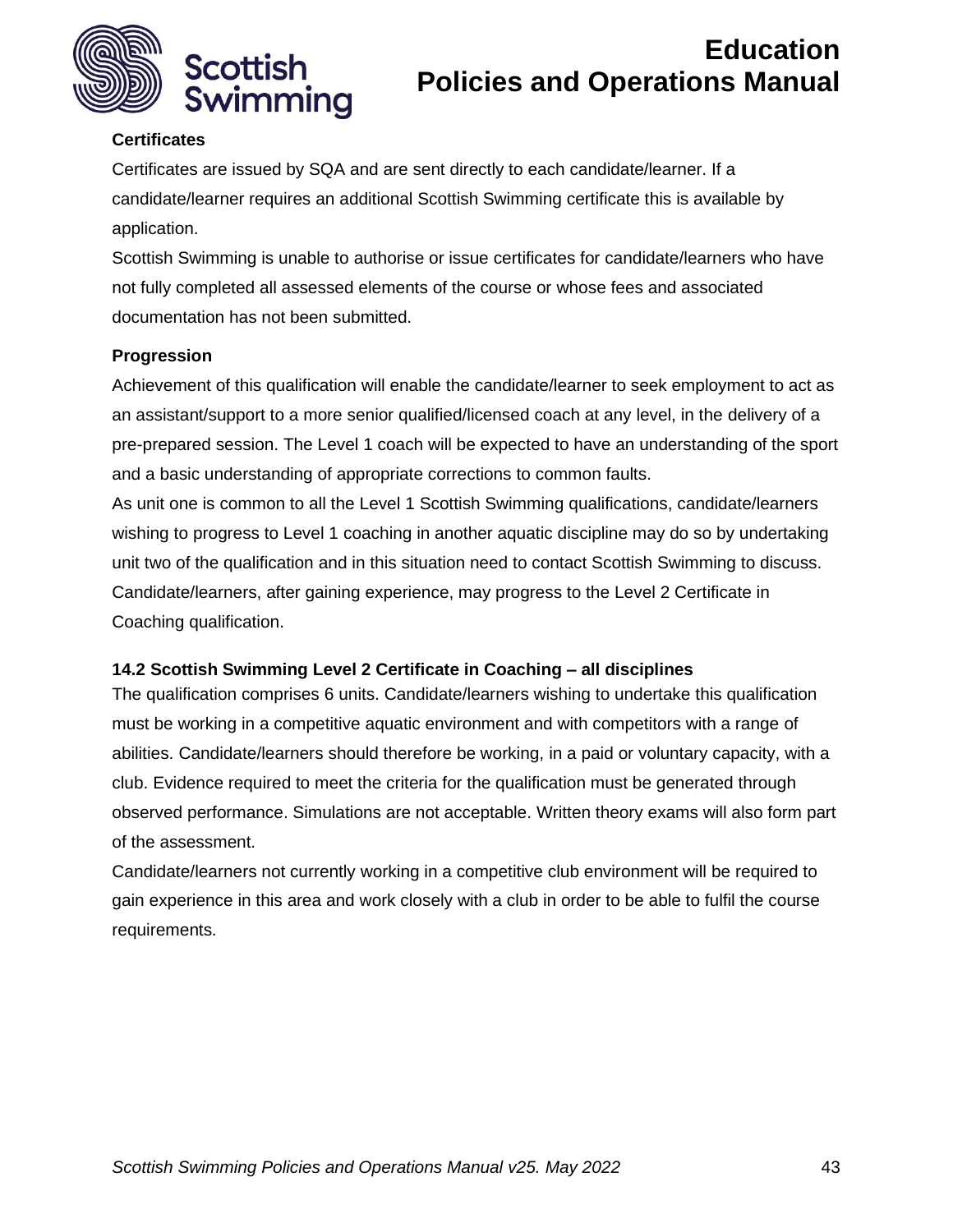**Certificates**

Certificates are issued by SQA and are sent directly to each candidate/learner. If a candidate/learner requires an additional Scottish Swimming certificate this is available by application.

Scottish Swimming is unable to authorise or issue certificates for candidate/learners who have not fully completed all assessed elements of the course or whose fees and associated documentation has not been submitted.

**Progression**

Achievement of this qualification will enable the candidate/learner to seek employment to act as an assistant/support to a more senior qualified/licensed coach at any level, in the delivery of a pre-prepared session. The Level 1 coach will be expected to have an understanding of the sport and a basic understanding of appropriate corrections to common faults.

As unit one is common to all the Level 1 Scottish Swimming qualifications, candidate/learners wishing to progress to Level 1 coaching in another aquatic discipline may do so by undertaking unit two of the qualification and in this situation need to contact Scottish Swimming to discuss.

Candidate/learners, after gaining experience, may progress to the Level 2 Certificate in Coaching qualification.

### 14.2 Scottish Swimming Level 2 Certificate in Coaching – all disciplines

The qualification comprises 6 units. Candidate/learners wishing to undertake this qualification must be working in a competitive aquatic environment and with competitors with a range of abilities. Candidate/learners should therefore be working, in a paid or voluntary capacity, with a club. Evidence required to meet the criteria for the qualification must be generated through observed performance. Simulations are not acceptable. Written theory exams will also form part of the assessment.

Candidate/learners not currently working in a competitive club environment will be required to gain experience in this area and work closely with a club in order to be able to fulfil the course requirements.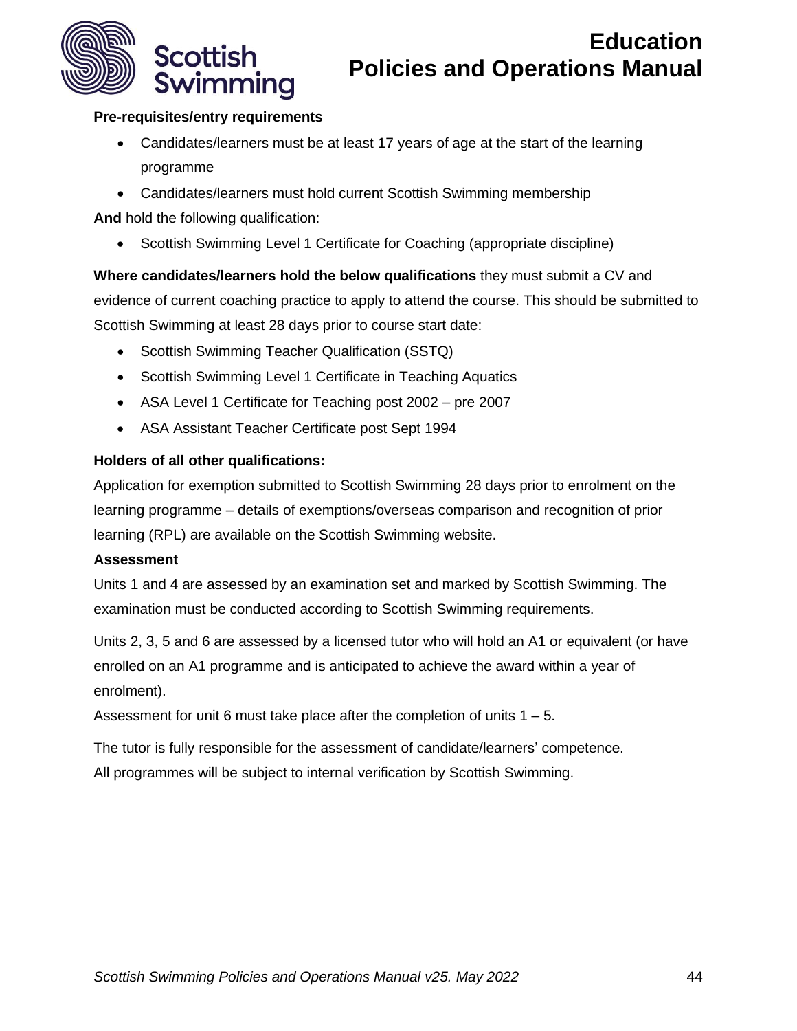**Pre-requisites/entry requirements**

- Candidates/learners must be at least 17 years of age at the start of the learning programme
- Candidates/learners must hold current Scottish Swimming membership

**And** hold the following qualification:

- Scottish Swimming Level 1 Certificate for Coaching (appropriate discipline)

**Where candidates/learners hold the below qualifications** they must submit a CV and evidence of current coaching practice to apply to attend the course. This should be submitted to Scottish Swimming at least 28 days prior to course start date:

- Scottish Swimming Teacher Qualification (SSTQ)
- Scottish Swimming Level 1 Certificate in Teaching Aquatics
- ASA Level 1 Certificate for Teaching post 2002 – pre 2007
- ASA Assistant Teacher Certificate post Sept 1994

**Holders of all other qualifications:**

Application for exemption submitted to Scottish Swimming 28 days prior to enrolment on the learning programme – details of exemptions/overseas comparison and recognition of prior learning (RPL) are available on the Scottish Swimming website.

**Assessment**

Units 1 and 4 are assessed by an examination set and marked by Scottish Swimming. The examination must be conducted according to Scottish Swimming requirements.

Units 2, 3, 5 and 6 are assessed by a licensed tutor who will hold an A1 or equivalent (or have enrolled on an A1 programme and is anticipated to achieve the award within a year of enrolment).

Assessment for unit 6 must take place after the completion of units 1 – 5.

The tutor is fully responsible for the assessment of candidate/learners' competence.

All programmes will be subject to internal verification by Scottish Swimming.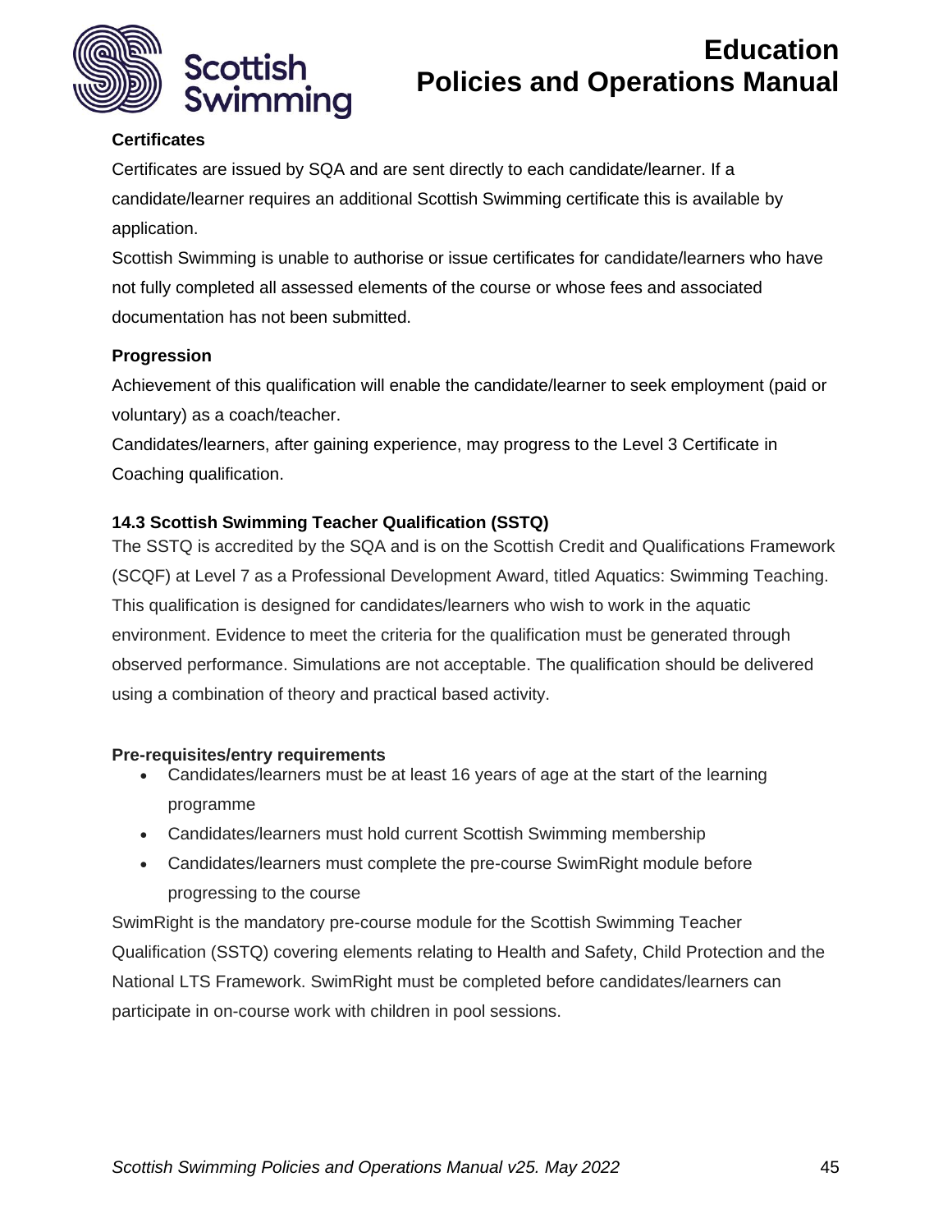**Certificates**

Certificates are issued by SQA and are sent directly to each candidate/learner. If a candidate/learner requires an additional Scottish Swimming certificate this is available by application.

Scottish Swimming is unable to authorise or issue certificates for candidate/learners who have not fully completed all assessed elements of the course or whose fees and associated documentation has not been submitted.

**Progression**

Achievement of this qualification will enable the candidate/learner to seek employment (paid or voluntary) as a coach/teacher.

Candidates/learners, after gaining experience, may progress to the Level 3 Certificate in Coaching qualification.

### 14.3 Scottish Swimming Teacher Qualification (SSTQ)

The SSTQ is accredited by the SQA and is on the Scottish Credit and Qualifications Framework (SCQF) at Level 7 as a Professional Development Award, titled Aquatics: Swimming Teaching. This qualification is designed for candidates/learners who wish to work in the aquatic environment. Evidence to meet the criteria for the qualification must be generated through observed performance. Simulations are not acceptable. The qualification should be delivered using a combination of theory and practical based activity.

**Pre-requisites/entry requirements**

- Candidates/learners must be at least 16 years of age at the start of the learning programme
- Candidates/learners must hold current Scottish Swimming membership
- Candidates/learners must complete the pre-course SwimRight module before progressing to the course

SwimRight is the mandatory pre-course module for the Scottish Swimming Teacher Qualification (SSTQ) covering elements relating to Health and Safety, Child Protection and the National LTS Framework. SwimRight must be completed before candidates/learners can participate in on-course work with children in pool sessions.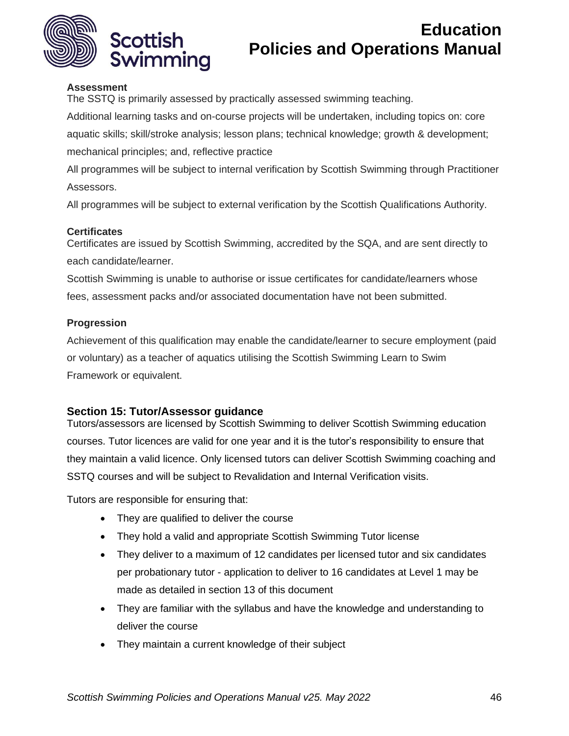**Assessment**

The SSTQ is primarily assessed by practically assessed swimming teaching.

Additional learning tasks and on-course projects will be undertaken, including topics on: core aquatic skills; skill/stroke analysis; lesson plans; technical knowledge; growth & development; mechanical principles; and, reflective practice

All programmes will be subject to internal verification by Scottish Swimming through Practitioner Assessors.

All programmes will be subject to external verification by the Scottish Qualifications Authority.

**Certificates**

Certificates are issued by Scottish Swimming, accredited by the SQA, and are sent directly to each candidate/learner.

Scottish Swimming is unable to authorise or issue certificates for candidate/learners whose fees, assessment packs and/or associated documentation have not been submitted.

**Progression**

Achievement of this qualification may enable the candidate/learner to secure employment (paid or voluntary) as a teacher of aquatics utilising the Scottish Swimming Learn to Swim Framework or equivalent.

## Section 15: Tutor/Assessor guidance

Tutors/assessors are licensed by Scottish Swimming to deliver Scottish Swimming education courses. Tutor licences are valid for one year and it is the tutor's responsibility to ensure that they maintain a valid licence. Only licensed tutors can deliver Scottish Swimming coaching and SSTQ courses and will be subject to Revalidation and Internal Verification visits.

Tutors are responsible for ensuring that:

- They are qualified to deliver the course
- They hold a valid and appropriate Scottish Swimming Tutor license
- They deliver to a maximum of 12 candidates per licensed tutor and six candidates per probationary tutor - application to deliver to 16 candidates at Level 1 may be made as detailed in section 13 of this document
- They are familiar with the syllabus and have the knowledge and understanding to deliver the course
- They maintain a current knowledge of their subject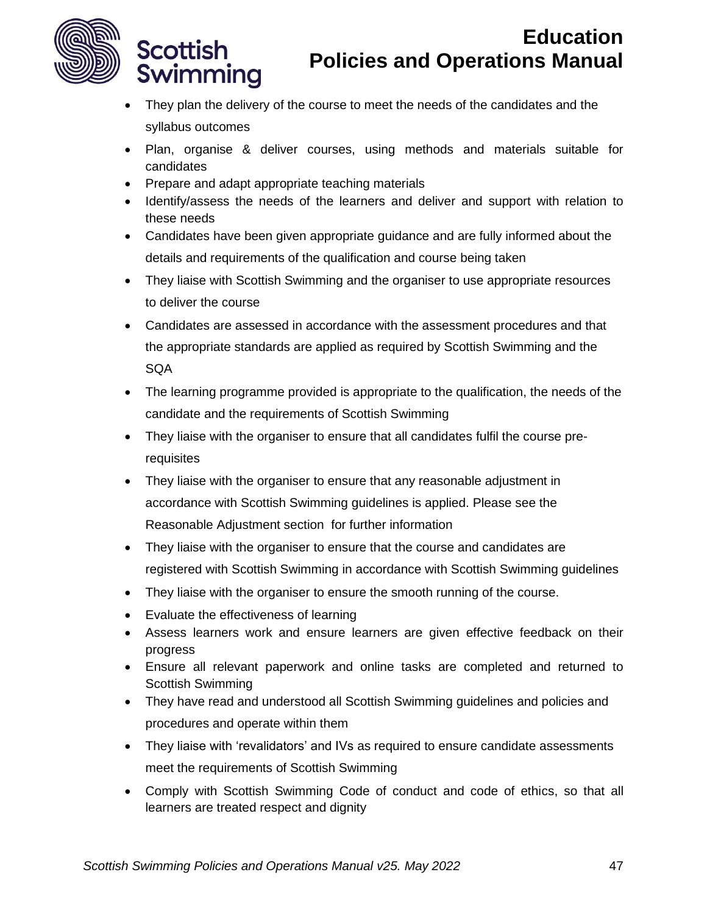- They plan the delivery of the course to meet the needs of the candidates and the syllabus outcomes
- Plan, organise & deliver courses, using methods and materials suitable for candidates
- Prepare and adapt appropriate teaching materials
- Identify/assess the needs of the learners and deliver and support with relation to these needs
- Candidates have been given appropriate guidance and are fully informed about the details and requirements of the qualification and course being taken
- They liaise with Scottish Swimming and the organiser to use appropriate resources to deliver the course
- Candidates are assessed in accordance with the assessment procedures and that the appropriate standards are applied as required by Scottish Swimming and the SQA
- The learning programme provided is appropriate to the qualification, the needs of the candidate and the requirements of Scottish Swimming
- They liaise with the organiser to ensure that all candidates fulfil the course pre-requisites
- They liaise with the organiser to ensure that any reasonable adjustment in accordance with Scottish Swimming guidelines is applied. Please see the Reasonable Adjustment section for further information
- They liaise with the organiser to ensure that the course and candidates are registered with Scottish Swimming in accordance with Scottish Swimming guidelines
- They liaise with the organiser to ensure the smooth running of the course.
- Evaluate the effectiveness of learning
- Assess learners work and ensure learners are given effective feedback on their progress
- Ensure all relevant paperwork and online tasks are completed and returned to Scottish Swimming
- They have read and understood all Scottish Swimming guidelines and policies and procedures and operate within them
- They liaise with 'revalidators' and IVs as required to ensure candidate assessments meet the requirements of Scottish Swimming
- Comply with Scottish Swimming Code of conduct and code of ethics, so that all learners are treated respect and dignity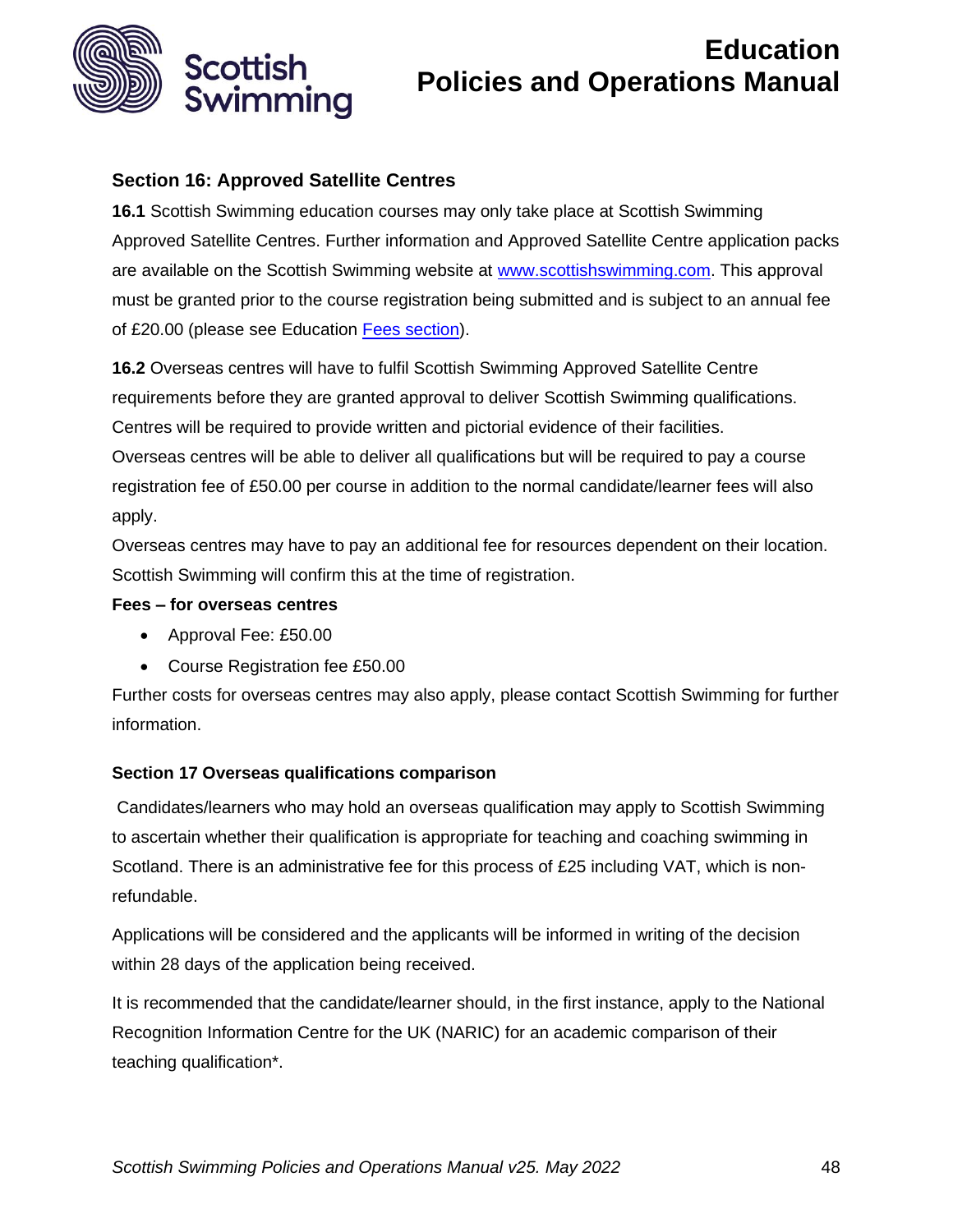## Section 16: Approved Satellite Centres

**16.1** Scottish Swimming education courses may only take place at Scottish Swimming Approved Satellite Centres. Further information and Approved Satellite Centre application packs are available on the Scottish Swimming website at [www.scottishswimming.com](www.scottishswimming.com). This approval must be granted prior to the course registration being submitted and is subject to an annual fee of £20.00 (please see Education [Fees section](#)).

**16.2** Overseas centres will have to fulfil Scottish Swimming Approved Satellite Centre requirements before they are granted approval to deliver Scottish Swimming qualifications. Centres will be required to provide written and pictorial evidence of their facilities.
Overseas centres will be able to deliver all qualifications but will be required to pay a course registration fee of £50.00 per course in addition to the normal candidate/learner fees will also apply.
Overseas centres may have to pay an additional fee for resources dependent on their location. Scottish Swimming will confirm this at the time of registration.

**Fees – for overseas centres**

- Approval Fee: £50.00
- Course Registration fee £50.00

Further costs for overseas centres may also apply, please contact Scottish Swimming for further information.

### Section 17 Overseas qualifications comparison

Candidates/learners who may hold an overseas qualification may apply to Scottish Swimming to ascertain whether their qualification is appropriate for teaching and coaching swimming in Scotland. There is an administrative fee for this process of £25 including VAT, which is non-refundable.

Applications will be considered and the applicants will be informed in writing of the decision within 28 days of the application being received.

It is recommended that the candidate/learner should, in the first instance, apply to the National Recognition Information Centre for the UK (NARIC) for an academic comparison of their teaching qualification*.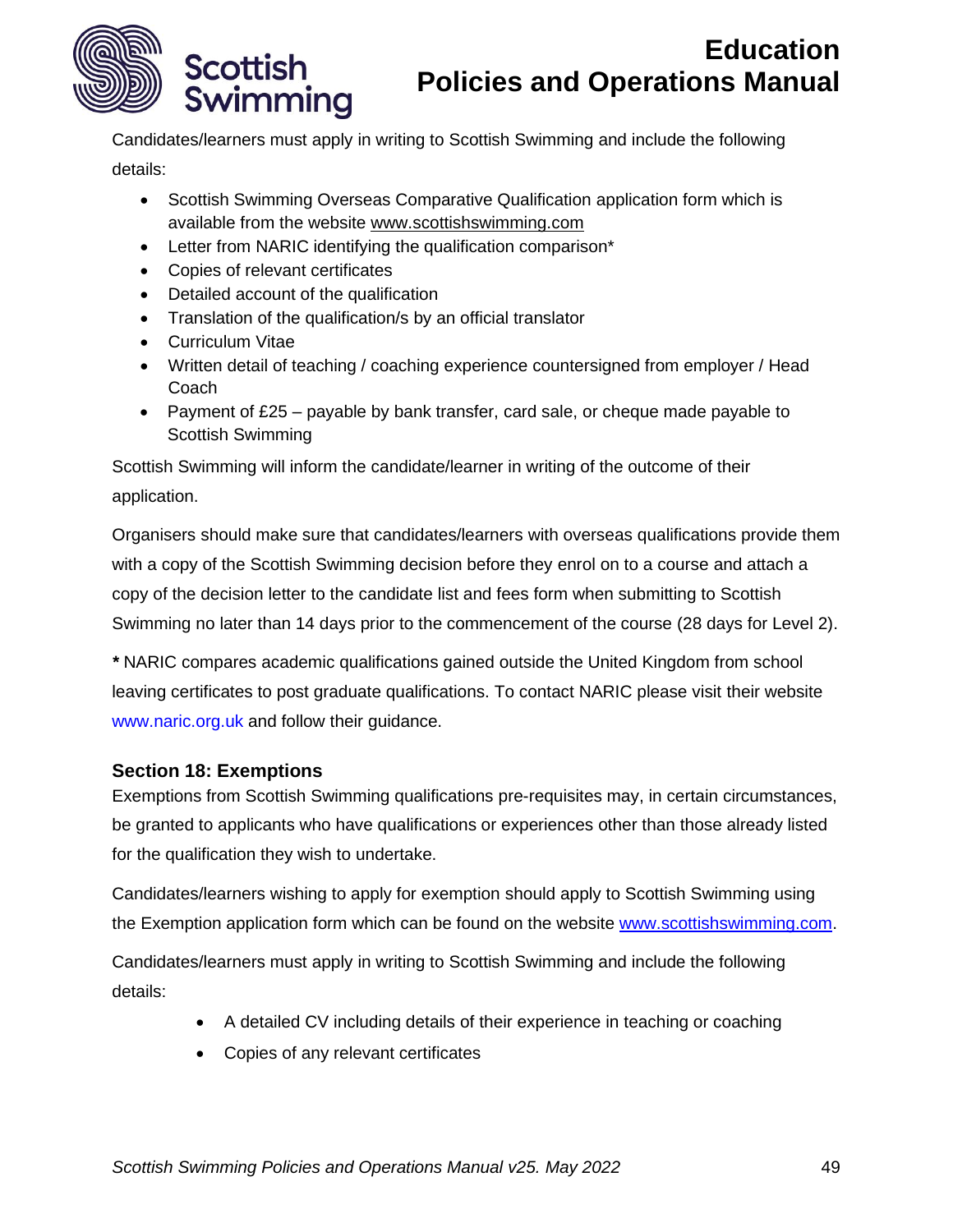Candidates/learners must apply in writing to Scottish Swimming and include the following details:

- Scottish Swimming Overseas Comparative Qualification application form which is available from the website www.scottishswimming.com
- Letter from NARIC identifying the qualification comparison*
- Copies of relevant certificates
- Detailed account of the qualification
- Translation of the qualification/s by an official translator
- Curriculum Vitae
- Written detail of teaching / coaching experience countersigned from employer / Head Coach
- Payment of £25 – payable by bank transfer, card sale, or cheque made payable to Scottish Swimming

Scottish Swimming will inform the candidate/learner in writing of the outcome of their application.

Organisers should make sure that candidates/learners with overseas qualifications provide them with a copy of the Scottish Swimming decision before they enrol on to a course and attach a copy of the decision letter to the candidate list and fees form when submitting to Scottish Swimming no later than 14 days prior to the commencement of the course (28 days for Level 2).

**\*** NARIC compares academic qualifications gained outside the United Kingdom from school leaving certificates to post graduate qualifications. To contact NARIC please visit their website www.naric.org.uk and follow their guidance.

### Section 18: Exemptions

Exemptions from Scottish Swimming qualifications pre-requisites may, in certain circumstances, be granted to applicants who have qualifications or experiences other than those already listed for the qualification they wish to undertake.

Candidates/learners wishing to apply for exemption should apply to Scottish Swimming using the Exemption application form which can be found on the website www.scottishswimming.com.

Candidates/learners must apply in writing to Scottish Swimming and include the following details:

- A detailed CV including details of their experience in teaching or coaching
- Copies of any relevant certificates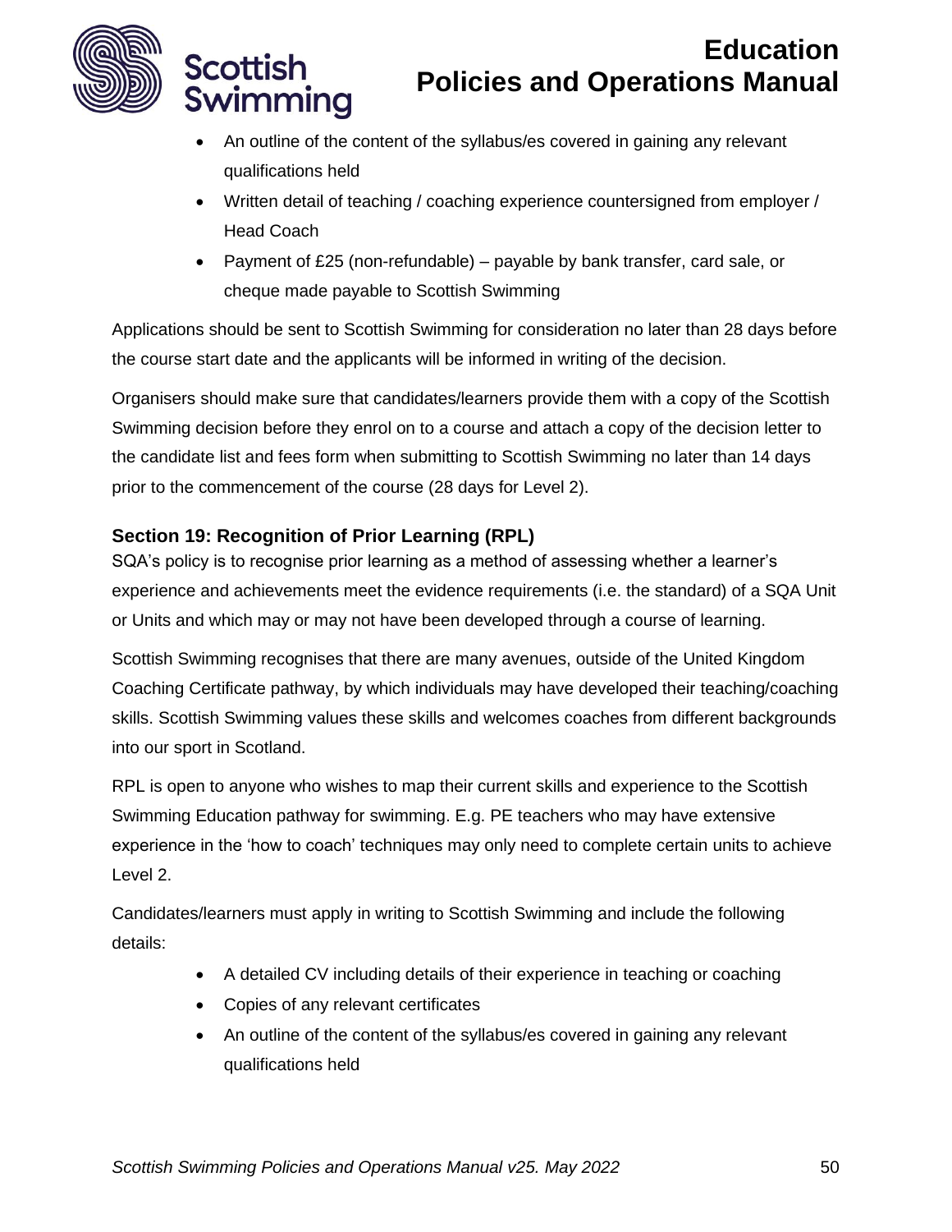- An outline of the content of the syllabus/es covered in gaining any relevant qualifications held
- Written detail of teaching / coaching experience countersigned from employer / Head Coach
- Payment of £25 (non-refundable) – payable by bank transfer, card sale, or cheque made payable to Scottish Swimming

Applications should be sent to Scottish Swimming for consideration no later than 28 days before the course start date and the applicants will be informed in writing of the decision.

Organisers should make sure that candidates/learners provide them with a copy of the Scottish Swimming decision before they enrol on to a course and attach a copy of the decision letter to the candidate list and fees form when submitting to Scottish Swimming no later than 14 days prior to the commencement of the course (28 days for Level 2).

### Section 19: Recognition of Prior Learning (RPL)

SQA's policy is to recognise prior learning as a method of assessing whether a learner's experience and achievements meet the evidence requirements (i.e. the standard) of a SQA Unit or Units and which may or may not have been developed through a course of learning.

Scottish Swimming recognises that there are many avenues, outside of the United Kingdom Coaching Certificate pathway, by which individuals may have developed their teaching/coaching skills. Scottish Swimming values these skills and welcomes coaches from different backgrounds into our sport in Scotland.

RPL is open to anyone who wishes to map their current skills and experience to the Scottish Swimming Education pathway for swimming. E.g. PE teachers who may have extensive experience in the 'how to coach' techniques may only need to complete certain units to achieve Level 2.

Candidates/learners must apply in writing to Scottish Swimming and include the following details:

- A detailed CV including details of their experience in teaching or coaching
- Copies of any relevant certificates
- An outline of the content of the syllabus/es covered in gaining any relevant qualifications held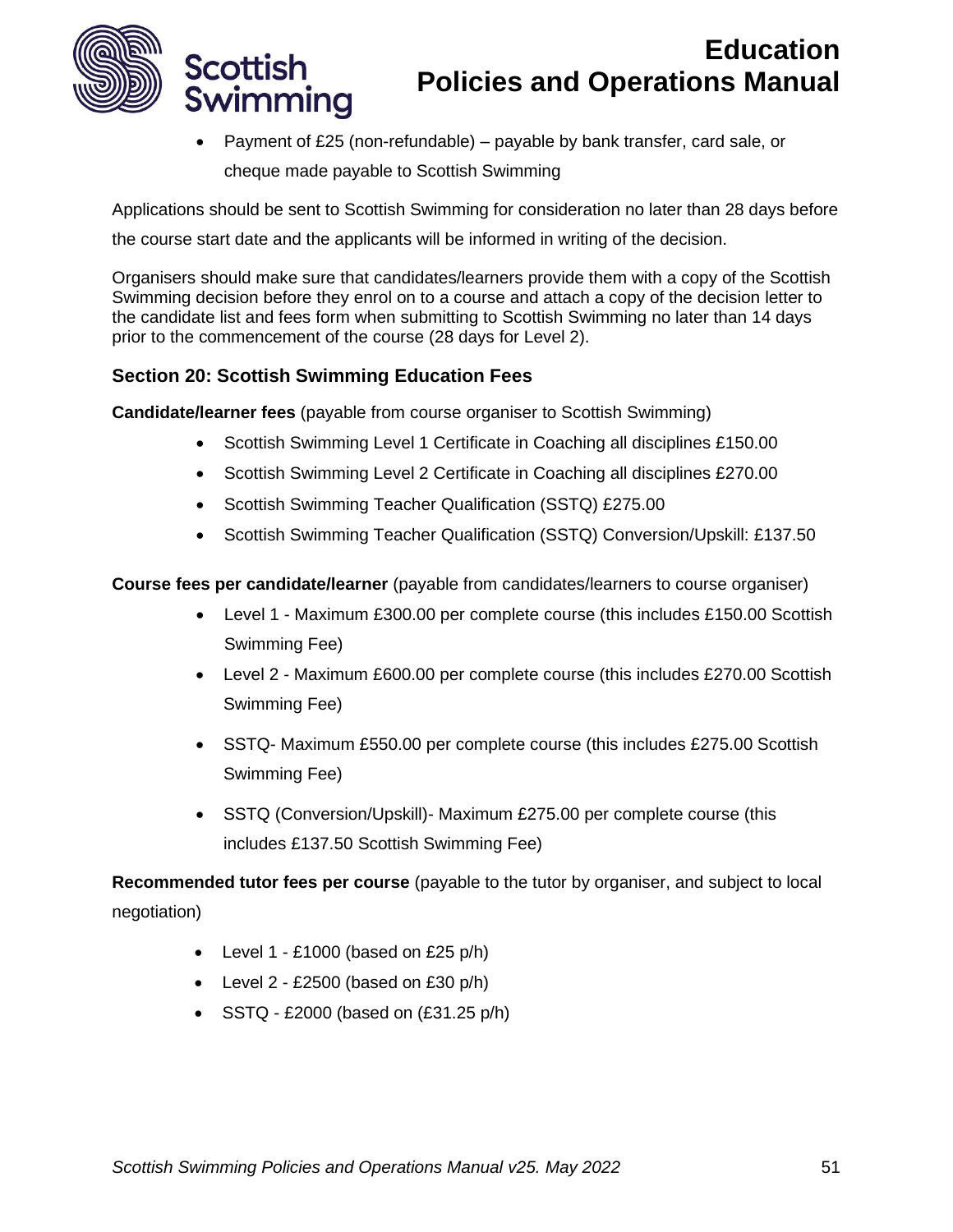- Payment of £25 (non-refundable) – payable by bank transfer, card sale, or cheque made payable to Scottish Swimming

Applications should be sent to Scottish Swimming for consideration no later than 28 days before the course start date and the applicants will be informed in writing of the decision.

Organisers should make sure that candidates/learners provide them with a copy of the Scottish Swimming decision before they enrol on to a course and attach a copy of the decision letter to the candidate list and fees form when submitting to Scottish Swimming no later than 14 days prior to the commencement of the course (28 days for Level 2).

### Section 20: Scottish Swimming Education Fees

**Candidate/learner fees** (payable from course organiser to Scottish Swimming)

- Scottish Swimming Level 1 Certificate in Coaching all disciplines £150.00
- Scottish Swimming Level 2 Certificate in Coaching all disciplines £270.00
- Scottish Swimming Teacher Qualification (SSTQ) £275.00
- Scottish Swimming Teacher Qualification (SSTQ) Conversion/Upskill: £137.50

**Course fees per candidate/learner** (payable from candidates/learners to course organiser)

- Level 1 - Maximum £300.00 per complete course (this includes £150.00 Scottish Swimming Fee)
- Level 2 - Maximum £600.00 per complete course (this includes £270.00 Scottish Swimming Fee)
- SSTQ- Maximum £550.00 per complete course (this includes £275.00 Scottish Swimming Fee)
- SSTQ (Conversion/Upskill)- Maximum £275.00 per complete course (this includes £137.50 Scottish Swimming Fee)

**Recommended tutor fees per course** (payable to the tutor by organiser, and subject to local negotiation)

- Level 1 - £1000 (based on £25 p/h)
- Level 2 - £2500 (based on £30 p/h)
- SSTQ - £2000 (based on (£31.25 p/h)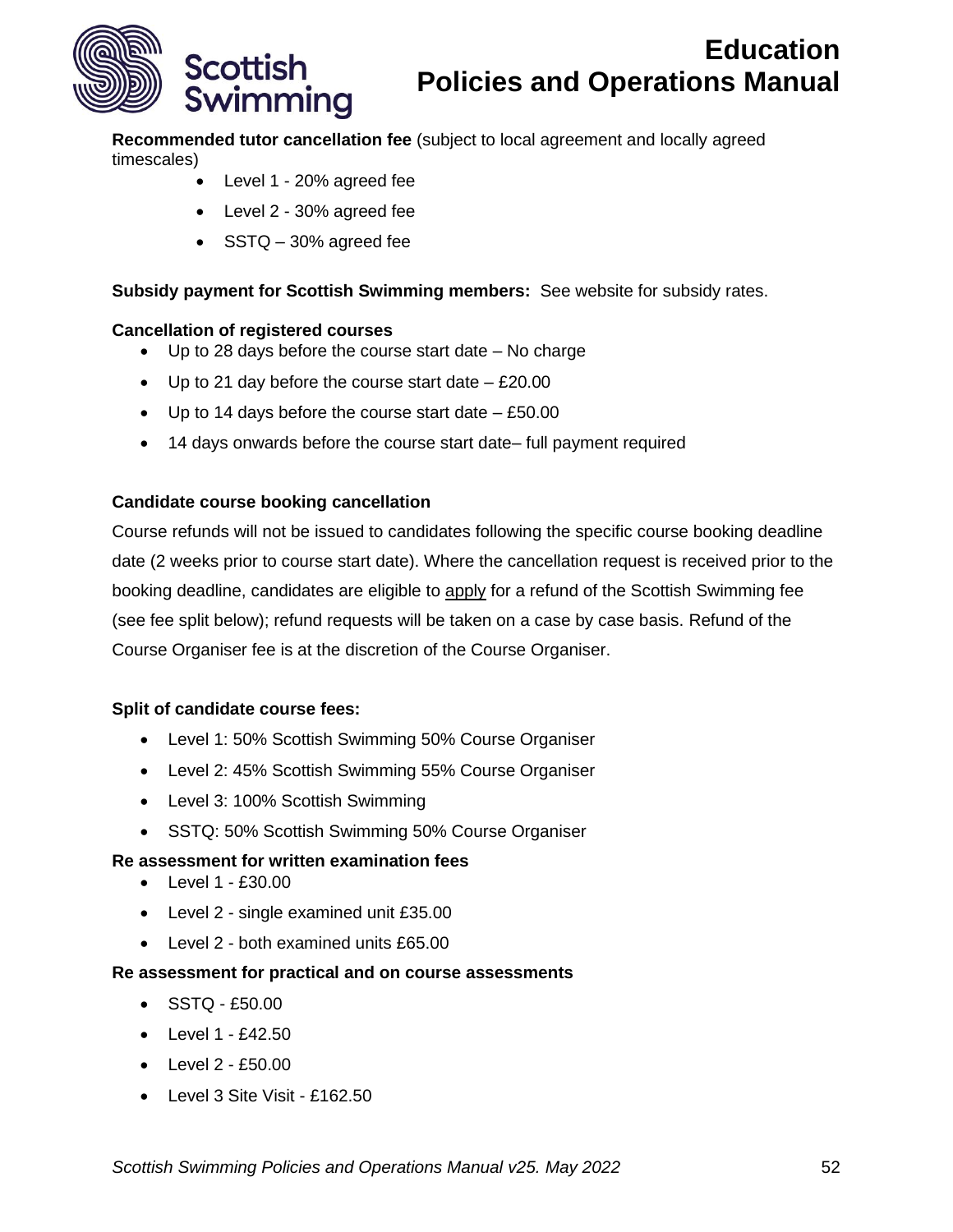**Recommended tutor cancellation fee** (subject to local agreement and locally agreed timescales)

- Level 1 - 20% agreed fee
- Level 2 - 30% agreed fee
- SSTQ – 30% agreed fee

**Subsidy payment for Scottish Swimming members:** See website for subsidy rates.

**Cancellation of registered courses**

- Up to 28 days before the course start date – No charge
- Up to 21 day before the course start date – £20.00
- Up to 14 days before the course start date – £50.00
- 14 days onwards before the course start date– full payment required

**Candidate course booking cancellation**

Course refunds will not be issued to candidates following the specific course booking deadline date (2 weeks prior to course start date). Where the cancellation request is received prior to the booking deadline, candidates are eligible to apply for a refund of the Scottish Swimming fee (see fee split below); refund requests will be taken on a case by case basis. Refund of the Course Organiser fee is at the discretion of the Course Organiser.

**Split of candidate course fees:**

- Level 1: 50% Scottish Swimming 50% Course Organiser
- Level 2: 45% Scottish Swimming 55% Course Organiser
- Level 3: 100% Scottish Swimming
- SSTQ: 50% Scottish Swimming 50% Course Organiser

**Re assessment for written examination fees**

- Level 1 - £30.00
- Level 2 - single examined unit £35.00
- Level 2 - both examined units £65.00

**Re assessment for practical and on course assessments**

- SSTQ - £50.00
- Level 1 - £42.50
- Level 2 - £50.00
- Level 3 Site Visit - £162.50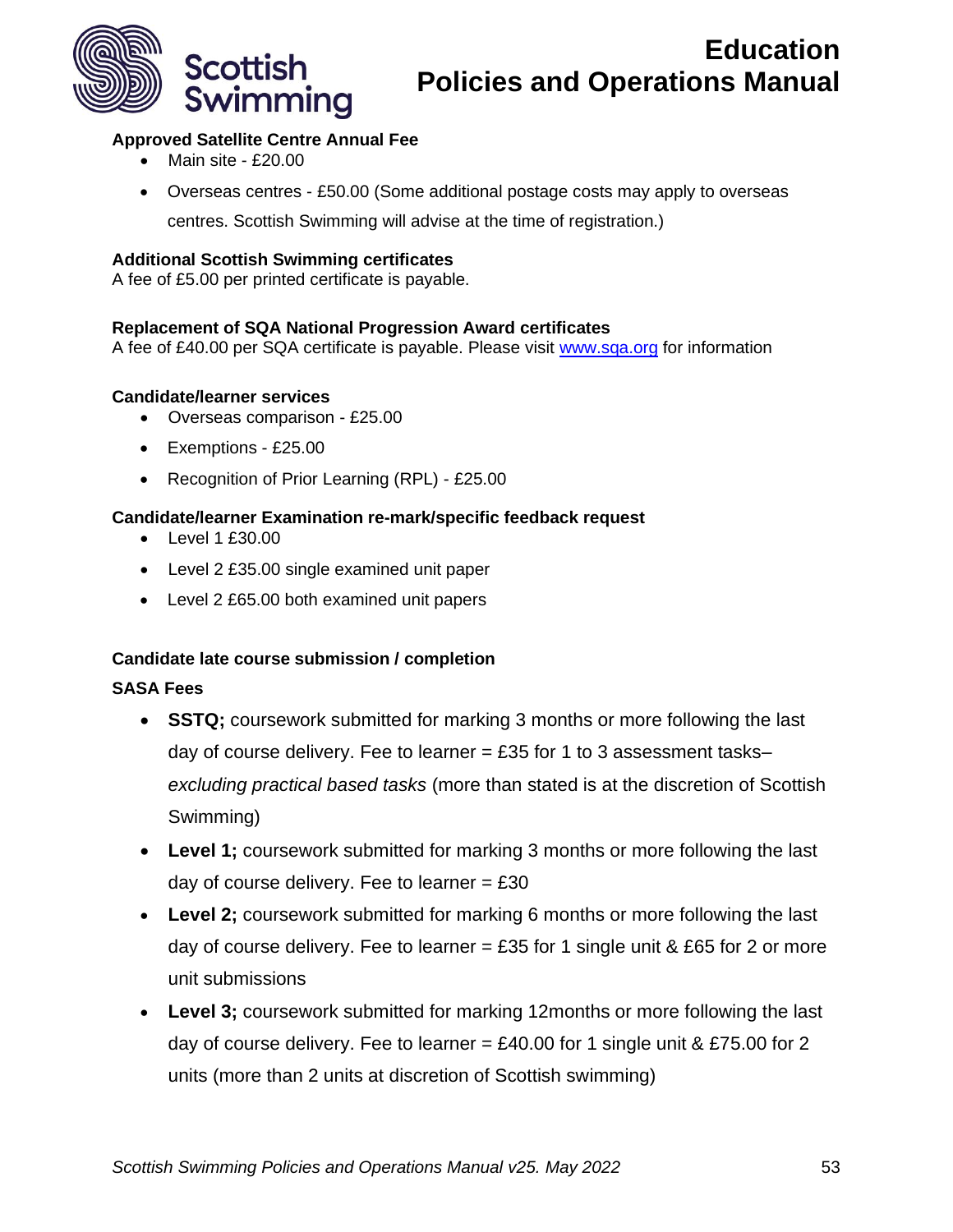**Approved Satellite Centre Annual Fee**

- Main site - £20.00
- Overseas centres - £50.00 (Some additional postage costs may apply to overseas centres. Scottish Swimming will advise at the time of registration.)

**Additional Scottish Swimming certificates**

A fee of £5.00 per printed certificate is payable.

**Replacement of SQA National Progression Award certificates**

A fee of £40.00 per SQA certificate is payable. Please visit [www.sqa.org](http://www.sqa.org) for information

**Candidate/learner services**

- Overseas comparison - £25.00
- Exemptions - £25.00
- Recognition of Prior Learning (RPL) - £25.00

**Candidate/learner Examination re-mark/specific feedback request**

- Level 1 £30.00
- Level 2 £35.00 single examined unit paper
- Level 2 £65.00 both examined unit papers

**Candidate late course submission / completion**

**SASA Fees**

- **SSTQ;** coursework submitted for marking 3 months or more following the last day of course delivery. Fee to learner = £35 for 1 to 3 assessment tasks– *excluding practical based tasks* (more than stated is at the discretion of Scottish Swimming)
- **Level 1;** coursework submitted for marking 3 months or more following the last day of course delivery. Fee to learner = £30
- **Level 2;** coursework submitted for marking 6 months or more following the last day of course delivery. Fee to learner = £35 for 1 single unit & £65 for 2 or more unit submissions
- **Level 3;** coursework submitted for marking 12months or more following the last day of course delivery. Fee to learner = £40.00 for 1 single unit & £75.00 for 2 units (more than 2 units at discretion of Scottish swimming)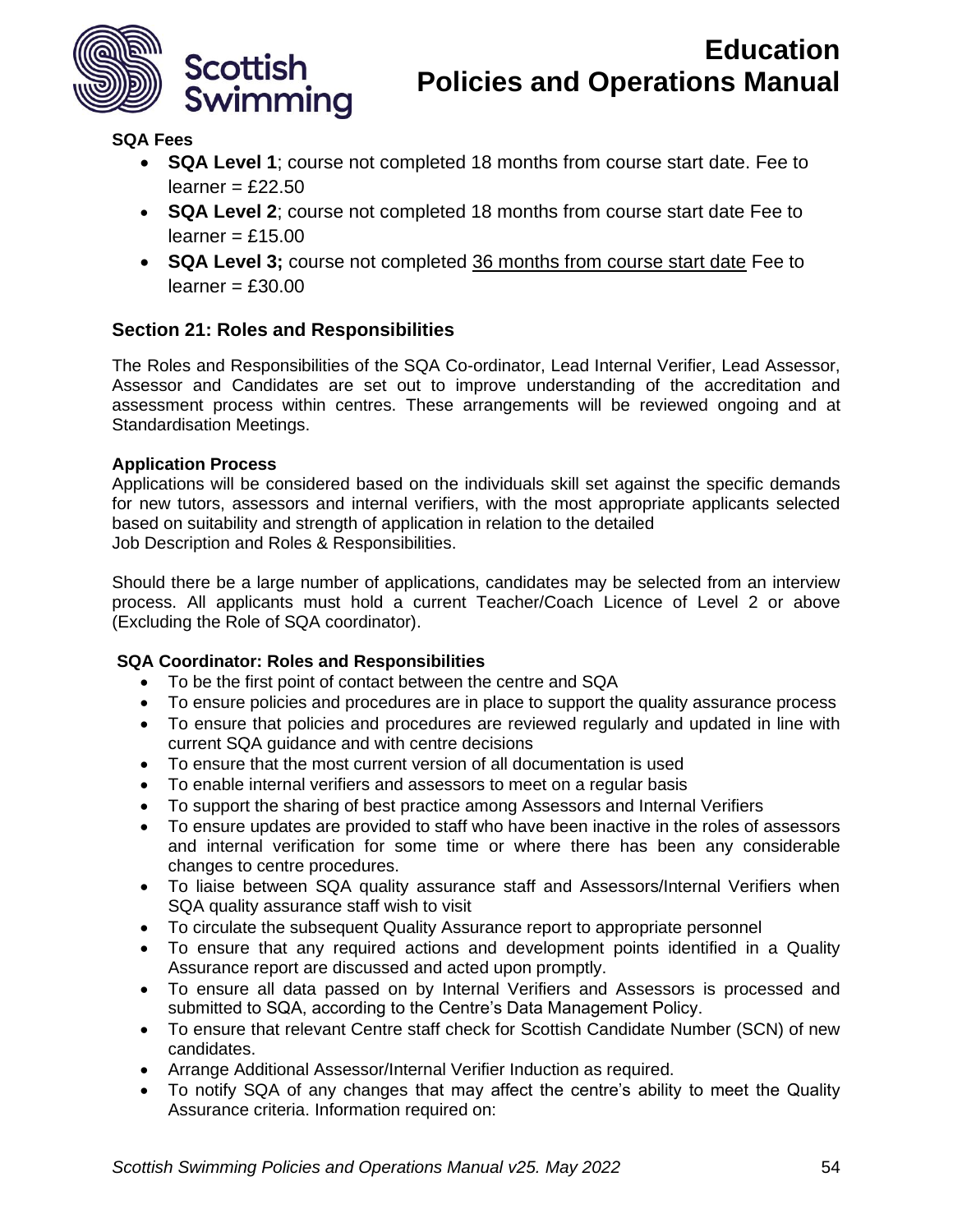**SQA Fees**

- **SQA Level 1**; course not completed 18 months from course start date. Fee to learner = £22.50
- **SQA Level 2**; course not completed 18 months from course start date Fee to learner = £15.00
- **SQA Level 3;** course not completed <u>36 months from course start date</u> Fee to learner = £30.00

## Section 21: Roles and Responsibilities

The Roles and Responsibilities of the SQA Co-ordinator, Lead Internal Verifier, Lead Assessor, Assessor and Candidates are set out to improve understanding of the accreditation and assessment process within centres. These arrangements will be reviewed ongoing and at Standardisation Meetings.

**Application Process**

Applications will be considered based on the individuals skill set against the specific demands for new tutors, assessors and internal verifiers, with the most appropriate applicants selected based on suitability and strength of application in relation to the detailed Job Description and Roles & Responsibilities.

Should there be a large number of applications, candidates may be selected from an interview process. All applicants must hold a current Teacher/Coach Licence of Level 2 or above (Excluding the Role of SQA coordinator).

**SQA Coordinator: Roles and Responsibilities**

- To be the first point of contact between the centre and SQA
- To ensure policies and procedures are in place to support the quality assurance process
- To ensure that policies and procedures are reviewed regularly and updated in line with current SQA guidance and with centre decisions
- To ensure that the most current version of all documentation is used
- To enable internal verifiers and assessors to meet on a regular basis
- To support the sharing of best practice among Assessors and Internal Verifiers
- To ensure updates are provided to staff who have been inactive in the roles of assessors and internal verification for some time or where there has been any considerable changes to centre procedures.
- To liaise between SQA quality assurance staff and Assessors/Internal Verifiers when SQA quality assurance staff wish to visit
- To circulate the subsequent Quality Assurance report to appropriate personnel
- To ensure that any required actions and development points identified in a Quality Assurance report are discussed and acted upon promptly.
- To ensure all data passed on by Internal Verifiers and Assessors is processed and submitted to SQA, according to the Centre's Data Management Policy.
- To ensure that relevant Centre staff check for Scottish Candidate Number (SCN) of new candidates.
- Arrange Additional Assessor/Internal Verifier Induction as required.
- To notify SQA of any changes that may affect the centre's ability to meet the Quality Assurance criteria. Information required on: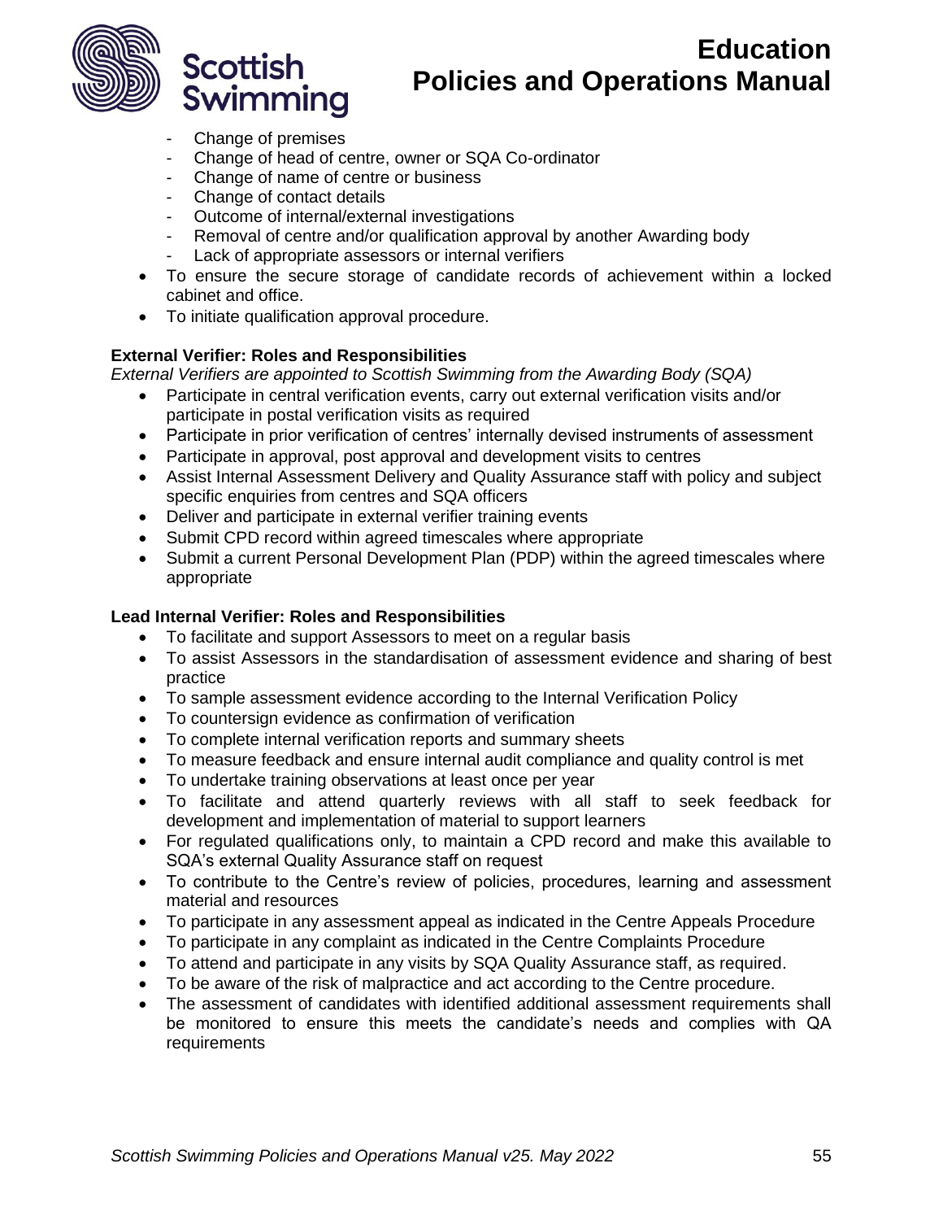- Change of premises
- Change of head of centre, owner or SQA Co-ordinator
- Change of name of centre or business
- Change of contact details
- Outcome of internal/external investigations
- Removal of centre and/or qualification approval by another Awarding body
- Lack of appropriate assessors or internal verifiers

- To ensure the secure storage of candidate records of achievement within a locked cabinet and office.
- To initiate qualification approval procedure.

**External Verifier: Roles and Responsibilities**

*External Verifiers are appointed to Scottish Swimming from the Awarding Body (SQA)*

- Participate in central verification events, carry out external verification visits and/or participate in postal verification visits as required
- Participate in prior verification of centres' internally devised instruments of assessment
- Participate in approval, post approval and development visits to centres
- Assist Internal Assessment Delivery and Quality Assurance staff with policy and subject specific enquiries from centres and SQA officers
- Deliver and participate in external verifier training events
- Submit CPD record within agreed timescales where appropriate
- Submit a current Personal Development Plan (PDP) within the agreed timescales where appropriate

**Lead Internal Verifier: Roles and Responsibilities**

- To facilitate and support Assessors to meet on a regular basis
- To assist Assessors in the standardisation of assessment evidence and sharing of best practice
- To sample assessment evidence according to the Internal Verification Policy
- To countersign evidence as confirmation of verification
- To complete internal verification reports and summary sheets
- To measure feedback and ensure internal audit compliance and quality control is met
- To undertake training observations at least once per year
- To facilitate and attend quarterly reviews with all staff to seek feedback for development and implementation of material to support learners
- For regulated qualifications only, to maintain a CPD record and make this available to SQA's external Quality Assurance staff on request
- To contribute to the Centre's review of policies, procedures, learning and assessment material and resources
- To participate in any assessment appeal as indicated in the Centre Appeals Procedure
- To participate in any complaint as indicated in the Centre Complaints Procedure
- To attend and participate in any visits by SQA Quality Assurance staff, as required.
- To be aware of the risk of malpractice and act according to the Centre procedure.
- The assessment of candidates with identified additional assessment requirements shall be monitored to ensure this meets the candidate's needs and complies with QA requirements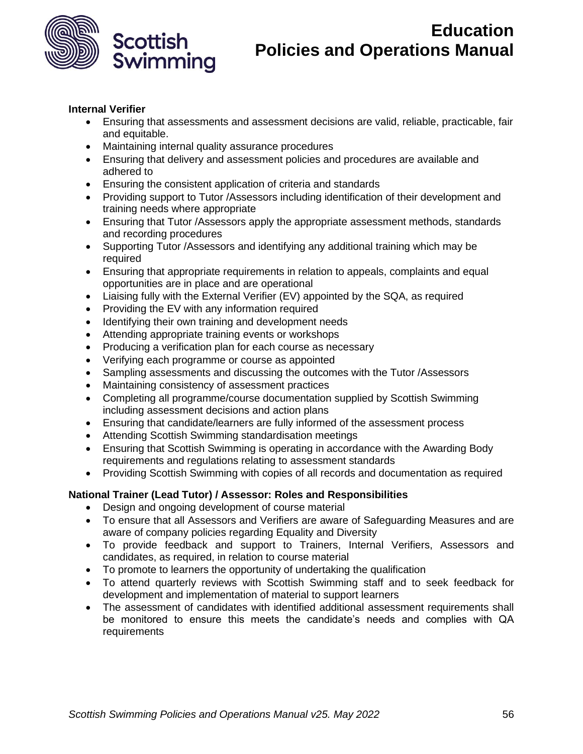**Internal Verifier**

- Ensuring that assessments and assessment decisions are valid, reliable, practicable, fair and equitable.
- Maintaining internal quality assurance procedures
- Ensuring that delivery and assessment policies and procedures are available and adhered to
- Ensuring the consistent application of criteria and standards
- Providing support to Tutor /Assessors including identification of their development and training needs where appropriate
- Ensuring that Tutor /Assessors apply the appropriate assessment methods, standards and recording procedures
- Supporting Tutor /Assessors and identifying any additional training which may be required
- Ensuring that appropriate requirements in relation to appeals, complaints and equal opportunities are in place and are operational
- Liaising fully with the External Verifier (EV) appointed by the SQA, as required
- Providing the EV with any information required
- Identifying their own training and development needs
- Attending appropriate training events or workshops
- Producing a verification plan for each course as necessary
- Verifying each programme or course as appointed
- Sampling assessments and discussing the outcomes with the Tutor /Assessors
- Maintaining consistency of assessment practices
- Completing all programme/course documentation supplied by Scottish Swimming including assessment decisions and action plans
- Ensuring that candidate/learners are fully informed of the assessment process
- Attending Scottish Swimming standardisation meetings
- Ensuring that Scottish Swimming is operating in accordance with the Awarding Body requirements and regulations relating to assessment standards
- Providing Scottish Swimming with copies of all records and documentation as required

**National Trainer (Lead Tutor) / Assessor: Roles and Responsibilities**

- Design and ongoing development of course material
- To ensure that all Assessors and Verifiers are aware of Safeguarding Measures and are aware of company policies regarding Equality and Diversity
- To provide feedback and support to Trainers, Internal Verifiers, Assessors and candidates, as required, in relation to course material
- To promote to learners the opportunity of undertaking the qualification
- To attend quarterly reviews with Scottish Swimming staff and to seek feedback for development and implementation of material to support learners
- The assessment of candidates with identified additional assessment requirements shall be monitored to ensure this meets the candidate's needs and complies with QA requirements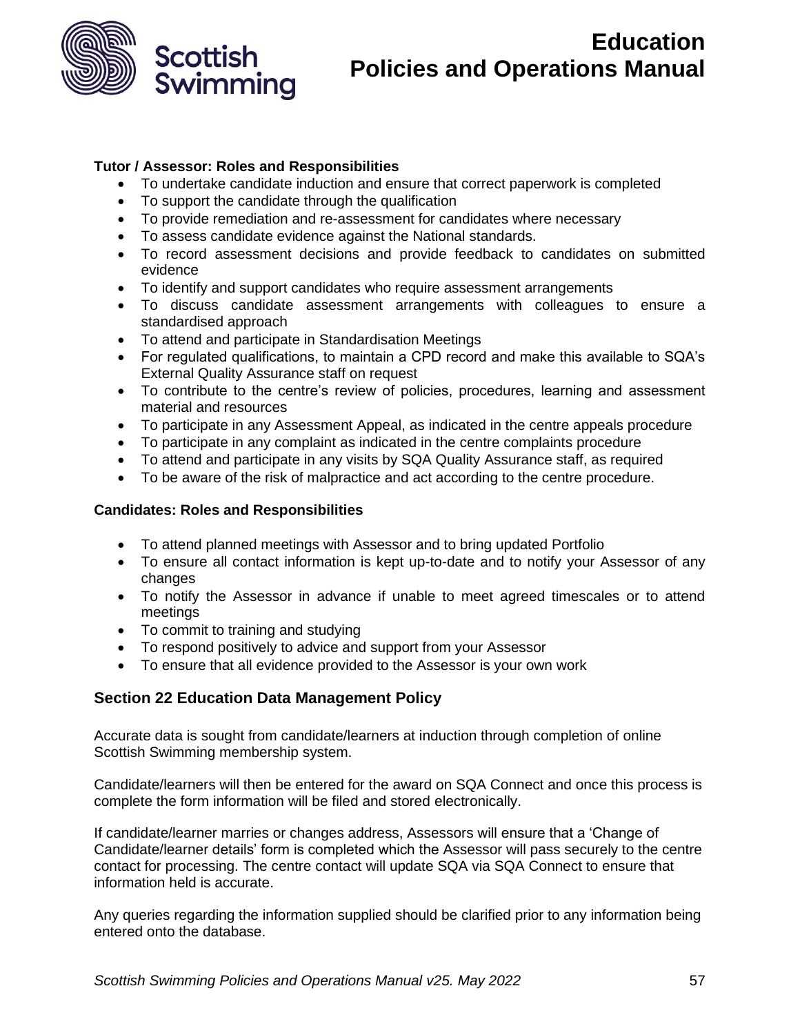**Tutor / Assessor: Roles and Responsibilities**

- To undertake candidate induction and ensure that correct paperwork is completed
- To support the candidate through the qualification
- To provide remediation and re-assessment for candidates where necessary
- To assess candidate evidence against the National standards.
- To record assessment decisions and provide feedback to candidates on submitted evidence
- To identify and support candidates who require assessment arrangements
- To discuss candidate assessment arrangements with colleagues to ensure a standardised approach
- To attend and participate in Standardisation Meetings
- For regulated qualifications, to maintain a CPD record and make this available to SQA's External Quality Assurance staff on request
- To contribute to the centre's review of policies, procedures, learning and assessment material and resources
- To participate in any Assessment Appeal, as indicated in the centre appeals procedure
- To participate in any complaint as indicated in the centre complaints procedure
- To attend and participate in any visits by SQA Quality Assurance staff, as required
- To be aware of the risk of malpractice and act according to the centre procedure.

**Candidates: Roles and Responsibilities**

- To attend planned meetings with Assessor and to bring updated Portfolio
- To ensure all contact information is kept up-to-date and to notify your Assessor of any changes
- To notify the Assessor in advance if unable to meet agreed timescales or to attend meetings
- To commit to training and studying
- To respond positively to advice and support from your Assessor
- To ensure that all evidence provided to the Assessor is your own work

## Section 22 Education Data Management Policy

Accurate data is sought from candidate/learners at induction through completion of online Scottish Swimming membership system.

Candidate/learners will then be entered for the award on SQA Connect and once this process is complete the form information will be filed and stored electronically.

If candidate/learner marries or changes address, Assessors will ensure that a 'Change of Candidate/learner details' form is completed which the Assessor will pass securely to the centre contact for processing. The centre contact will update SQA via SQA Connect to ensure that information held is accurate.

Any queries regarding the information supplied should be clarified prior to any information being entered onto the database.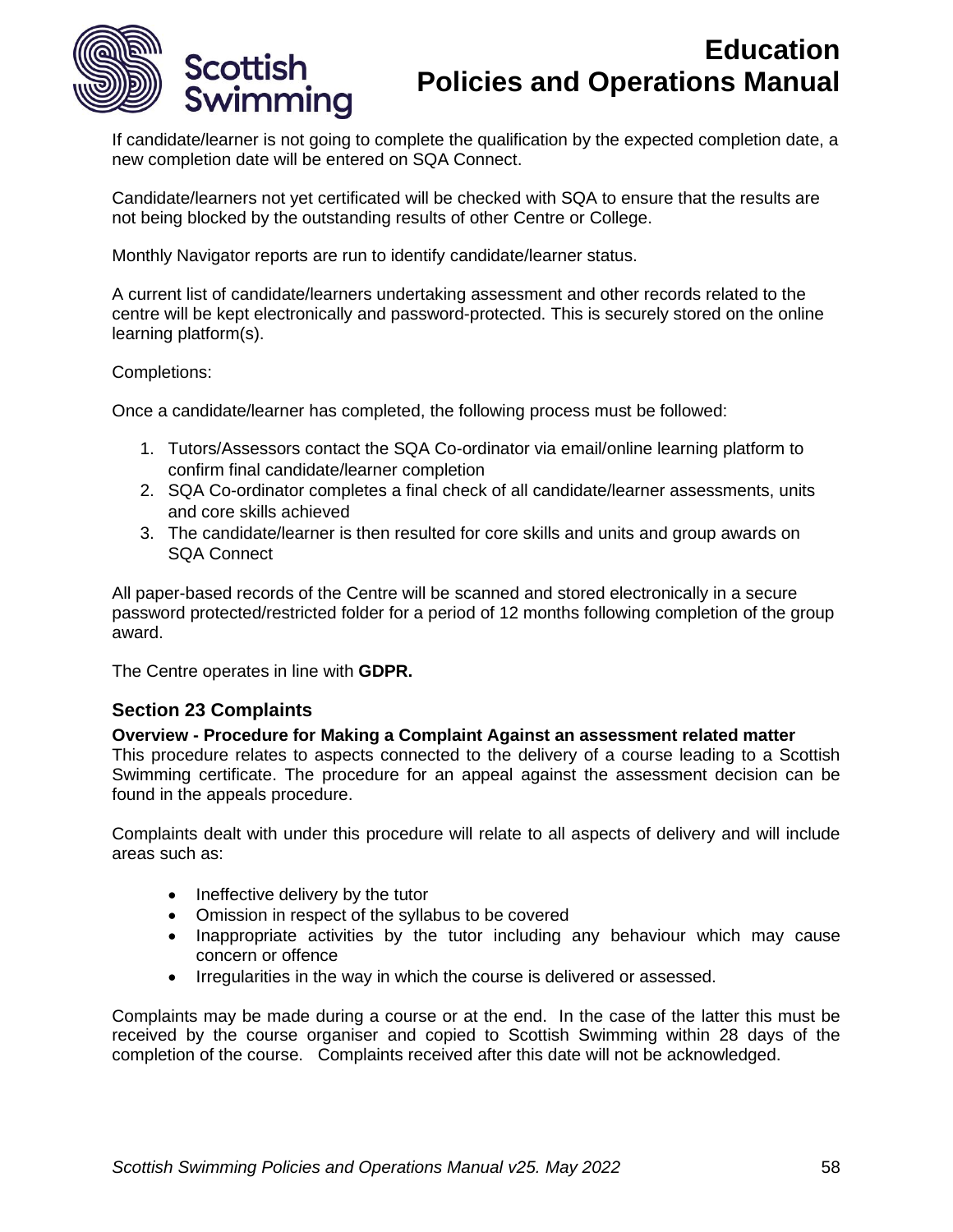If candidate/learner is not going to complete the qualification by the expected completion date, a new completion date will be entered on SQA Connect.

Candidate/learners not yet certificated will be checked with SQA to ensure that the results are not being blocked by the outstanding results of other Centre or College.

Monthly Navigator reports are run to identify candidate/learner status.

A current list of candidate/learners undertaking assessment and other records related to the centre will be kept electronically and password-protected. This is securely stored on the online learning platform(s).

Completions:

Once a candidate/learner has completed, the following process must be followed:

1. Tutors/Assessors contact the SQA Co-ordinator via email/online learning platform to confirm final candidate/learner completion
2. SQA Co-ordinator completes a final check of all candidate/learner assessments, units and core skills achieved
3. The candidate/learner is then resulted for core skills and units and group awards on SQA Connect

All paper-based records of the Centre will be scanned and stored electronically in a secure password protected/restricted folder for a period of 12 months following completion of the group award.

The Centre operates in line with **GDPR.**

## Section 23 Complaints

**Overview - Procedure for Making a Complaint Against an assessment related matter**
This procedure relates to aspects connected to the delivery of a course leading to a Scottish Swimming certificate. The procedure for an appeal against the assessment decision can be found in the appeals procedure.

Complaints dealt with under this procedure will relate to all aspects of delivery and will include areas such as:

- Ineffective delivery by the tutor
- Omission in respect of the syllabus to be covered
- Inappropriate activities by the tutor including any behaviour which may cause concern or offence
- Irregularities in the way in which the course is delivered or assessed.

Complaints may be made during a course or at the end. In the case of the latter this must be received by the course organiser and copied to Scottish Swimming within 28 days of the completion of the course. Complaints received after this date will not be acknowledged.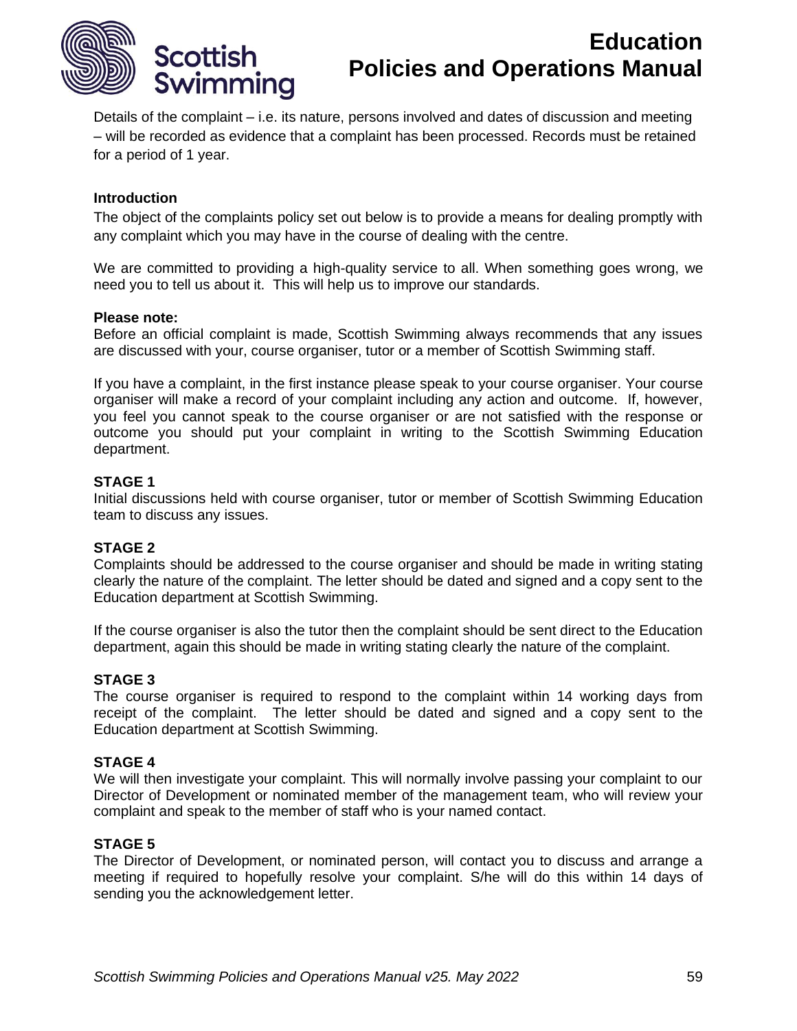Details of the complaint – i.e. its nature, persons involved and dates of discussion and meeting – will be recorded as evidence that a complaint has been processed. Records must be retained for a period of 1 year.

**Introduction**

The object of the complaints policy set out below is to provide a means for dealing promptly with any complaint which you may have in the course of dealing with the centre.

We are committed to providing a high-quality service to all. When something goes wrong, we need you to tell us about it. This will help us to improve our standards.

**Please note:**
Before an official complaint is made, Scottish Swimming always recommends that any issues are discussed with your, course organiser, tutor or a member of Scottish Swimming staff.

If you have a complaint, in the first instance please speak to your course organiser. Your course organiser will make a record of your complaint including any action and outcome. If, however, you feel you cannot speak to the course organiser or are not satisfied with the response or outcome you should put your complaint in writing to the Scottish Swimming Education department.

**STAGE 1**
Initial discussions held with course organiser, tutor or member of Scottish Swimming Education team to discuss any issues.

**STAGE 2**
Complaints should be addressed to the course organiser and should be made in writing stating clearly the nature of the complaint. The letter should be dated and signed and a copy sent to the Education department at Scottish Swimming.

If the course organiser is also the tutor then the complaint should be sent direct to the Education department, again this should be made in writing stating clearly the nature of the complaint.

**STAGE 3**
The course organiser is required to respond to the complaint within 14 working days from receipt of the complaint. The letter should be dated and signed and a copy sent to the Education department at Scottish Swimming.

**STAGE 4**
We will then investigate your complaint. This will normally involve passing your complaint to our Director of Development or nominated member of the management team, who will review your complaint and speak to the member of staff who is your named contact.

**STAGE 5**
The Director of Development, or nominated person, will contact you to discuss and arrange a meeting if required to hopefully resolve your complaint. S/he will do this within 14 days of sending you the acknowledgement letter.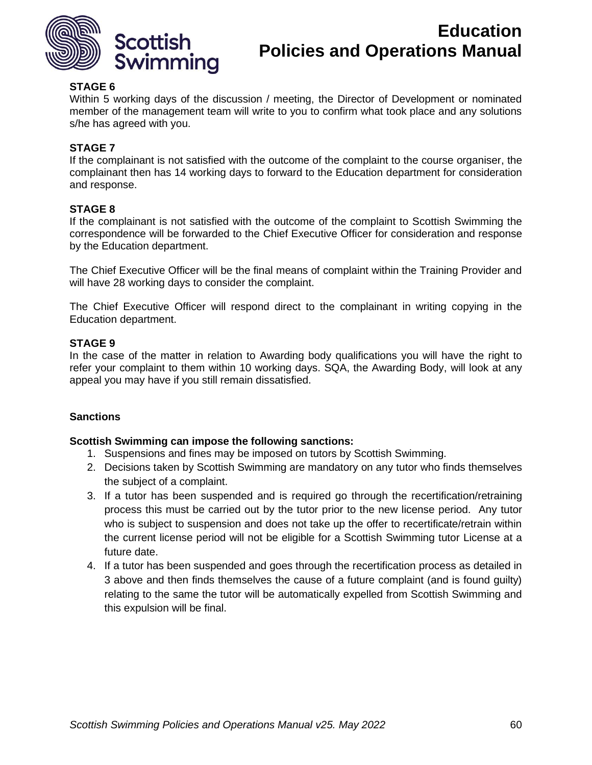**STAGE 6**
Within 5 working days of the discussion / meeting, the Director of Development or nominated member of the management team will write to you to confirm what took place and any solutions s/he has agreed with you.

**STAGE 7**
If the complainant is not satisfied with the outcome of the complaint to the course organiser, the complainant then has 14 working days to forward to the Education department for consideration and response.

**STAGE 8**
If the complainant is not satisfied with the outcome of the complaint to Scottish Swimming the correspondence will be forwarded to the Chief Executive Officer for consideration and response by the Education department.

The Chief Executive Officer will be the final means of complaint within the Training Provider and will have 28 working days to consider the complaint.

The Chief Executive Officer will respond direct to the complainant in writing copying in the Education department.

**STAGE 9**
In the case of the matter in relation to Awarding body qualifications you will have the right to refer your complaint to them within 10 working days. SQA, the Awarding Body, will look at any appeal you may have if you still remain dissatisfied.

**Sanctions**

**Scottish Swimming can impose the following sanctions:**

1. Suspensions and fines may be imposed on tutors by Scottish Swimming.
2. Decisions taken by Scottish Swimming are mandatory on any tutor who finds themselves the subject of a complaint.
3. If a tutor has been suspended and is required go through the recertification/retraining process this must be carried out by the tutor prior to the new license period. Any tutor who is subject to suspension and does not take up the offer to recertificate/retrain within the current license period will not be eligible for a Scottish Swimming tutor License at a future date.
4. If a tutor has been suspended and goes through the recertification process as detailed in 3 above and then finds themselves the cause of a future complaint (and is found guilty) relating to the same the tutor will be automatically expelled from Scottish Swimming and this expulsion will be final.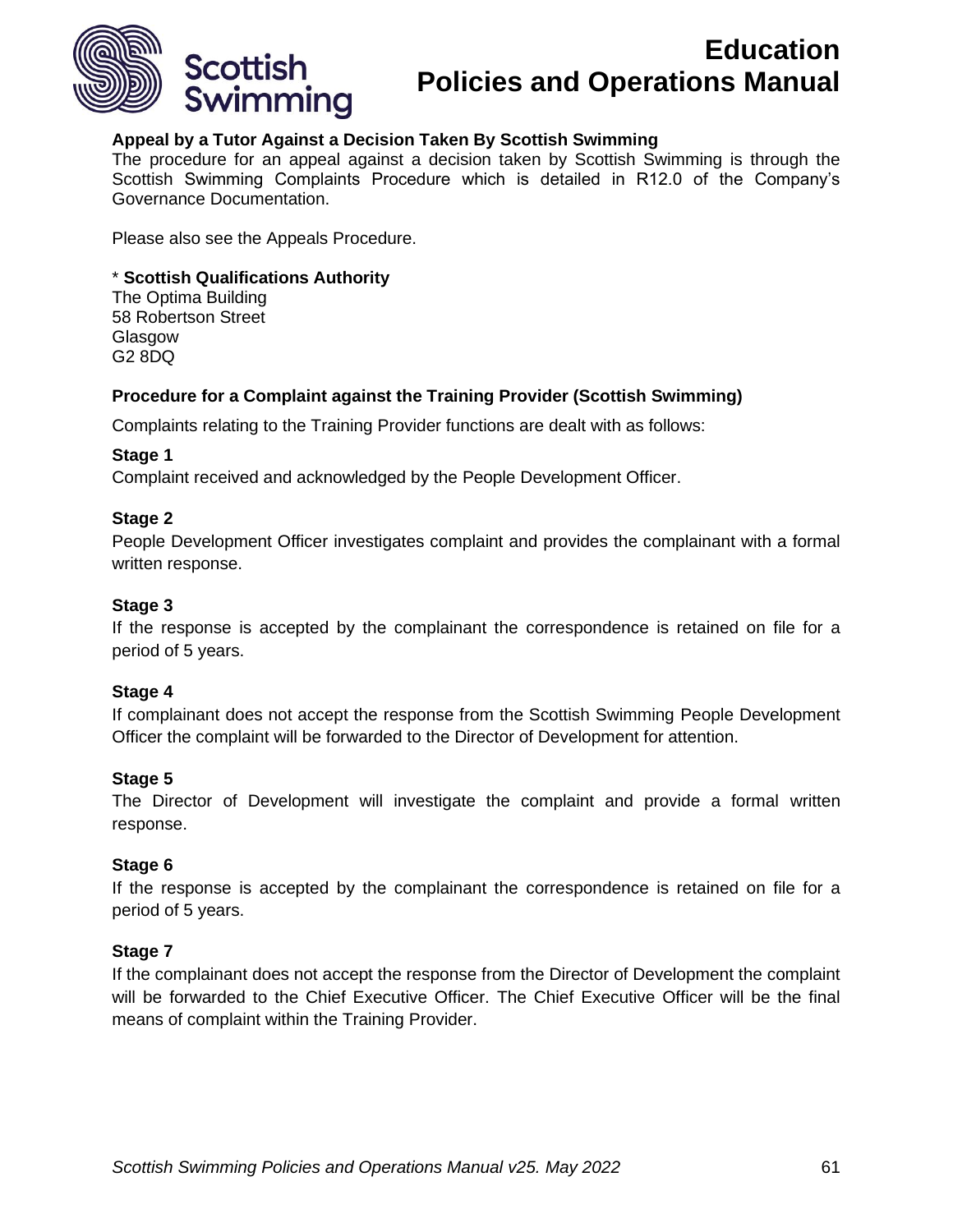**Appeal by a Tutor Against a Decision Taken By Scottish Swimming**

The procedure for an appeal against a decision taken by Scottish Swimming is through the Scottish Swimming Complaints Procedure which is detailed in R12.0 of the Company's Governance Documentation.

Please also see the Appeals Procedure.

\* **Scottish Qualifications Authority**
The Optima Building
58 Robertson Street
Glasgow
G2 8DQ

**Procedure for a Complaint against the Training Provider (Scottish Swimming)**

Complaints relating to the Training Provider functions are dealt with as follows:

**Stage 1**
Complaint received and acknowledged by the People Development Officer.

**Stage 2**
People Development Officer investigates complaint and provides the complainant with a formal written response.

**Stage 3**
If the response is accepted by the complainant the correspondence is retained on file for a period of 5 years.

**Stage 4**
If complainant does not accept the response from the Scottish Swimming People Development Officer the complaint will be forwarded to the Director of Development for attention.

**Stage 5**
The Director of Development will investigate the complaint and provide a formal written response.

**Stage 6**
If the response is accepted by the complainant the correspondence is retained on file for a period of 5 years.

**Stage 7**
If the complainant does not accept the response from the Director of Development the complaint will be forwarded to the Chief Executive Officer. The Chief Executive Officer will be the final means of complaint within the Training Provider.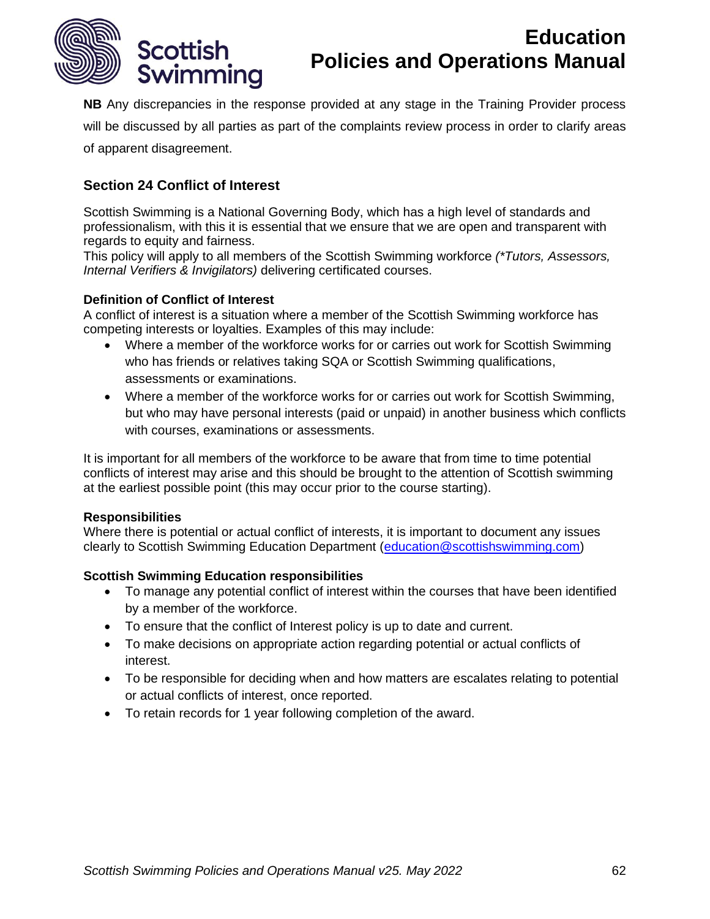**NB** Any discrepancies in the response provided at any stage in the Training Provider process will be discussed by all parties as part of the complaints review process in order to clarify areas of apparent disagreement.

## Section 24 Conflict of Interest

Scottish Swimming is a National Governing Body, which has a high level of standards and professionalism, with this it is essential that we ensure that we are open and transparent with regards to equity and fairness.
This policy will apply to all members of the Scottish Swimming workforce *(*Tutors, Assessors, Internal Verifiers & Invigilators)* delivering certificated courses.

### Definition of Conflict of Interest

A conflict of interest is a situation where a member of the Scottish Swimming workforce has competing interests or loyalties. Examples of this may include:

- Where a member of the workforce works for or carries out work for Scottish Swimming who has friends or relatives taking SQA or Scottish Swimming qualifications, assessments or examinations.
- Where a member of the workforce works for or carries out work for Scottish Swimming, but who may have personal interests (paid or unpaid) in another business which conflicts with courses, examinations or assessments.

It is important for all members of the workforce to be aware that from time to time potential conflicts of interest may arise and this should be brought to the attention of Scottish swimming at the earliest possible point (this may occur prior to the course starting).

### Responsibilities

Where there is potential or actual conflict of interests, it is important to document any issues clearly to Scottish Swimming Education Department (education@scottishswimming.com)

### Scottish Swimming Education responsibilities

- To manage any potential conflict of interest within the courses that have been identified by a member of the workforce.
- To ensure that the conflict of Interest policy is up to date and current.
- To make decisions on appropriate action regarding potential or actual conflicts of interest.
- To be responsible for deciding when and how matters are escalates relating to potential or actual conflicts of interest, once reported.
- To retain records for 1 year following completion of the award.